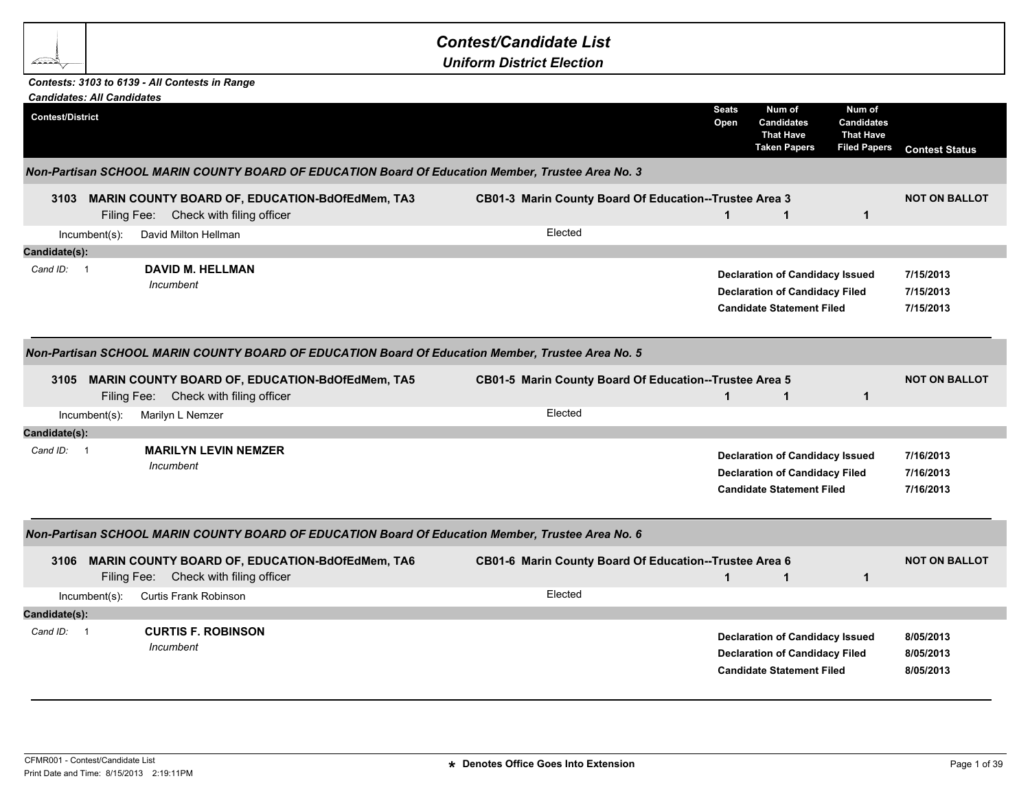# Contest/Candidate List

## Uniform District Election

***Contests: 3103 to 6139 - All Contests in Range***

***Candidates: All Candidates***

| Contest/District | | Seats Open | Num of Candidates That Have Taken Papers | Num of Candidates That Have Filed Papers | Contest Status |
|---|---|---|---|---|---|

### *Non-Partisan SCHOOL MARIN COUNTY BOARD OF EDUCATION Board Of Education Member, Trustee Area No. 3*

| Contest/District | | Seats Open | Num of Candidates That Have Taken Papers | Num of Candidates That Have Filed Papers | Contest Status |
|---|---|---|---|---|---|
| **3103 MARIN COUNTY BOARD OF, EDUCATION-BdOfEdMem, TA3** Filing Fee: Check with filing officer | **CB01-3 Marin County Board Of Education--Trustee Area 3** | **1** | **1** | **1** | **NOT ON BALLOT** |

Incumbent(s): David Milton Hellman — Elected

**Candidate(s):**

*Cand ID:* 1 — **DAVID M. HELLMAN** *Incumbent*

| | |
|---|---|
| **Declaration of Candidacy Issued** | **7/15/2013** |
| **Declaration of Candidacy Filed** | **7/15/2013** |
| **Candidate Statement Filed** | **7/15/2013** |

### *Non-Partisan SCHOOL MARIN COUNTY BOARD OF EDUCATION Board Of Education Member, Trustee Area No. 5*

| Contest/District | | Seats Open | Num of Candidates That Have Taken Papers | Num of Candidates That Have Filed Papers | Contest Status |
|---|---|---|---|---|---|
| **3105 MARIN COUNTY BOARD OF, EDUCATION-BdOfEdMem, TA5** Filing Fee: Check with filing officer | **CB01-5 Marin County Board Of Education--Trustee Area 5** | **1** | **1** | **1** | **NOT ON BALLOT** |

Incumbent(s): Marilyn L Nemzer — Elected

**Candidate(s):**

*Cand ID:* 1 — **MARILYN LEVIN NEMZER** *Incumbent*

| | |
|---|---|
| **Declaration of Candidacy Issued** | **7/16/2013** |
| **Declaration of Candidacy Filed** | **7/16/2013** |
| **Candidate Statement Filed** | **7/16/2013** |

### *Non-Partisan SCHOOL MARIN COUNTY BOARD OF EDUCATION Board Of Education Member, Trustee Area No. 6*

| Contest/District | | Seats Open | Num of Candidates That Have Taken Papers | Num of Candidates That Have Filed Papers | Contest Status |
|---|---|---|---|---|---|
| **3106 MARIN COUNTY BOARD OF, EDUCATION-BdOfEdMem, TA6** Filing Fee: Check with filing officer | **CB01-6 Marin County Board Of Education--Trustee Area 6** | **1** | **1** | **1** | **NOT ON BALLOT** |

Incumbent(s): Curtis Frank Robinson — Elected

**Candidate(s):**

*Cand ID:* 1 — **CURTIS F. ROBINSON** *Incumbent*

| | |
|---|---|
| **Declaration of Candidacy Issued** | **8/05/2013** |
| **Declaration of Candidacy Filed** | **8/05/2013** |
| **Candidate Statement Filed** | **8/05/2013** |

CFMR001 - Contest/Candidate List

Print Date and Time: 8/15/2013 2:19:11PM

**\* Denotes Office Goes Into Extension**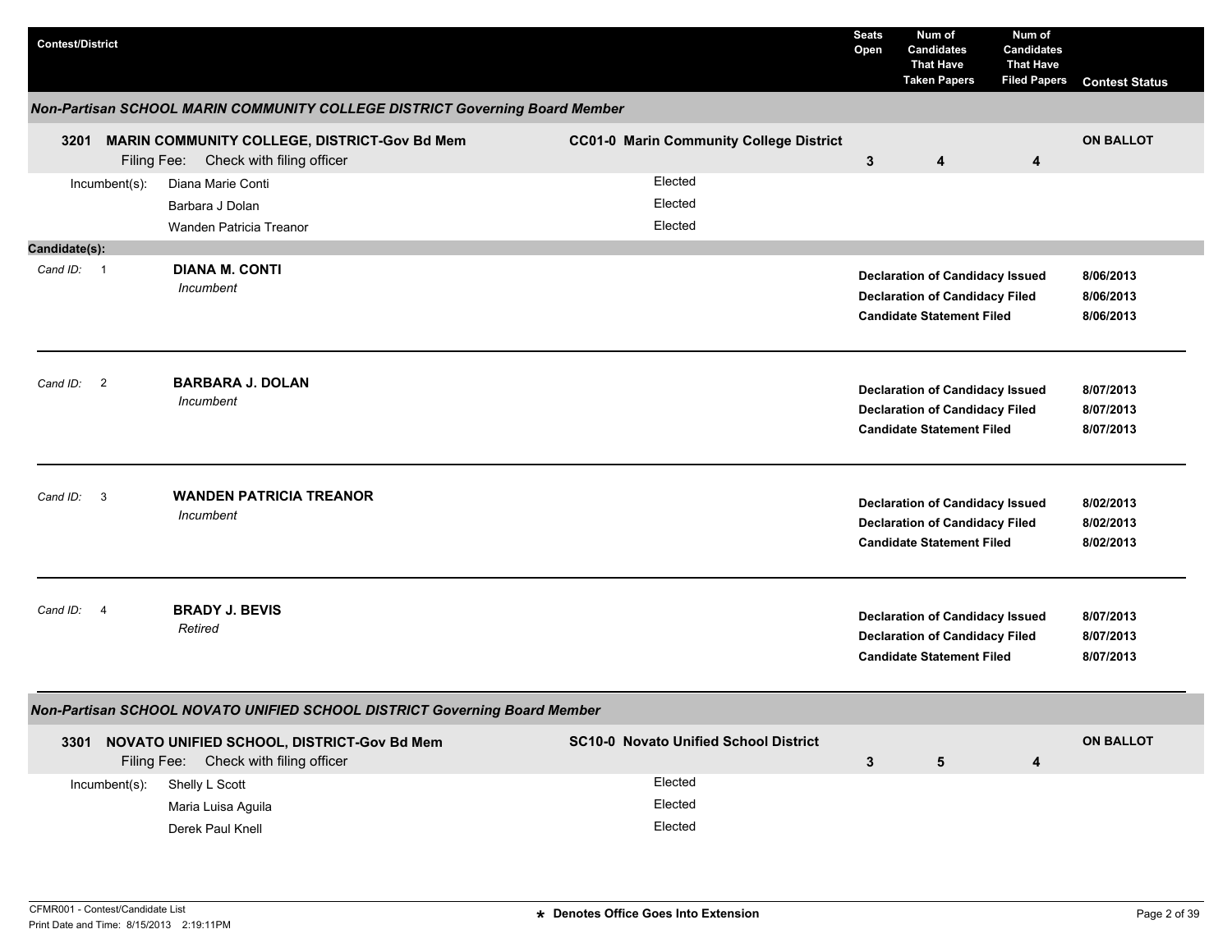| Contest/District | | Seats Open | Num of Candidates That Have Taken Papers | Num of Candidates That Have Filed Papers | Contest Status |
|---|---|---|---|---|---|

### Non-Partisan SCHOOL MARIN COMMUNITY COLLEGE DISTRICT Governing Board Member

| Contest/District | District | Seats Open | Taken Papers | Filed Papers | Contest Status |
|---|---|---|---|---|---|
| **3201 MARIN COMMUNITY COLLEGE, DISTRICT-Gov Bd Mem** Filing Fee: Check with filing officer | **CC01-0 Marin Community College District** | **3** | **4** | **4** | **ON BALLOT** |

| Incumbent(s) | |
|---|---|
| Diana Marie Conti | Elected |
| Barbara J Dolan | Elected |
| Wanden Patricia Treanor | Elected |

**Candidate(s):**

| Cand ID | Candidate | Status | Date |
|---|---|---|---|
| 1 | **DIANA M. CONTI** *Incumbent* | **Declaration of Candidacy Issued** | **8/06/2013** |
| | | **Declaration of Candidacy Filed** | **8/06/2013** |
| | | **Candidate Statement Filed** | **8/06/2013** |
| 2 | **BARBARA J. DOLAN** *Incumbent* | **Declaration of Candidacy Issued** | **8/07/2013** |
| | | **Declaration of Candidacy Filed** | **8/07/2013** |
| | | **Candidate Statement Filed** | **8/07/2013** |
| 3 | **WANDEN PATRICIA TREANOR** *Incumbent* | **Declaration of Candidacy Issued** | **8/02/2013** |
| | | **Declaration of Candidacy Filed** | **8/02/2013** |
| | | **Candidate Statement Filed** | **8/02/2013** |
| 4 | **BRADY J. BEVIS** *Retired* | **Declaration of Candidacy Issued** | **8/07/2013** |
| | | **Declaration of Candidacy Filed** | **8/07/2013** |
| | | **Candidate Statement Filed** | **8/07/2013** |

### Non-Partisan SCHOOL NOVATO UNIFIED SCHOOL DISTRICT Governing Board Member

| Contest/District | District | Seats Open | Taken Papers | Filed Papers | Contest Status |
|---|---|---|---|---|---|
| **3301 NOVATO UNIFIED SCHOOL, DISTRICT-Gov Bd Mem** Filing Fee: Check with filing officer | **SC10-0 Novato Unified School District** | **3** | **5** | **4** | **ON BALLOT** |

| Incumbent(s) | |
|---|---|
| Shelly L Scott | Elected |
| Maria Luisa Aguila | Elected |
| Derek Paul Knell | Elected |

CFMR001 - Contest/Candidate List
Print Date and Time: 8/15/2013 2:19:11PM

* Denotes Office Goes Into Extension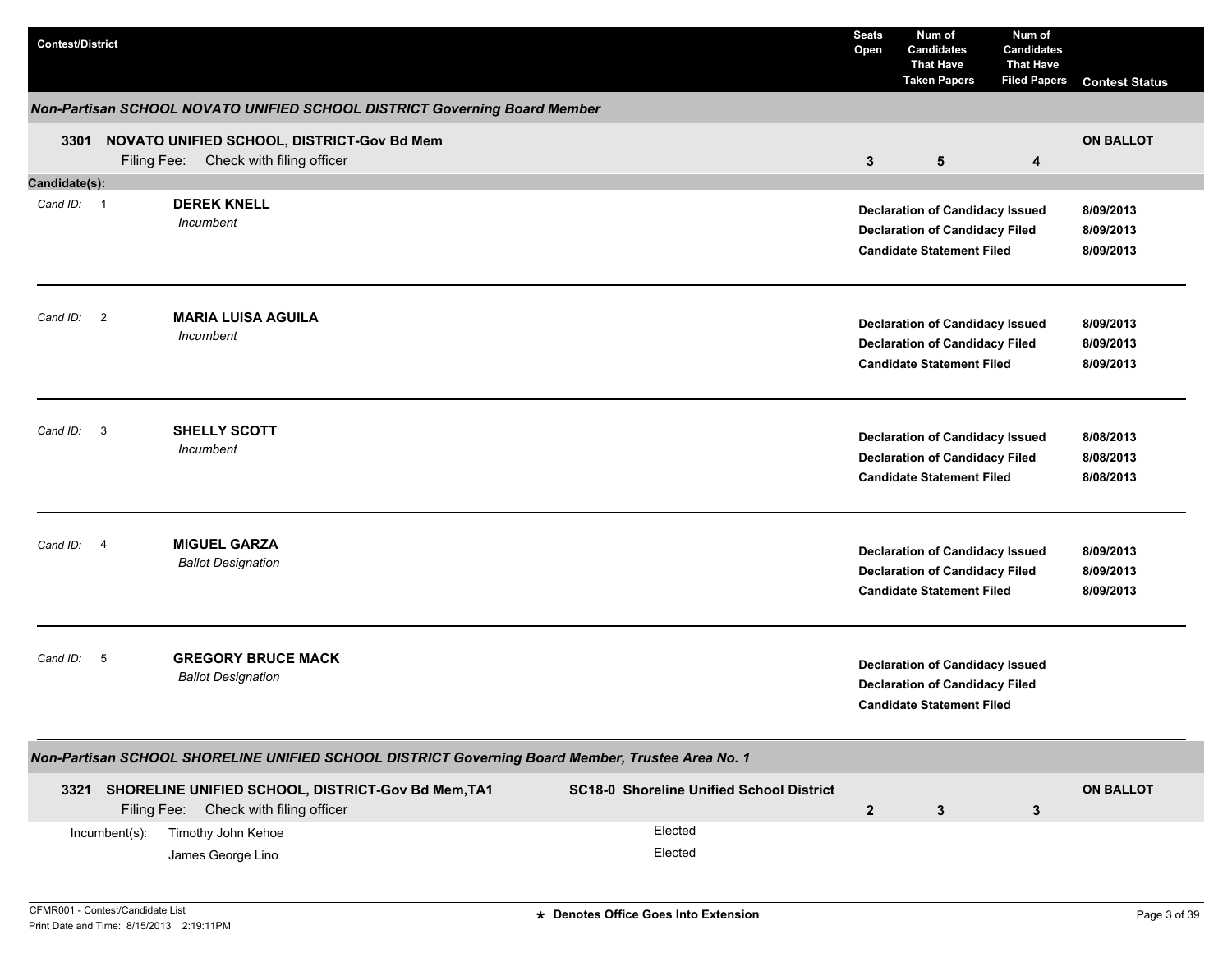| Contest/District | Seats Open | Num of Candidates That Have Taken Papers | Num of Candidates That Have Filed Papers | Contest Status |
|---|---|---|---|---|

### Non-Partisan SCHOOL NOVATO UNIFIED SCHOOL DISTRICT Governing Board Member

| Contest/District | Seats Open | Num of Candidates That Have Taken Papers | Num of Candidates That Have Filed Papers | Contest Status |
|---|---|---|---|---|
| **3301 NOVATO UNIFIED SCHOOL, DISTRICT-Gov Bd Mem** Filing Fee: Check with filing officer | 3 | 5 | 4 | ON BALLOT |

**Candidate(s):**

| Cand ID | Candidate | Action | Date |
|---|---|---|---|
| 1 | **DEREK KNELL** *Incumbent* | Declaration of Candidacy Issued | 8/09/2013 |
| | | Declaration of Candidacy Filed | 8/09/2013 |
| | | Candidate Statement Filed | 8/09/2013 |
| 2 | **MARIA LUISA AGUILA** *Incumbent* | Declaration of Candidacy Issued | 8/09/2013 |
| | | Declaration of Candidacy Filed | 8/09/2013 |
| | | Candidate Statement Filed | 8/09/2013 |
| 3 | **SHELLY SCOTT** *Incumbent* | Declaration of Candidacy Issued | 8/08/2013 |
| | | Declaration of Candidacy Filed | 8/08/2013 |
| | | Candidate Statement Filed | 8/08/2013 |
| 4 | **MIGUEL GARZA** *Ballot Designation* | Declaration of Candidacy Issued | 8/09/2013 |
| | | Declaration of Candidacy Filed | 8/09/2013 |
| | | Candidate Statement Filed | 8/09/2013 |
| 5 | **GREGORY BRUCE MACK** *Ballot Designation* | Declaration of Candidacy Issued | |
| | | Declaration of Candidacy Filed | |
| | | Candidate Statement Filed | |

### Non-Partisan SCHOOL SHORELINE UNIFIED SCHOOL DISTRICT Governing Board Member, Trustee Area No. 1

| Contest/District | District | Seats Open | Num of Candidates That Have Taken Papers | Num of Candidates That Have Filed Papers | Contest Status |
|---|---|---|---|---|---|
| **3321 SHORELINE UNIFIED SCHOOL, DISTRICT-Gov Bd Mem,TA1** Filing Fee: Check with filing officer | **SC18-0 Shoreline Unified School District** | 2 | 3 | 3 | ON BALLOT |

| Incumbent(s): | Status |
|---|---|
| Timothy John Kehoe | Elected |
| James George Lino | Elected |

CFMR001 - Contest/Candidate List
Print Date and Time: 8/15/2013 2:19:11PM

* Denotes Office Goes Into Extension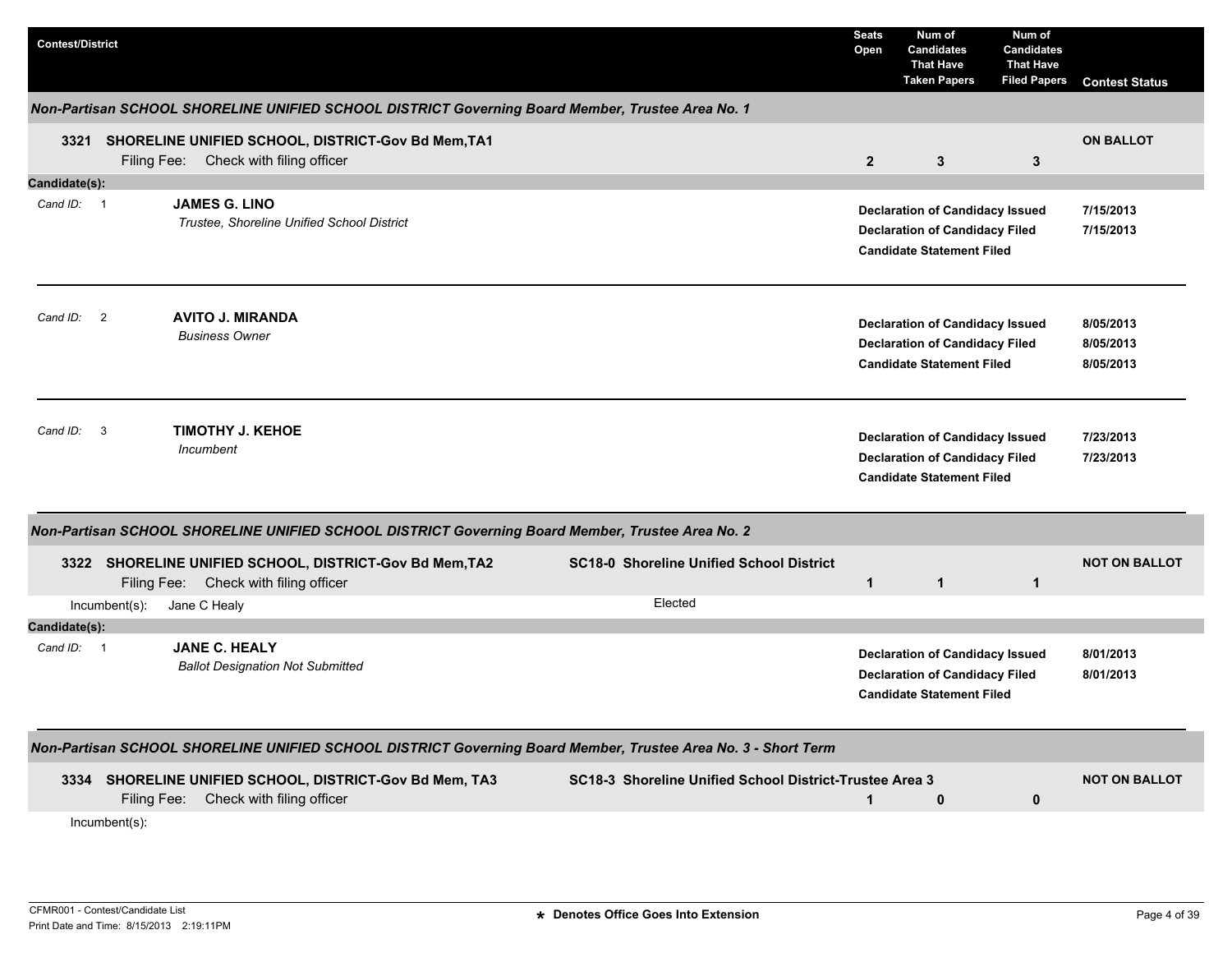| Contest/District | | Seats Open | Num of Candidates That Have Taken Papers | Num of Candidates That Have Filed Papers | Contest Status |
|---|---|---|---|---|---|

### *Non-Partisan SCHOOL SHORELINE UNIFIED SCHOOL DISTRICT Governing Board Member, Trustee Area No. 1*

| Contest/District | | Seats Open | Num of Candidates That Have Taken Papers | Num of Candidates That Have Filed Papers | Contest Status |
|---|---|---|---|---|---|
| **3321 SHORELINE UNIFIED SCHOOL, DISTRICT-Gov Bd Mem,TA1** Filing Fee: Check with filing officer | | **2** | **3** | **3** | **ON BALLOT** |

**Candidate(s):**

| Cand ID | Candidate | Status | Date |
|---|---|---|---|
| 1 | **JAMES G. LINO** *Trustee, Shoreline Unified School District* | **Declaration of Candidacy Issued** | **7/15/2013** |
| | | **Declaration of Candidacy Filed** | **7/15/2013** |
| | | **Candidate Statement Filed** | |
| 2 | **AVITO J. MIRANDA** *Business Owner* | **Declaration of Candidacy Issued** | **8/05/2013** |
| | | **Declaration of Candidacy Filed** | **8/05/2013** |
| | | **Candidate Statement Filed** | **8/05/2013** |
| 3 | **TIMOTHY J. KEHOE** *Incumbent* | **Declaration of Candidacy Issued** | **7/23/2013** |
| | | **Declaration of Candidacy Filed** | **7/23/2013** |
| | | **Candidate Statement Filed** | |

### *Non-Partisan SCHOOL SHORELINE UNIFIED SCHOOL DISTRICT Governing Board Member, Trustee Area No. 2*

| Contest/District | | Seats Open | Num of Candidates That Have Taken Papers | Num of Candidates That Have Filed Papers | Contest Status |
|---|---|---|---|---|---|
| **3322 SHORELINE UNIFIED SCHOOL, DISTRICT-Gov Bd Mem,TA2** Filing Fee: Check with filing officer | **SC18-0 Shoreline Unified School District** | **1** | **1** | **1** | **NOT ON BALLOT** |
| Incumbent(s): Jane C Healy | Elected | | | | |

**Candidate(s):**

| Cand ID | Candidate | Status | Date |
|---|---|---|---|
| 1 | **JANE C. HEALY** *Ballot Designation Not Submitted* | **Declaration of Candidacy Issued** | **8/01/2013** |
| | | **Declaration of Candidacy Filed** | **8/01/2013** |
| | | **Candidate Statement Filed** | |

### *Non-Partisan SCHOOL SHORELINE UNIFIED SCHOOL DISTRICT Governing Board Member, Trustee Area No. 3 - Short Term*

| Contest/District | | Seats Open | Num of Candidates That Have Taken Papers | Num of Candidates That Have Filed Papers | Contest Status |
|---|---|---|---|---|---|
| **3334 SHORELINE UNIFIED SCHOOL, DISTRICT-Gov Bd Mem, TA3** Filing Fee: Check with filing officer | **SC18-3 Shoreline Unified School District-Trustee Area 3** | **1** | **0** | **0** | **NOT ON BALLOT** |
| Incumbent(s): | | | | | |

CFMR001 - Contest/Candidate List
Print Date and Time: 8/15/2013 2:19:11PM

**★ Denotes Office Goes Into Extension**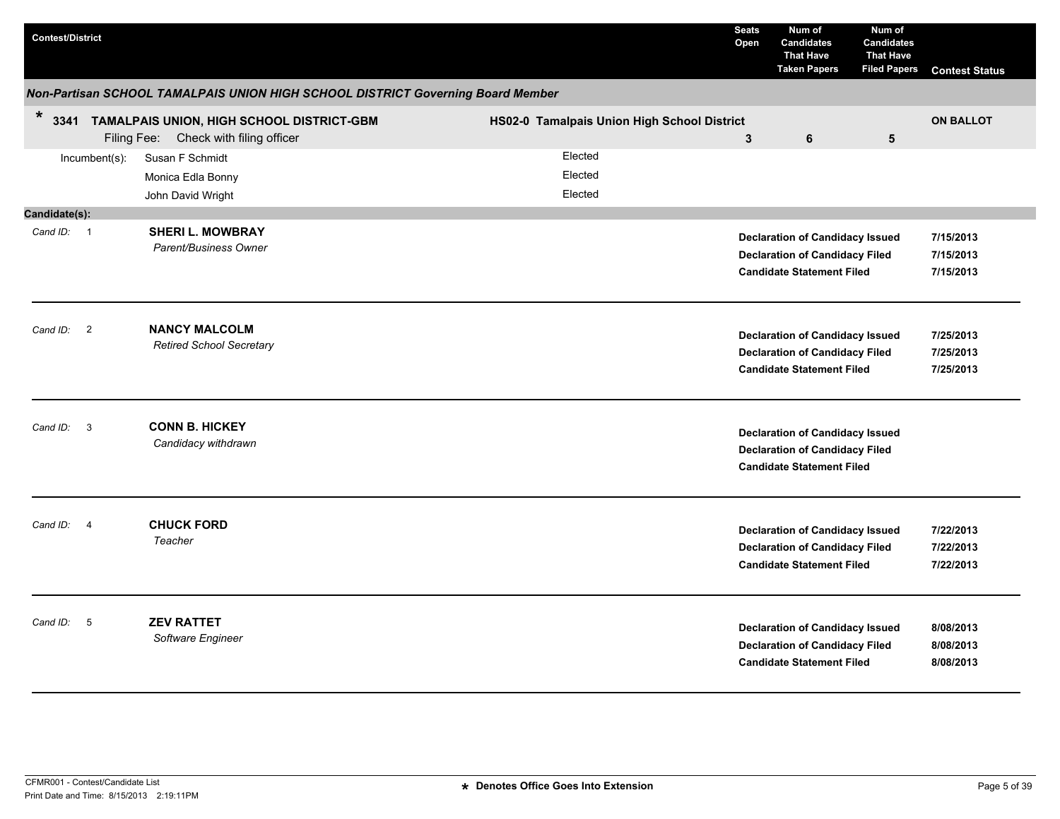| Contest/District | | Seats Open | Num of Candidates That Have Taken Papers | Num of Candidates That Have Filed Papers | Contest Status |
|---|---|---|---|---|---|

### *Non-Partisan SCHOOL TAMALPAIS UNION HIGH SCHOOL DISTRICT Governing Board Member*

| Contest/District | District | Seats Open | Num of Candidates That Have Taken Papers | Num of Candidates That Have Filed Papers | Contest Status |
|---|---|---|---|---|---|
| * **3341 TAMALPAIS UNION, HIGH SCHOOL DISTRICT-GBM** Filing Fee: Check with filing officer | **HS02-0 Tamalpais Union High School District** | **3** | **6** | **5** | **ON BALLOT** |

| Incumbent(s): | |
|---|---|
| Susan F Schmidt | Elected |
| Monica Edla Bonny | Elected |
| John David Wright | Elected |

**Candidate(s):**

*Cand ID:* 1 — **SHERI L. MOWBRAY**
*Parent/Business Owner*

| | |
|---|---|
| **Declaration of Candidacy Issued** | **7/15/2013** |
| **Declaration of Candidacy Filed** | **7/15/2013** |
| **Candidate Statement Filed** | **7/15/2013** |

---

*Cand ID:* 2 — **NANCY MALCOLM**
*Retired School Secretary*

| | |
|---|---|
| **Declaration of Candidacy Issued** | **7/25/2013** |
| **Declaration of Candidacy Filed** | **7/25/2013** |
| **Candidate Statement Filed** | **7/25/2013** |

---

*Cand ID:* 3 — **CONN B. HICKEY**
*Candidacy withdrawn*

| | |
|---|---|
| **Declaration of Candidacy Issued** | |
| **Declaration of Candidacy Filed** | |
| **Candidate Statement Filed** | |

---

*Cand ID:* 4 — **CHUCK FORD**
*Teacher*

| | |
|---|---|
| **Declaration of Candidacy Issued** | **7/22/2013** |
| **Declaration of Candidacy Filed** | **7/22/2013** |
| **Candidate Statement Filed** | **7/22/2013** |

---

*Cand ID:* 5 — **ZEV RATTET**
*Software Engineer*

| | |
|---|---|
| **Declaration of Candidacy Issued** | **8/08/2013** |
| **Declaration of Candidacy Filed** | **8/08/2013** |
| **Candidate Statement Filed** | **8/08/2013** |

---

CFMR001 - Contest/Candidate List
Print Date and Time: 8/15/2013 2:19:11PM

**\* Denotes Office Goes Into Extension**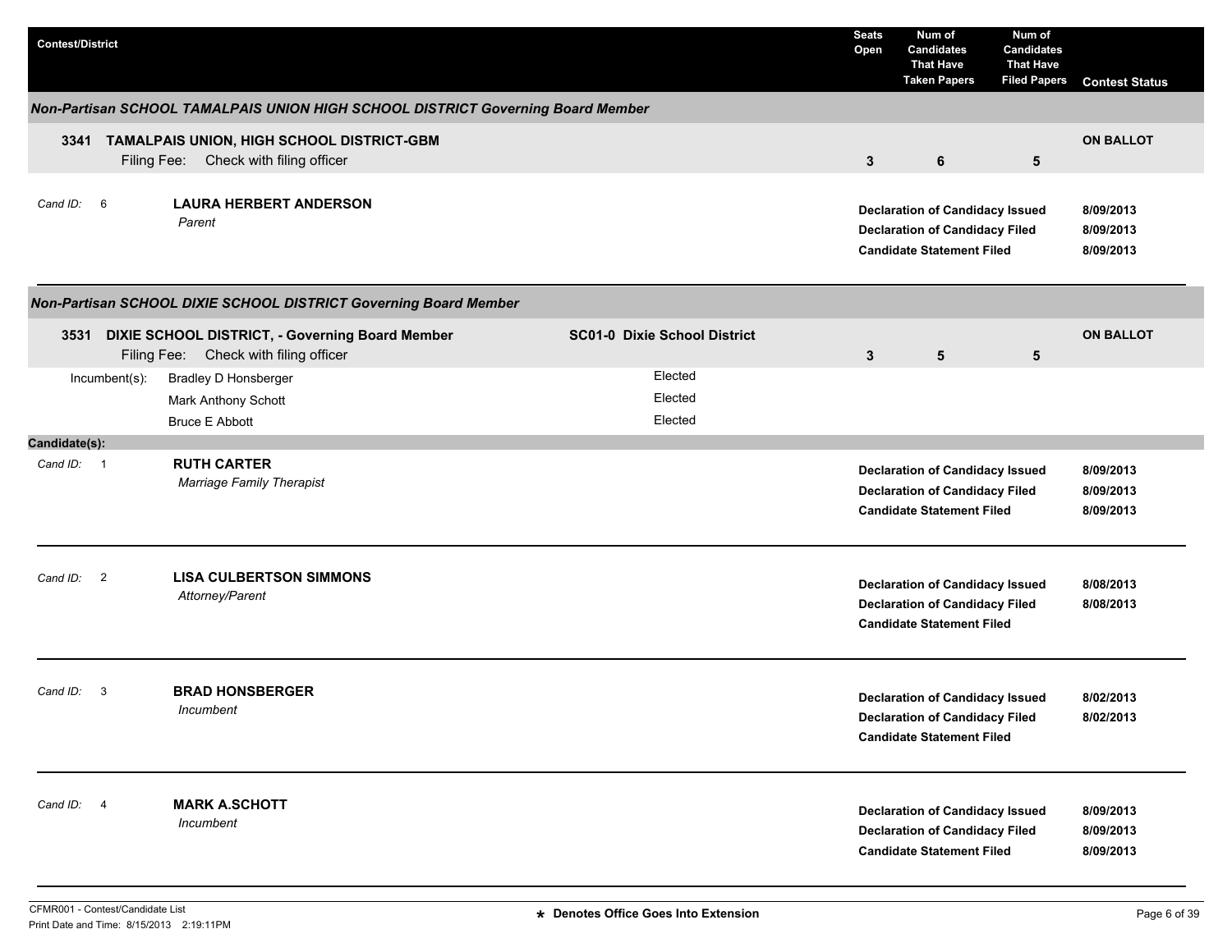| Contest/District | Seats Open | Num of Candidates That Have Taken Papers | Num of Candidates That Have Filed Papers | Contest Status |
|---|---|---|---|---|

### *Non-Partisan SCHOOL TAMALPAIS UNION HIGH SCHOOL DISTRICT Governing Board Member*

| Contest/District | Seats Open | Num of Candidates That Have Taken Papers | Num of Candidates That Have Filed Papers | Contest Status |
|---|---|---|---|---|
| **3341 TAMALPAIS UNION, HIGH SCHOOL DISTRICT-GBM**<br>Filing Fee: Check with filing officer | 3 | 6 | 5 | ON BALLOT |

*Cand ID:* 6 — **LAURA HERBERT ANDERSON**
*Parent*

| Event | Date |
|---|---|
| Declaration of Candidacy Issued | 8/09/2013 |
| Declaration of Candidacy Filed | 8/09/2013 |
| Candidate Statement Filed | 8/09/2013 |

### *Non-Partisan SCHOOL DIXIE SCHOOL DISTRICT Governing Board Member*

| Contest/District | District | Seats Open | Num of Candidates That Have Taken Papers | Num of Candidates That Have Filed Papers | Contest Status |
|---|---|---|---|---|---|
| **3531 DIXIE SCHOOL DISTRICT, - Governing Board Member**<br>Filing Fee: Check with filing officer | SC01-0 Dixie School District | 3 | 5 | 5 | ON BALLOT |

Incumbent(s):

| Incumbent | Status |
|---|---|
| Bradley D Honsberger | Elected |
| Mark Anthony Schott | Elected |
| Bruce E Abbott | Elected |

**Candidate(s):**

*Cand ID:* 1 — **RUTH CARTER**
*Marriage Family Therapist*

| Event | Date |
|---|---|
| Declaration of Candidacy Issued | 8/09/2013 |
| Declaration of Candidacy Filed | 8/09/2013 |
| Candidate Statement Filed | 8/09/2013 |

*Cand ID:* 2 — **LISA CULBERTSON SIMMONS**
*Attorney/Parent*

| Event | Date |
|---|---|
| Declaration of Candidacy Issued | 8/08/2013 |
| Declaration of Candidacy Filed | 8/08/2013 |
| Candidate Statement Filed | |

*Cand ID:* 3 — **BRAD HONSBERGER**
*Incumbent*

| Event | Date |
|---|---|
| Declaration of Candidacy Issued | 8/02/2013 |
| Declaration of Candidacy Filed | 8/02/2013 |
| Candidate Statement Filed | |

*Cand ID:* 4 — **MARK A.SCHOTT**
*Incumbent*

| Event | Date |
|---|---|
| Declaration of Candidacy Issued | 8/09/2013 |
| Declaration of Candidacy Filed | 8/09/2013 |
| Candidate Statement Filed | 8/09/2013 |

CFMR001 - Contest/Candidate List
Print Date and Time: 8/15/2013 2:19:11PM

**\* Denotes Office Goes Into Extension**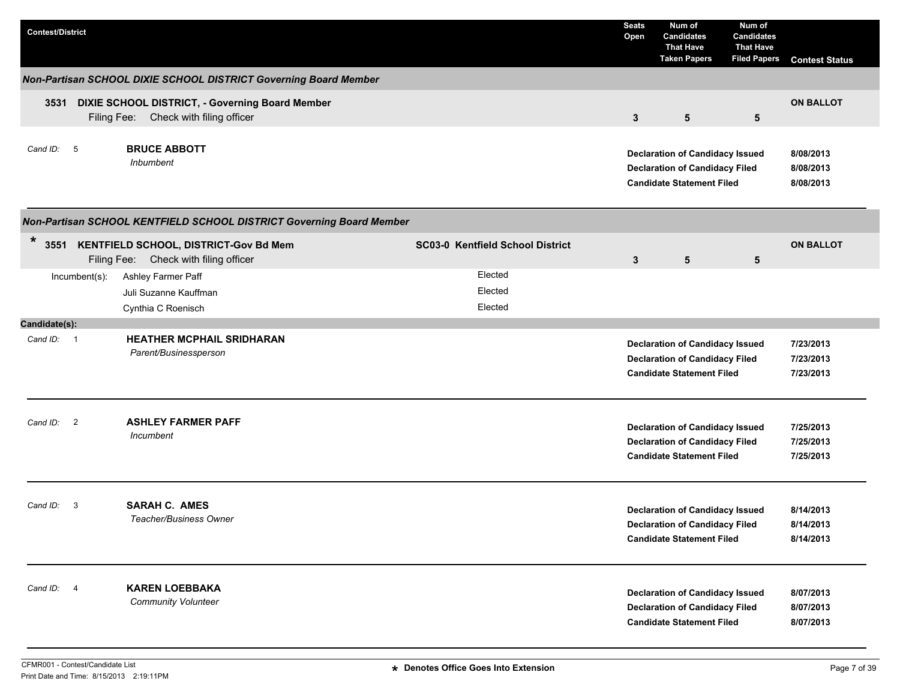| Contest/District | Seats Open | Num of Candidates That Have Taken Papers | Num of Candidates That Have Filed Papers | Contest Status |
|---|---|---|---|---|

## Non-Partisan SCHOOL DIXIE SCHOOL DISTRICT Governing Board Member

| Contest/District | Seats Open | Num of Candidates That Have Taken Papers | Num of Candidates That Have Filed Papers | Contest Status |
|---|---|---|---|---|
| **3531 DIXIE SCHOOL DISTRICT, - Governing Board Member**<br>Filing Fee: Check with filing officer | 3 | 5 | 5 | ON BALLOT |

Cand ID: 5 — **BRUCE ABBOTT**
*Inbumbent*

| | |
|---|---|
| Declaration of Candidacy Issued | 8/08/2013 |
| Declaration of Candidacy Filed | 8/08/2013 |
| Candidate Statement Filed | 8/08/2013 |

## Non-Partisan SCHOOL KENTFIELD SCHOOL DISTRICT Governing Board Member

| Contest/District | | Seats Open | Num of Candidates That Have Taken Papers | Num of Candidates That Have Filed Papers | Contest Status |
|---|---|---|---|---|---|
| * **3551 KENTFIELD SCHOOL, DISTRICT-Gov Bd Mem**<br>Filing Fee: Check with filing officer | **SC03-0 Kentfield School District** | 3 | 5 | 5 | ON BALLOT |

Incumbent(s):

| Incumbent | Status |
|---|---|
| Ashley Farmer Paff | Elected |
| Juli Suzanne Kauffman | Elected |
| Cynthia C Roenisch | Elected |

**Candidate(s):**

Cand ID: 1 — **HEATHER MCPHAIL SRIDHARAN**
*Parent/Businessperson*

| | |
|---|---|
| Declaration of Candidacy Issued | 7/23/2013 |
| Declaration of Candidacy Filed | 7/23/2013 |
| Candidate Statement Filed | 7/23/2013 |

Cand ID: 2 — **ASHLEY FARMER PAFF**
*Incumbent*

| | |
|---|---|
| Declaration of Candidacy Issued | 7/25/2013 |
| Declaration of Candidacy Filed | 7/25/2013 |
| Candidate Statement Filed | 7/25/2013 |

Cand ID: 3 — **SARAH C. AMES**
*Teacher/Business Owner*

| | |
|---|---|
| Declaration of Candidacy Issued | 8/14/2013 |
| Declaration of Candidacy Filed | 8/14/2013 |
| Candidate Statement Filed | 8/14/2013 |

Cand ID: 4 — **KAREN LOEBBAKA**
*Community Volunteer*

| | |
|---|---|
| Declaration of Candidacy Issued | 8/07/2013 |
| Declaration of Candidacy Filed | 8/07/2013 |
| Candidate Statement Filed | 8/07/2013 |

CFMR001 - Contest/Candidate List
Print Date and Time: 8/15/2013 2:19:11PM

* Denotes Office Goes Into Extension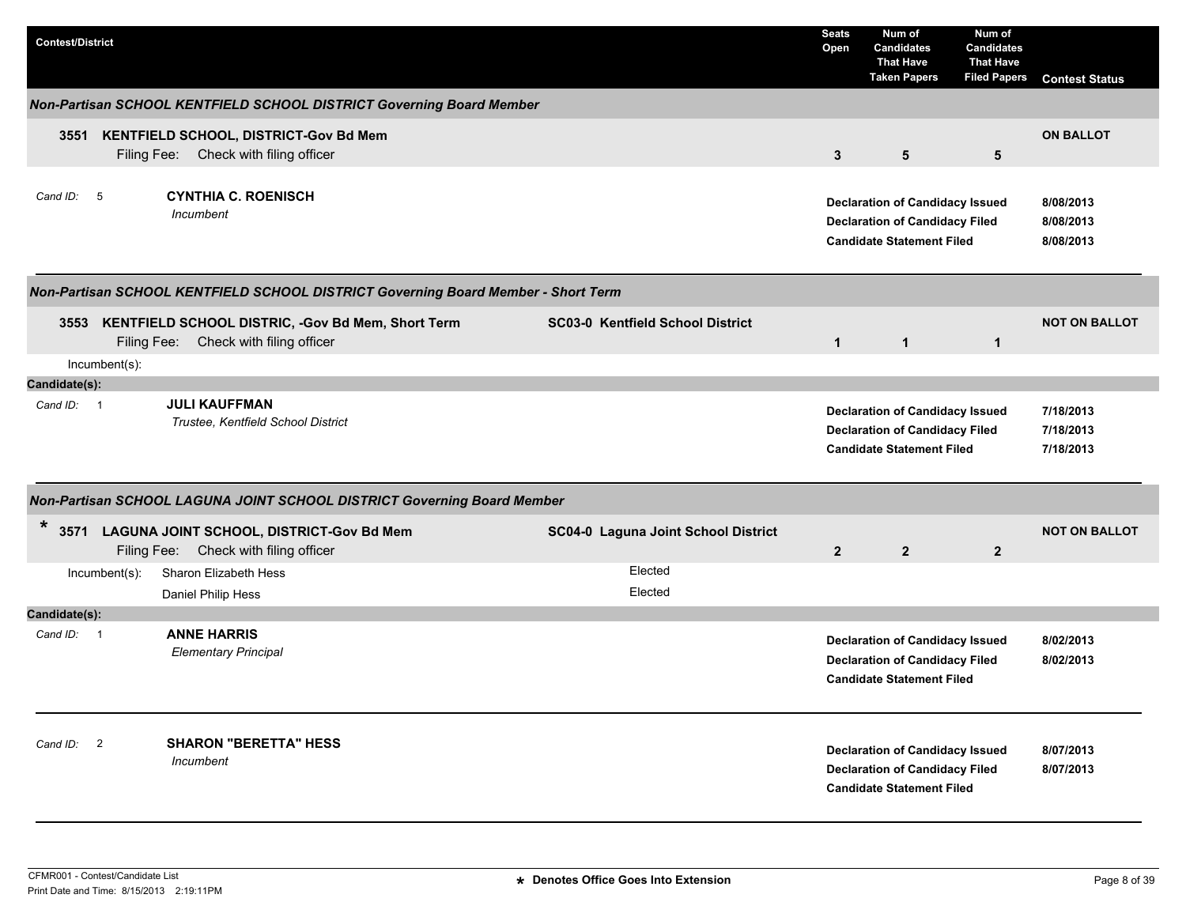| Contest/District | | Seats Open | Num of Candidates That Have Taken Papers | Num of Candidates That Have Filed Papers | Contest Status |
|---|---|---|---|---|---|

### *Non-Partisan SCHOOL KENTFIELD SCHOOL DISTRICT Governing Board Member*

| Contest/District | | Seats Open | Num of Candidates That Have Taken Papers | Num of Candidates That Have Filed Papers | Contest Status |
|---|---|---|---|---|---|
| **3551 KENTFIELD SCHOOL, DISTRICT-Gov Bd Mem** Filing Fee: Check with filing officer | | **3** | **5** | **5** | **ON BALLOT** |

*Cand ID:* 5 — **CYNTHIA C. ROENISCH**
*Incumbent*

| | |
|---|---|
| **Declaration of Candidacy Issued** | **8/08/2013** |
| **Declaration of Candidacy Filed** | **8/08/2013** |
| **Candidate Statement Filed** | **8/08/2013** |

### *Non-Partisan SCHOOL KENTFIELD SCHOOL DISTRICT Governing Board Member - Short Term*

| Contest/District | | Seats Open | Num of Candidates That Have Taken Papers | Num of Candidates That Have Filed Papers | Contest Status |
|---|---|---|---|---|---|
| **3553 KENTFIELD SCHOOL DISTRIC, -Gov Bd Mem, Short Term** Filing Fee: Check with filing officer | **SC03-0 Kentfield School District** | **1** | **1** | **1** | **NOT ON BALLOT** |

Incumbent(s):

**Candidate(s):**

*Cand ID:* 1 — **JULI KAUFFMAN**
*Trustee, Kentfield School District*

| | |
|---|---|
| **Declaration of Candidacy Issued** | **7/18/2013** |
| **Declaration of Candidacy Filed** | **7/18/2013** |
| **Candidate Statement Filed** | **7/18/2013** |

### *Non-Partisan SCHOOL LAGUNA JOINT SCHOOL DISTRICT Governing Board Member*

| Contest/District | | Seats Open | Num of Candidates That Have Taken Papers | Num of Candidates That Have Filed Papers | Contest Status |
|---|---|---|---|---|---|
| * **3571 LAGUNA JOINT SCHOOL, DISTRICT-Gov Bd Mem** Filing Fee: Check with filing officer | **SC04-0 Laguna Joint School District** | **2** | **2** | **2** | **NOT ON BALLOT** |

Incumbent(s):

| | |
|---|---|
| Sharon Elizabeth Hess | Elected |
| Daniel Philip Hess | Elected |

**Candidate(s):**

*Cand ID:* 1 — **ANNE HARRIS**
*Elementary Principal*

| | |
|---|---|
| **Declaration of Candidacy Issued** | **8/02/2013** |
| **Declaration of Candidacy Filed** | **8/02/2013** |
| **Candidate Statement Filed** | |

*Cand ID:* 2 — **SHARON "BERETTA" HESS**
*Incumbent*

| | |
|---|---|
| **Declaration of Candidacy Issued** | **8/07/2013** |
| **Declaration of Candidacy Filed** | **8/07/2013** |
| **Candidate Statement Filed** | |

CFMR001 - Contest/Candidate List
Print Date and Time: 8/15/2013 2:19:11PM

* **Denotes Office Goes Into Extension**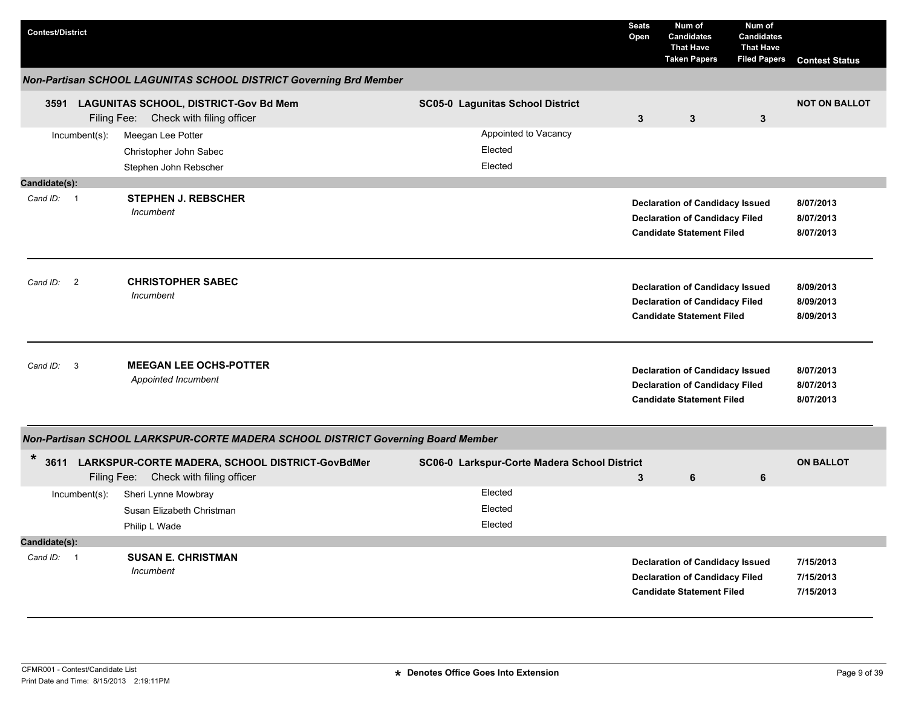| Contest/District | | Seats Open | Num of Candidates That Have Taken Papers | Num of Candidates That Have Filed Papers | Contest Status |
|---|---|---|---|---|---|

### *Non-Partisan SCHOOL LAGUNITAS SCHOOL DISTRICT Governing Brd Member*

| Contest/District | District | Seats Open | Num of Candidates That Have Taken Papers | Num of Candidates That Have Filed Papers | Contest Status |
|---|---|---|---|---|---|
| **3591 LAGUNITAS SCHOOL, DISTRICT-Gov Bd Mem** Filing Fee: Check with filing officer | **SC05-0 Lagunitas School District** | **3** | **3** | **3** | **NOT ON BALLOT** |

Incumbent(s):

| Incumbent | Status |
|---|---|
| Meegan Lee Potter | Appointed to Vacancy |
| Christopher John Sabec | Elected |
| Stephen John Rebscher | Elected |

**Candidate(s):**

Cand ID: 1 — **STEPHEN J. REBSCHER**
*Incumbent*

| Action | Date |
|---|---|
| **Declaration of Candidacy Issued** | **8/07/2013** |
| **Declaration of Candidacy Filed** | **8/07/2013** |
| **Candidate Statement Filed** | **8/07/2013** |

Cand ID: 2 — **CHRISTOPHER SABEC**
*Incumbent*

| Action | Date |
|---|---|
| **Declaration of Candidacy Issued** | **8/09/2013** |
| **Declaration of Candidacy Filed** | **8/09/2013** |
| **Candidate Statement Filed** | **8/09/2013** |

Cand ID: 3 — **MEEGAN LEE OCHS-POTTER**
*Appointed Incumbent*

| Action | Date |
|---|---|
| **Declaration of Candidacy Issued** | **8/07/2013** |
| **Declaration of Candidacy Filed** | **8/07/2013** |
| **Candidate Statement Filed** | **8/07/2013** |

### *Non-Partisan SCHOOL LARKSPUR-CORTE MADERA SCHOOL DISTRICT Governing Board Member*

| Contest/District | District | Seats Open | Num of Candidates That Have Taken Papers | Num of Candidates That Have Filed Papers | Contest Status |
|---|---|---|---|---|---|
| * **3611 LARKSPUR-CORTE MADERA, SCHOOL DISTRICT-GovBdMer** Filing Fee: Check with filing officer | **SC06-0 Larkspur-Corte Madera School District** | **3** | **6** | **6** | **ON BALLOT** |

Incumbent(s):

| Incumbent | Status |
|---|---|
| Sheri Lynne Mowbray | Elected |
| Susan Elizabeth Christman | Elected |
| Philip L Wade | Elected |

**Candidate(s):**

Cand ID: 1 — **SUSAN E. CHRISTMAN**
*Incumbent*

| Action | Date |
|---|---|
| **Declaration of Candidacy Issued** | **7/15/2013** |
| **Declaration of Candidacy Filed** | **7/15/2013** |
| **Candidate Statement Filed** | **7/15/2013** |

CFMR001 - Contest/Candidate List
Print Date and Time: 8/15/2013 2:19:11PM

**\* Denotes Office Goes Into Extension**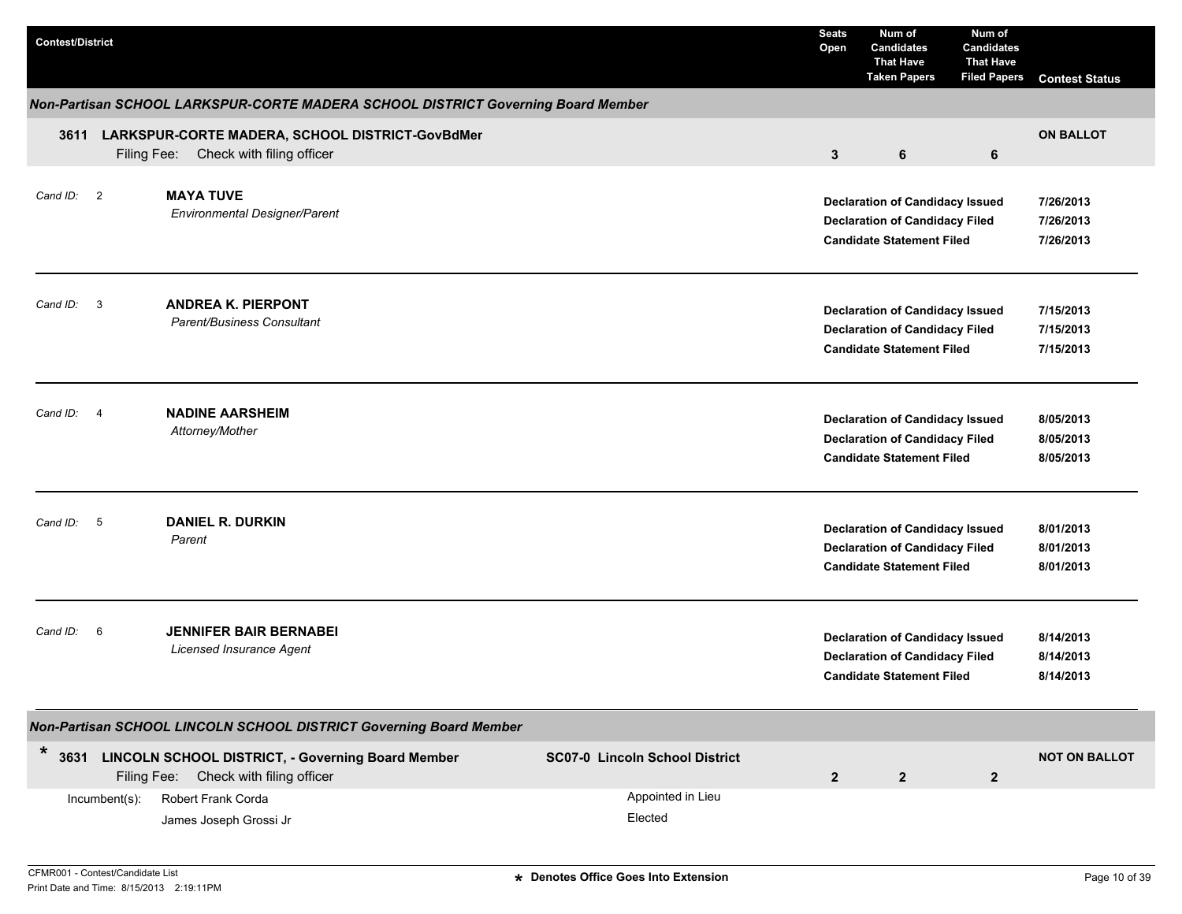| Contest/District | Seats Open | Num of Candidates That Have Taken Papers | Num of Candidates That Have Filed Papers | Contest Status |
|---|---|---|---|---|

### Non-Partisan SCHOOL LARKSPUR-CORTE MADERA SCHOOL DISTRICT Governing Board Member

| Contest/District | Seats Open | Num of Candidates That Have Taken Papers | Num of Candidates That Have Filed Papers | Contest Status |
|---|---|---|---|---|
| **3611 LARKSPUR-CORTE MADERA, SCHOOL DISTRICT-GovBdMer** Filing Fee: Check with filing officer | 3 | 6 | 6 | ON BALLOT |

| Cand ID | Candidate | Event | Date |
|---|---|---|---|
| 2 | **MAYA TUVE** *Environmental Designer/Parent* | Declaration of Candidacy Issued | 7/26/2013 |
| | | Declaration of Candidacy Filed | 7/26/2013 |
| | | Candidate Statement Filed | 7/26/2013 |
| 3 | **ANDREA K. PIERPONT** *Parent/Business Consultant* | Declaration of Candidacy Issued | 7/15/2013 |
| | | Declaration of Candidacy Filed | 7/15/2013 |
| | | Candidate Statement Filed | 7/15/2013 |
| 4 | **NADINE AARSHEIM** *Attorney/Mother* | Declaration of Candidacy Issued | 8/05/2013 |
| | | Declaration of Candidacy Filed | 8/05/2013 |
| | | Candidate Statement Filed | 8/05/2013 |
| 5 | **DANIEL R. DURKIN** *Parent* | Declaration of Candidacy Issued | 8/01/2013 |
| | | Declaration of Candidacy Filed | 8/01/2013 |
| | | Candidate Statement Filed | 8/01/2013 |
| 6 | **JENNIFER BAIR BERNABEI** *Licensed Insurance Agent* | Declaration of Candidacy Issued | 8/14/2013 |
| | | Declaration of Candidacy Filed | 8/14/2013 |
| | | Candidate Statement Filed | 8/14/2013 |

### Non-Partisan SCHOOL LINCOLN SCHOOL DISTRICT Governing Board Member

| Contest/District | District | Seats Open | Num of Candidates That Have Taken Papers | Num of Candidates That Have Filed Papers | Contest Status |
|---|---|---|---|---|---|
| * **3631 LINCOLN SCHOOL DISTRICT, - Governing Board Member** Filing Fee: Check with filing officer | **SC07-0 Lincoln School District** | 2 | 2 | 2 | NOT ON BALLOT |

| Incumbent(s) | |
|---|---|
| Robert Frank Corda | Appointed in Lieu |
| James Joseph Grossi Jr | Elected |

CFMR001 - Contest/Candidate List
Print Date and Time: 8/15/2013 2:19:11PM

* Denotes Office Goes Into Extension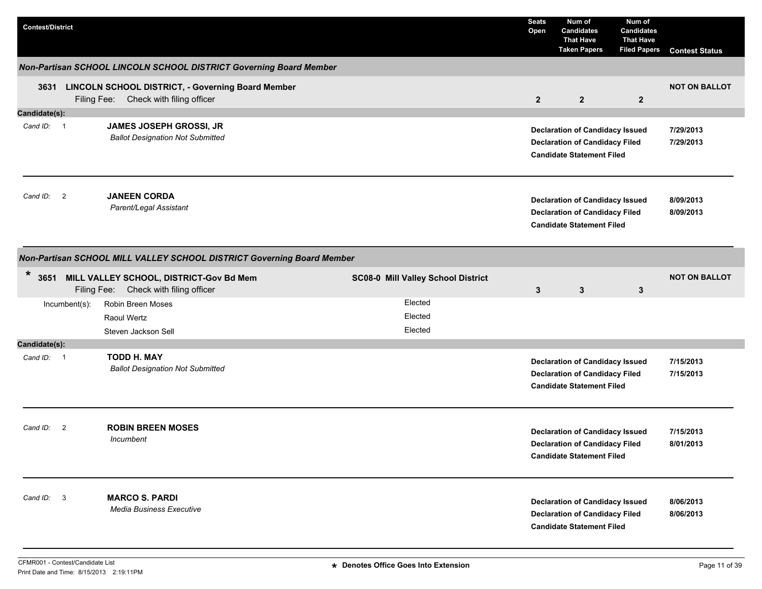| Contest/District | | Seats Open | Num of Candidates That Have Taken Papers | Num of Candidates That Have Filed Papers | Contest Status |
|---|---|---|---|---|---|

### *Non-Partisan SCHOOL LINCOLN SCHOOL DISTRICT Governing Board Member*

| Contest/District | | Seats Open | Num of Candidates That Have Taken Papers | Num of Candidates That Have Filed Papers | Contest Status |
|---|---|---|---|---|---|
| **3631 LINCOLN SCHOOL DISTRICT, - Governing Board Member**<br>Filing Fee: Check with filing officer | | **2** | **2** | **2** | **NOT ON BALLOT** |

**Candidate(s):**

| Cand ID | Candidate | Status | Date |
|---|---|---|---|
| 1 | **JAMES JOSEPH GROSSI, JR**<br>*Ballot Designation Not Submitted* | **Declaration of Candidacy Issued**<br>**Declaration of Candidacy Filed**<br>**Candidate Statement Filed** | **7/29/2013**<br>**7/29/2013** |
| 2 | **JANEEN CORDA**<br>*Parent/Legal Assistant* | **Declaration of Candidacy Issued**<br>**Declaration of Candidacy Filed**<br>**Candidate Statement Filed** | **8/09/2013**<br>**8/09/2013** |

### *Non-Partisan SCHOOL MILL VALLEY SCHOOL DISTRICT Governing Board Member*

| Contest/District | | Seats Open | Num of Candidates That Have Taken Papers | Num of Candidates That Have Filed Papers | Contest Status |
|---|---|---|---|---|---|
| ***** **3651 MILL VALLEY SCHOOL, DISTRICT-Gov Bd Mem**<br>Filing Fee: Check with filing officer | **SC08-0 Mill Valley School District** | **3** | **3** | **3** | **NOT ON BALLOT** |

| Incumbent(s): | |
|---|---|
| Robin Breen Moses | Elected |
| Raoul Wertz | Elected |
| Steven Jackson Sell | Elected |

**Candidate(s):**

| Cand ID | Candidate | Status | Date |
|---|---|---|---|
| 1 | **TODD H. MAY**<br>*Ballot Designation Not Submitted* | **Declaration of Candidacy Issued**<br>**Declaration of Candidacy Filed**<br>**Candidate Statement Filed** | **7/15/2013**<br>**7/15/2013** |
| 2 | **ROBIN BREEN MOSES**<br>*Incumbent* | **Declaration of Candidacy Issued**<br>**Declaration of Candidacy Filed**<br>**Candidate Statement Filed** | **7/15/2013**<br>**8/01/2013** |
| 3 | **MARCO S. PARDI**<br>*Media Business Executive* | **Declaration of Candidacy Issued**<br>**Declaration of Candidacy Filed**<br>**Candidate Statement Filed** | **8/06/2013**<br>**8/06/2013** |

CFMR001 - Contest/Candidate List
Print Date and Time: 8/15/2013 2:19:11PM

***** **Denotes Office Goes Into Extension**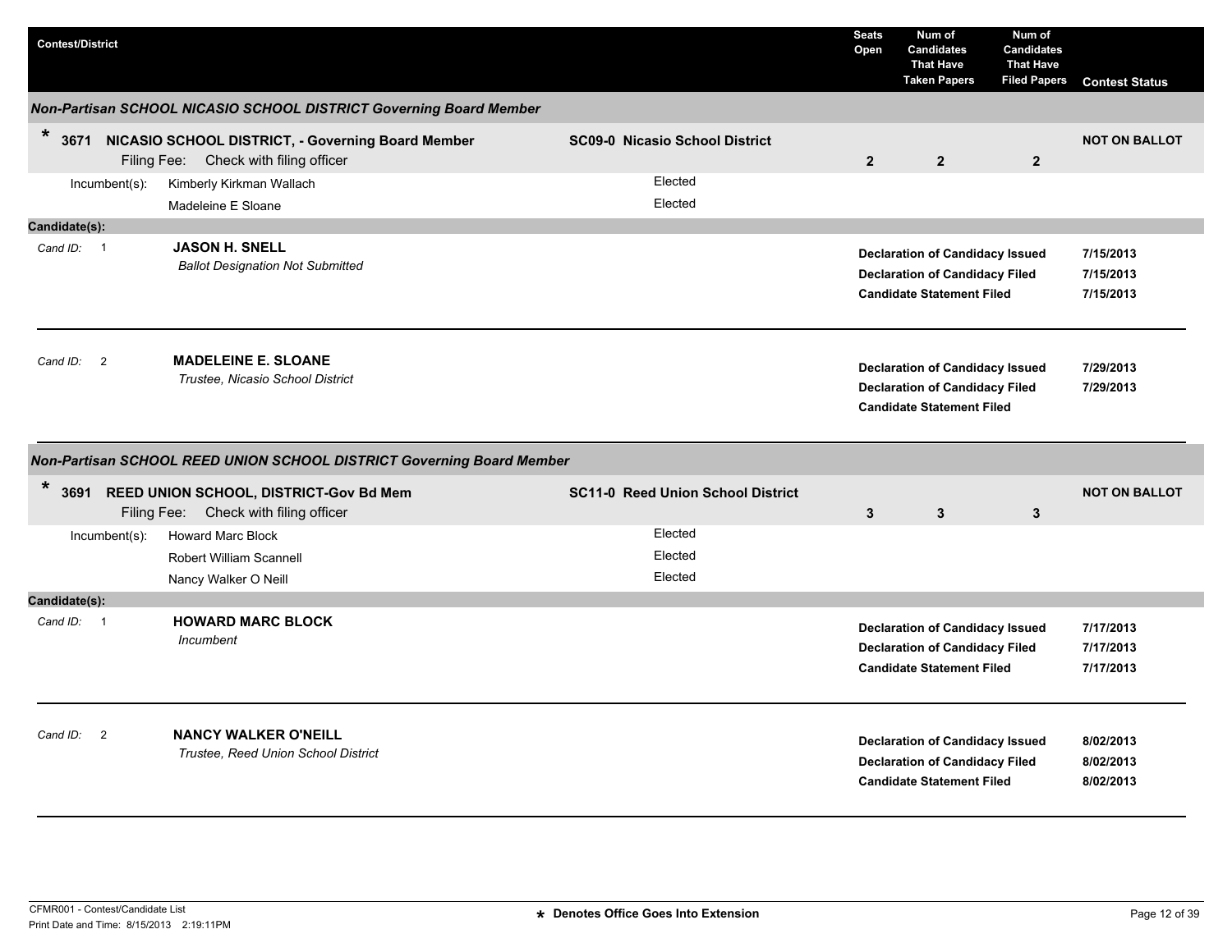| Contest/District | | Seats Open | Num of Candidates That Have Taken Papers | Num of Candidates That Have Filed Papers | Contest Status |
|---|---|---|---|---|---|

### Non-Partisan SCHOOL NICASIO SCHOOL DISTRICT Governing Board Member

| | | Seats Open | Taken Papers | Filed Papers | Contest Status |
|---|---|---|---|---|---|
| * 3671 NICASIO SCHOOL DISTRICT, - Governing Board Member<br>Filing Fee: Check with filing officer | SC09-0 Nicasio School District | 2 | 2 | 2 | NOT ON BALLOT |

Incumbent(s):
- Kimberly Kirkman Wallach — Elected
- Madeleine E Sloane — Elected

**Candidate(s):**

Cand ID: 1 **JASON H. SNELL**
*Ballot Designation Not Submitted*

- **Declaration of Candidacy Issued** 7/15/2013
- **Declaration of Candidacy Filed** 7/15/2013
- **Candidate Statement Filed** 7/15/2013

---

Cand ID: 2 **MADELEINE E. SLOANE**
*Trustee, Nicasio School District*

- **Declaration of Candidacy Issued** 7/29/2013
- **Declaration of Candidacy Filed** 7/29/2013
- **Candidate Statement Filed**

---

### Non-Partisan SCHOOL REED UNION SCHOOL DISTRICT Governing Board Member

| | | Seats Open | Taken Papers | Filed Papers | Contest Status |
|---|---|---|---|---|---|
| * 3691 REED UNION SCHOOL, DISTRICT-Gov Bd Mem<br>Filing Fee: Check with filing officer | SC11-0 Reed Union School District | 3 | 3 | 3 | NOT ON BALLOT |

Incumbent(s):
- Howard Marc Block — Elected
- Robert William Scannell — Elected
- Nancy Walker O Neill — Elected

**Candidate(s):**

Cand ID: 1 **HOWARD MARC BLOCK**
*Incumbent*

- **Declaration of Candidacy Issued** 7/17/2013
- **Declaration of Candidacy Filed** 7/17/2013
- **Candidate Statement Filed** 7/17/2013

---

Cand ID: 2 **NANCY WALKER O'NEILL**
*Trustee, Reed Union School District*

- **Declaration of Candidacy Issued** 8/02/2013
- **Declaration of Candidacy Filed** 8/02/2013
- **Candidate Statement Filed** 8/02/2013

---

CFMR001 - Contest/Candidate List
Print Date and Time: 8/15/2013 2:19:11PM

* Denotes Office Goes Into Extension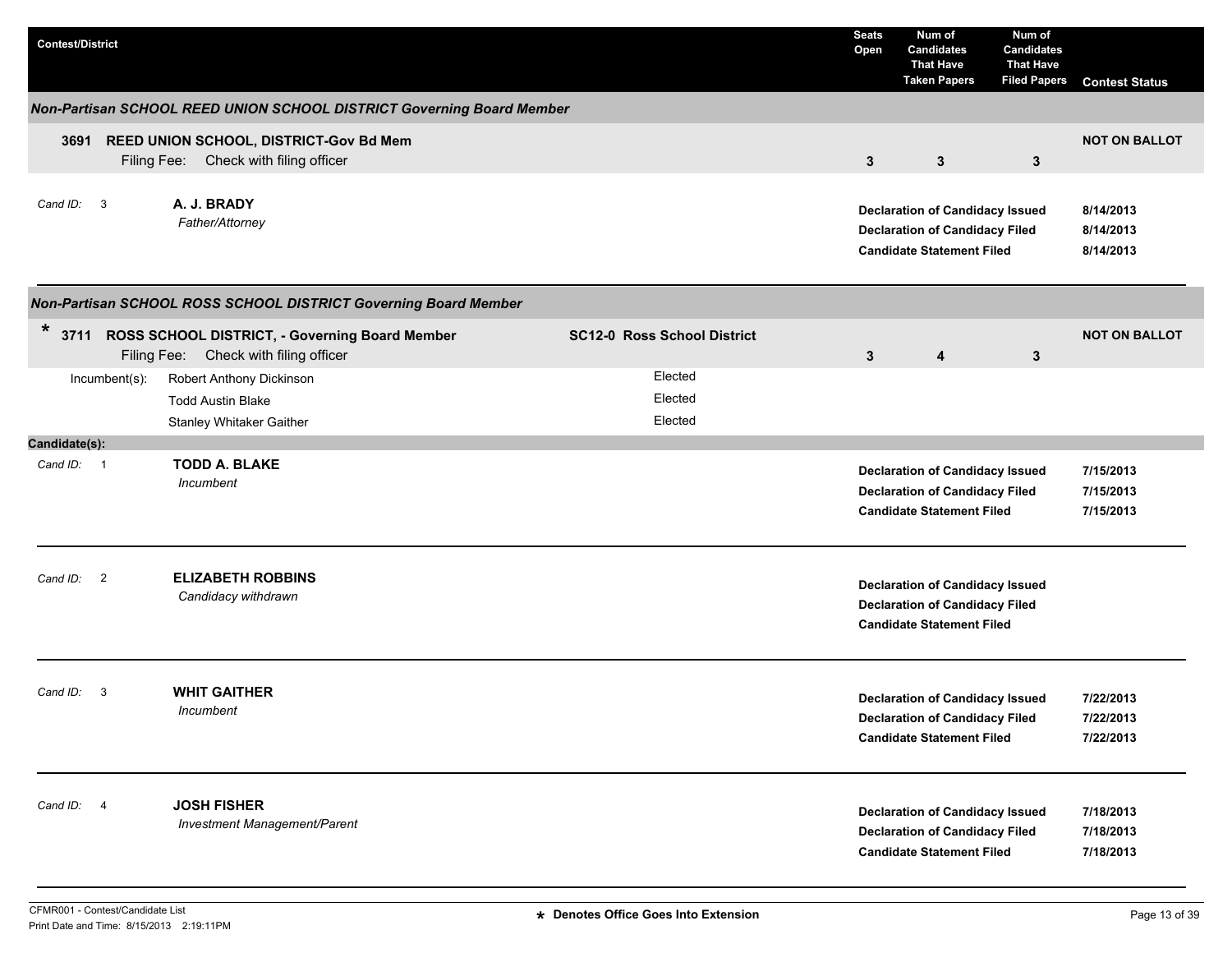| Contest/District | Seats Open | Num of Candidates That Have Taken Papers | Num of Candidates That Have Filed Papers | Contest Status |
|---|---|---|---|---|

### Non-Partisan SCHOOL REED UNION SCHOOL DISTRICT Governing Board Member

| Contest/District | Seats Open | Num of Candidates That Have Taken Papers | Num of Candidates That Have Filed Papers | Contest Status |
|---|---|---|---|---|
| **3691 REED UNION SCHOOL, DISTRICT-Gov Bd Mem** Filing Fee: Check with filing officer | 3 | 3 | 3 | NOT ON BALLOT |

*Cand ID:* 3 — **A. J. BRADY**
*Father/Attorney*

| | |
|---|---|
| **Declaration of Candidacy Issued** | 8/14/2013 |
| **Declaration of Candidacy Filed** | 8/14/2013 |
| **Candidate Statement Filed** | 8/14/2013 |

### Non-Partisan SCHOOL ROSS SCHOOL DISTRICT Governing Board Member

| Contest/District | | Seats Open | Num of Candidates That Have Taken Papers | Num of Candidates That Have Filed Papers | Contest Status |
|---|---|---|---|---|---|
| * **3711 ROSS SCHOOL DISTRICT, - Governing Board Member** Filing Fee: Check with filing officer | **SC12-0 Ross School District** | 3 | 4 | 3 | NOT ON BALLOT |

| Incumbent(s): | |
|---|---|
| Robert Anthony Dickinson | Elected |
| Todd Austin Blake | Elected |
| Stanley Whitaker Gaither | Elected |

**Candidate(s):**

*Cand ID:* 1 — **TODD A. BLAKE**
*Incumbent*

| | |
|---|---|
| **Declaration of Candidacy Issued** | 7/15/2013 |
| **Declaration of Candidacy Filed** | 7/15/2013 |
| **Candidate Statement Filed** | 7/15/2013 |

*Cand ID:* 2 — **ELIZABETH ROBBINS**
*Candidacy withdrawn*

| | |
|---|---|
| **Declaration of Candidacy Issued** | |
| **Declaration of Candidacy Filed** | |
| **Candidate Statement Filed** | |

*Cand ID:* 3 — **WHIT GAITHER**
*Incumbent*

| | |
|---|---|
| **Declaration of Candidacy Issued** | 7/22/2013 |
| **Declaration of Candidacy Filed** | 7/22/2013 |
| **Candidate Statement Filed** | 7/22/2013 |

*Cand ID:* 4 — **JOSH FISHER**
*Investment Management/Parent*

| | |
|---|---|
| **Declaration of Candidacy Issued** | 7/18/2013 |
| **Declaration of Candidacy Filed** | 7/18/2013 |
| **Candidate Statement Filed** | 7/18/2013 |

CFMR001 - Contest/Candidate List
Print Date and Time: 8/15/2013 2:19:11PM

\* Denotes Office Goes Into Extension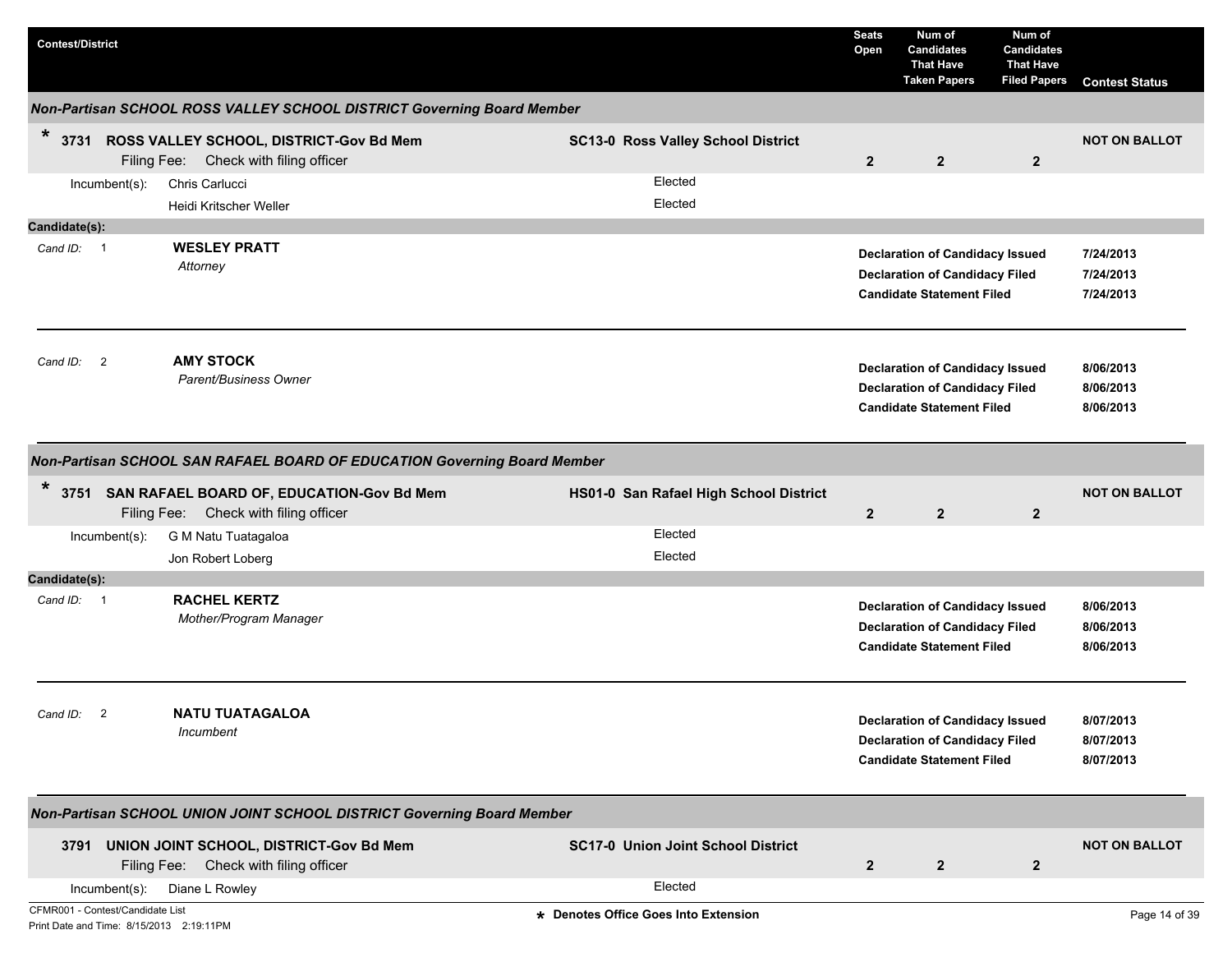| Contest/District | | Seats Open | Num of Candidates That Have Taken Papers | Num of Candidates That Have Filed Papers | Contest Status |
|---|---|---|---|---|---|

## Non-Partisan SCHOOL ROSS VALLEY SCHOOL DISTRICT Governing Board Member

**\* 3731 ROSS VALLEY SCHOOL, DISTRICT-Gov Bd Mem** — **SC13-0 Ross Valley School District**

Filing Fee: Check with filing officer

| Seats Open | Num of Candidates That Have Taken Papers | Num of Candidates That Have Filed Papers | Contest Status |
|---|---|---|---|
| 2 | 2 | 2 | NOT ON BALLOT |

Incumbent(s):

| Name | Status |
|---|---|
| Chris Carlucci | Elected |
| Heidi Kritscher Weller | Elected |

**Candidate(s):**

*Cand ID:* 1 — **WESLEY PRATT**
*Attorney*

| Action | Date |
|---|---|
| Declaration of Candidacy Issued | 7/24/2013 |
| Declaration of Candidacy Filed | 7/24/2013 |
| Candidate Statement Filed | 7/24/2013 |

*Cand ID:* 2 — **AMY STOCK**
*Parent/Business Owner*

| Action | Date |
|---|---|
| Declaration of Candidacy Issued | 8/06/2013 |
| Declaration of Candidacy Filed | 8/06/2013 |
| Candidate Statement Filed | 8/06/2013 |

## Non-Partisan SCHOOL SAN RAFAEL BOARD OF EDUCATION Governing Board Member

**\* 3751 SAN RAFAEL BOARD OF, EDUCATION-Gov Bd Mem** — **HS01-0 San Rafael High School District**

Filing Fee: Check with filing officer

| Seats Open | Num of Candidates That Have Taken Papers | Num of Candidates That Have Filed Papers | Contest Status |
|---|---|---|---|
| 2 | 2 | 2 | NOT ON BALLOT |

Incumbent(s):

| Name | Status |
|---|---|
| G M Natu Tuatagaloa | Elected |
| Jon Robert Loberg | Elected |

**Candidate(s):**

*Cand ID:* 1 — **RACHEL KERTZ**
*Mother/Program Manager*

| Action | Date |
|---|---|
| Declaration of Candidacy Issued | 8/06/2013 |
| Declaration of Candidacy Filed | 8/06/2013 |
| Candidate Statement Filed | 8/06/2013 |

*Cand ID:* 2 — **NATU TUATAGALOA**
*Incumbent*

| Action | Date |
|---|---|
| Declaration of Candidacy Issued | 8/07/2013 |
| Declaration of Candidacy Filed | 8/07/2013 |
| Candidate Statement Filed | 8/07/2013 |

## Non-Partisan SCHOOL UNION JOINT SCHOOL DISTRICT Governing Board Member

**3791 UNION JOINT SCHOOL, DISTRICT-Gov Bd Mem** — **SC17-0 Union Joint School District**

Filing Fee: Check with filing officer

| Seats Open | Num of Candidates That Have Taken Papers | Num of Candidates That Have Filed Papers | Contest Status |
|---|---|---|---|
| 2 | 2 | 2 | NOT ON BALLOT |

Incumbent(s):

| Name | Status |
|---|---|
| Diane L Rowley | Elected |

CFMR001 - Contest/Candidate List
Print Date and Time: 8/15/2013 2:19:11PM

\* Denotes Office Goes Into Extension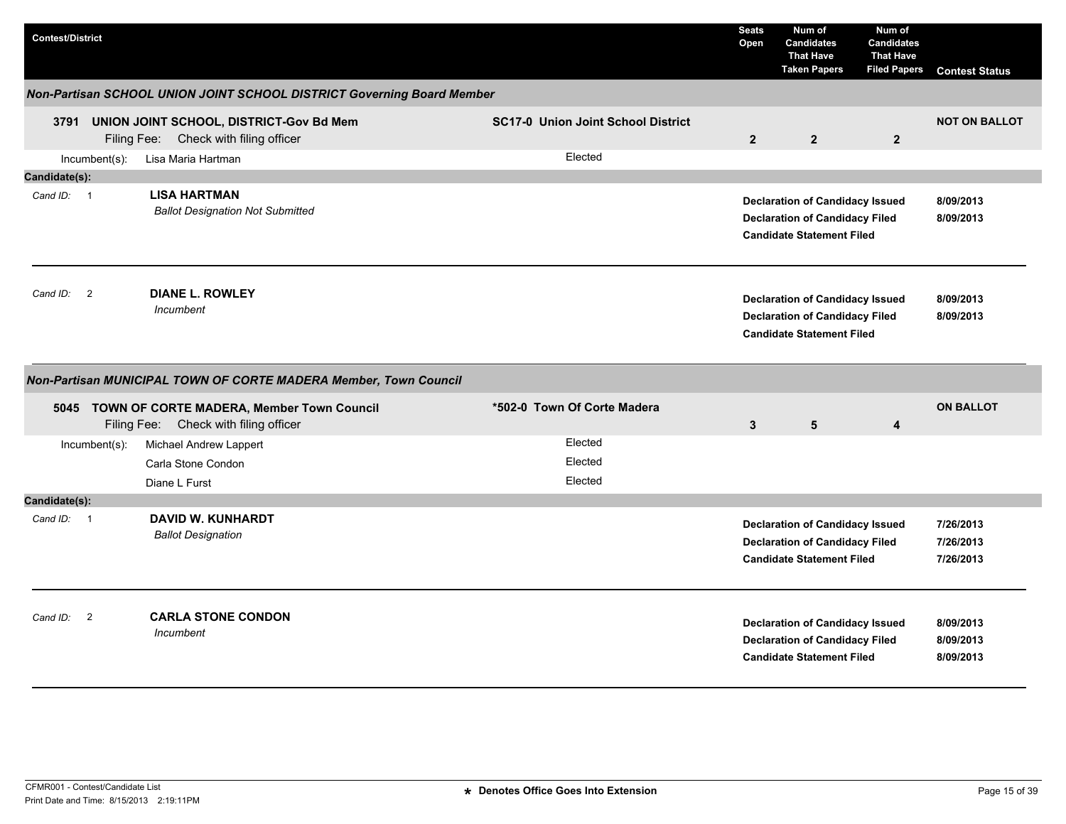| Contest/District | | Seats Open | Num of Candidates That Have Taken Papers | Num of Candidates That Have Filed Papers | Contest Status |
|---|---|---|---|---|---|

### *Non-Partisan SCHOOL UNION JOINT SCHOOL DISTRICT Governing Board Member*

| Contest/District | | Seats Open | Num of Candidates That Have Taken Papers | Num of Candidates That Have Filed Papers | Contest Status |
|---|---|---|---|---|---|
| **3791 UNION JOINT SCHOOL, DISTRICT-Gov Bd Mem** Filing Fee: Check with filing officer | **SC17-0 Union Joint School District** | **2** | **2** | **2** | **NOT ON BALLOT** |
| Incumbent(s): Lisa Maria Hartman | Elected | | | | |

**Candidate(s):**

| Cand ID | Candidate | Status | Date |
|---|---|---|---|
| 1 | **LISA HARTMAN** *Ballot Designation Not Submitted* | **Declaration of Candidacy Issued** | **8/09/2013** |
| | | **Declaration of Candidacy Filed** | **8/09/2013** |
| | | **Candidate Statement Filed** | |
| 2 | **DIANE L. ROWLEY** *Incumbent* | **Declaration of Candidacy Issued** | **8/09/2013** |
| | | **Declaration of Candidacy Filed** | **8/09/2013** |
| | | **Candidate Statement Filed** | |

### *Non-Partisan MUNICIPAL TOWN OF CORTE MADERA Member, Town Council*

| Contest/District | | Seats Open | Num of Candidates That Have Taken Papers | Num of Candidates That Have Filed Papers | Contest Status |
|---|---|---|---|---|---|
| **5045 TOWN OF CORTE MADERA, Member Town Council** Filing Fee: Check with filing officer | ***502-0 Town Of Corte Madera** | **3** | **5** | **4** | **ON BALLOT** |
| Incumbent(s): Michael Andrew Lappert | Elected | | | | |
| Carla Stone Condon | Elected | | | | |
| Diane L Furst | Elected | | | | |

**Candidate(s):**

| Cand ID | Candidate | Status | Date |
|---|---|---|---|
| 1 | **DAVID W. KUNHARDT** *Ballot Designation* | **Declaration of Candidacy Issued** | **7/26/2013** |
| | | **Declaration of Candidacy Filed** | **7/26/2013** |
| | | **Candidate Statement Filed** | **7/26/2013** |
| 2 | **CARLA STONE CONDON** *Incumbent* | **Declaration of Candidacy Issued** | **8/09/2013** |
| | | **Declaration of Candidacy Filed** | **8/09/2013** |
| | | **Candidate Statement Filed** | **8/09/2013** |

CFMR001 - Contest/Candidate List
Print Date and Time: 8/15/2013 2:19:11PM

**\* Denotes Office Goes Into Extension**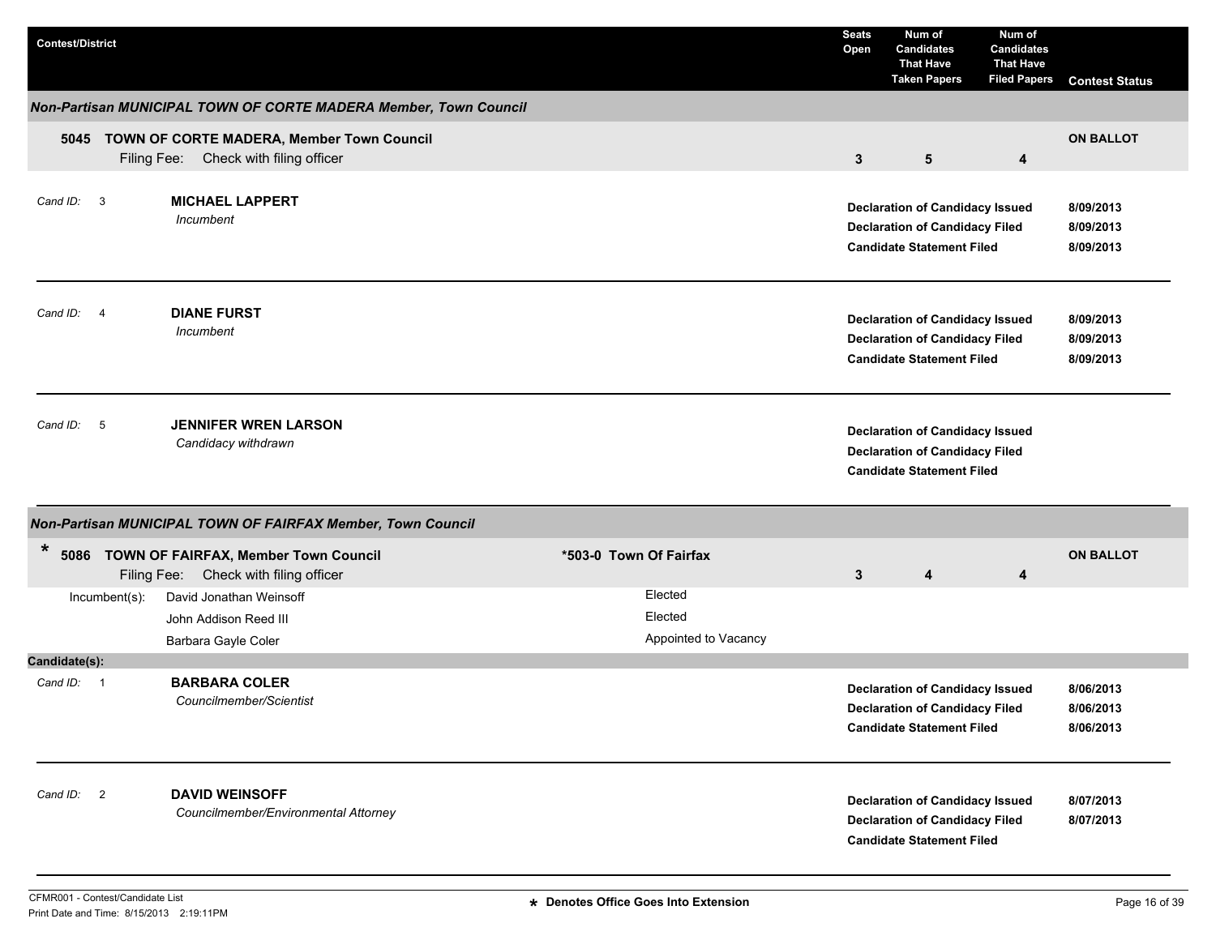| Contest/District | Seats Open | Num of Candidates That Have Taken Papers | Num of Candidates That Have Filed Papers | Contest Status |
|---|---|---|---|---|

### *Non-Partisan MUNICIPAL TOWN OF CORTE MADERA Member, Town Council*

| Contest/District | Seats Open | Num of Candidates That Have Taken Papers | Num of Candidates That Have Filed Papers | Contest Status |
|---|---|---|---|---|
| **5045 TOWN OF CORTE MADERA, Member Town Council** Filing Fee: Check with filing officer | 3 | 5 | 4 | ON BALLOT |

*Cand ID:* 3 — **MICHAEL LAPPERT**
*Incumbent*

| Status | Date |
|---|---|
| Declaration of Candidacy Issued | 8/09/2013 |
| Declaration of Candidacy Filed | 8/09/2013 |
| Candidate Statement Filed | 8/09/2013 |

*Cand ID:* 4 — **DIANE FURST**
*Incumbent*

| Status | Date |
|---|---|
| Declaration of Candidacy Issued | 8/09/2013 |
| Declaration of Candidacy Filed | 8/09/2013 |
| Candidate Statement Filed | 8/09/2013 |

*Cand ID:* 5 — **JENNIFER WREN LARSON**
*Candidacy withdrawn*

| Status | Date |
|---|---|
| Declaration of Candidacy Issued | |
| Declaration of Candidacy Filed | |
| Candidate Statement Filed | |

### *Non-Partisan MUNICIPAL TOWN OF FAIRFAX Member, Town Council*

| Contest/District | | Seats Open | Num of Candidates That Have Taken Papers | Num of Candidates That Have Filed Papers | Contest Status |
|---|---|---|---|---|---|
| * **5086 TOWN OF FAIRFAX, Member Town Council** Filing Fee: Check with filing officer | *503-0 Town Of Fairfax | 3 | 4 | 4 | ON BALLOT |

| Incumbent(s): | |
|---|---|
| David Jonathan Weinsoff | Elected |
| John Addison Reed III | Elected |
| Barbara Gayle Coler | Appointed to Vacancy |

**Candidate(s):**

*Cand ID:* 1 — **BARBARA COLER**
*Councilmember/Scientist*

| Status | Date |
|---|---|
| Declaration of Candidacy Issued | 8/06/2013 |
| Declaration of Candidacy Filed | 8/06/2013 |
| Candidate Statement Filed | 8/06/2013 |

*Cand ID:* 2 — **DAVID WEINSOFF**
*Councilmember/Environmental Attorney*

| Status | Date |
|---|---|
| Declaration of Candidacy Issued | 8/07/2013 |
| Declaration of Candidacy Filed | 8/07/2013 |
| Candidate Statement Filed | |

CFMR001 - Contest/Candidate List
Print Date and Time: 8/15/2013 2:19:11PM

* Denotes Office Goes Into Extension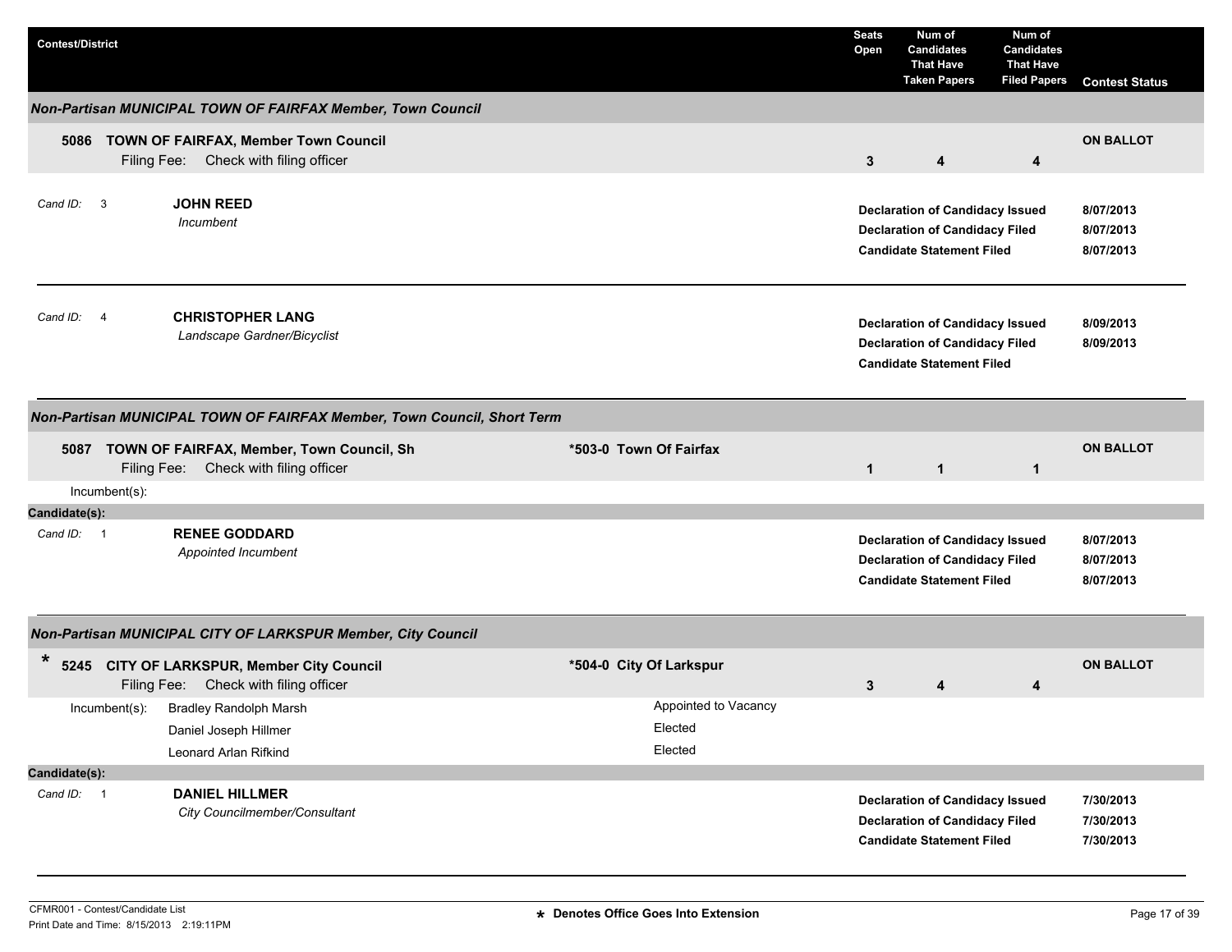| Contest/District | | Seats Open | Num of Candidates That Have Taken Papers | Num of Candidates That Have Filed Papers | Contest Status |
|---|---|---|---|---|---|

### *Non-Partisan MUNICIPAL TOWN OF FAIRFAX Member, Town Council*

**5086 TOWN OF FAIRFAX, Member Town Council**
Filing Fee: Check with filing officer

| Seats Open | Num of Candidates That Have Taken Papers | Num of Candidates That Have Filed Papers | Contest Status |
|---|---|---|---|
| 3 | 4 | 4 | ON BALLOT |

*Cand ID:* 3 — **JOHN REED**
*Incumbent*

| | |
|---|---|
| **Declaration of Candidacy Issued** | **8/07/2013** |
| **Declaration of Candidacy Filed** | **8/07/2013** |
| **Candidate Statement Filed** | **8/07/2013** |

---

*Cand ID:* 4 — **CHRISTOPHER LANG**
*Landscape Gardner/Bicyclist*

| | |
|---|---|
| **Declaration of Candidacy Issued** | **8/09/2013** |
| **Declaration of Candidacy Filed** | **8/09/2013** |
| **Candidate Statement Filed** | |

---

### *Non-Partisan MUNICIPAL TOWN OF FAIRFAX Member, Town Council, Short Term*

**5087 TOWN OF FAIRFAX, Member, Town Council, Sh** — **\*503-0 Town Of Fairfax**
Filing Fee: Check with filing officer

| Seats Open | Num of Candidates That Have Taken Papers | Num of Candidates That Have Filed Papers | Contest Status |
|---|---|---|---|
| 1 | 1 | 1 | ON BALLOT |

Incumbent(s):

**Candidate(s):**

*Cand ID:* 1 — **RENEE GODDARD**
*Appointed Incumbent*

| | |
|---|---|
| **Declaration of Candidacy Issued** | **8/07/2013** |
| **Declaration of Candidacy Filed** | **8/07/2013** |
| **Candidate Statement Filed** | **8/07/2013** |

---

### *Non-Partisan MUNICIPAL CITY OF LARKSPUR Member, City Council*

**\* 5245 CITY OF LARKSPUR, Member City Council** — **\*504-0 City Of Larkspur**
Filing Fee: Check with filing officer

| Seats Open | Num of Candidates That Have Taken Papers | Num of Candidates That Have Filed Papers | Contest Status |
|---|---|---|---|
| 3 | 4 | 4 | ON BALLOT |

| Incumbent(s): | |
|---|---|
| Bradley Randolph Marsh | Appointed to Vacancy |
| Daniel Joseph Hillmer | Elected |
| Leonard Arlan Rifkind | Elected |

**Candidate(s):**

*Cand ID:* 1 — **DANIEL HILLMER**
*City Councilmember/Consultant*

| | |
|---|---|
| **Declaration of Candidacy Issued** | **7/30/2013** |
| **Declaration of Candidacy Filed** | **7/30/2013** |
| **Candidate Statement Filed** | **7/30/2013** |

---

CFMR001 - Contest/Candidate List
Print Date and Time: 8/15/2013 2:19:11PM

**\* Denotes Office Goes Into Extension**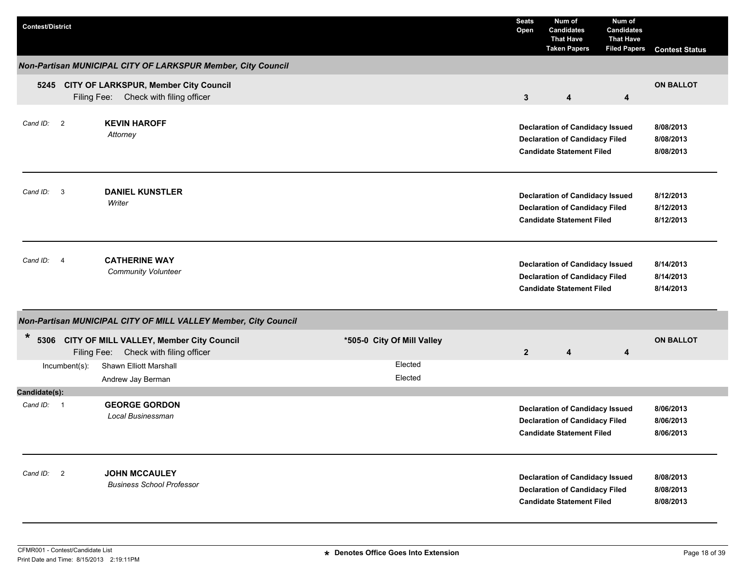| Contest/District | Seats Open | Num of Candidates That Have Taken Papers | Num of Candidates That Have Filed Papers | Contest Status |
|---|---|---|---|---|

### Non-Partisan MUNICIPAL CITY OF LARKSPUR Member, City Council

**5245 CITY OF LARKSPUR, Member City Council**
Filing Fee: Check with filing officer

| Seats Open | Num of Candidates That Have Taken Papers | Num of Candidates That Have Filed Papers | Contest Status |
|---|---|---|---|
| 3 | 4 | 4 | ON BALLOT |

Cand ID: 2 **KEVIN HAROFF**
*Attorney*

| | |
|---|---|
| **Declaration of Candidacy Issued** | **8/08/2013** |
| **Declaration of Candidacy Filed** | **8/08/2013** |
| **Candidate Statement Filed** | **8/08/2013** |

Cand ID: 3 **DANIEL KUNSTLER**
*Writer*

| | |
|---|---|
| **Declaration of Candidacy Issued** | **8/12/2013** |
| **Declaration of Candidacy Filed** | **8/12/2013** |
| **Candidate Statement Filed** | **8/12/2013** |

Cand ID: 4 **CATHERINE WAY**
*Community Volunteer*

| | |
|---|---|
| **Declaration of Candidacy Issued** | **8/14/2013** |
| **Declaration of Candidacy Filed** | **8/14/2013** |
| **Candidate Statement Filed** | **8/14/2013** |

### Non-Partisan MUNICIPAL CITY OF MILL VALLEY Member, City Council

\* **5306 CITY OF MILL VALLEY, Member City Council** — **\*505-0 City Of Mill Valley**
Filing Fee: Check with filing officer

| Seats Open | Num of Candidates That Have Taken Papers | Num of Candidates That Have Filed Papers | Contest Status |
|---|---|---|---|
| 2 | 4 | 4 | ON BALLOT |

Incumbent(s):

| | |
|---|---|
| Shawn Elliott Marshall | Elected |
| Andrew Jay Berman | Elected |

**Candidate(s):**

Cand ID: 1 **GEORGE GORDON**
*Local Businessman*

| | |
|---|---|
| **Declaration of Candidacy Issued** | **8/06/2013** |
| **Declaration of Candidacy Filed** | **8/06/2013** |
| **Candidate Statement Filed** | **8/06/2013** |

Cand ID: 2 **JOHN MCCAULEY**
*Business School Professor*

| | |
|---|---|
| **Declaration of Candidacy Issued** | **8/08/2013** |
| **Declaration of Candidacy Filed** | **8/08/2013** |
| **Candidate Statement Filed** | **8/08/2013** |

\* Denotes Office Goes Into Extension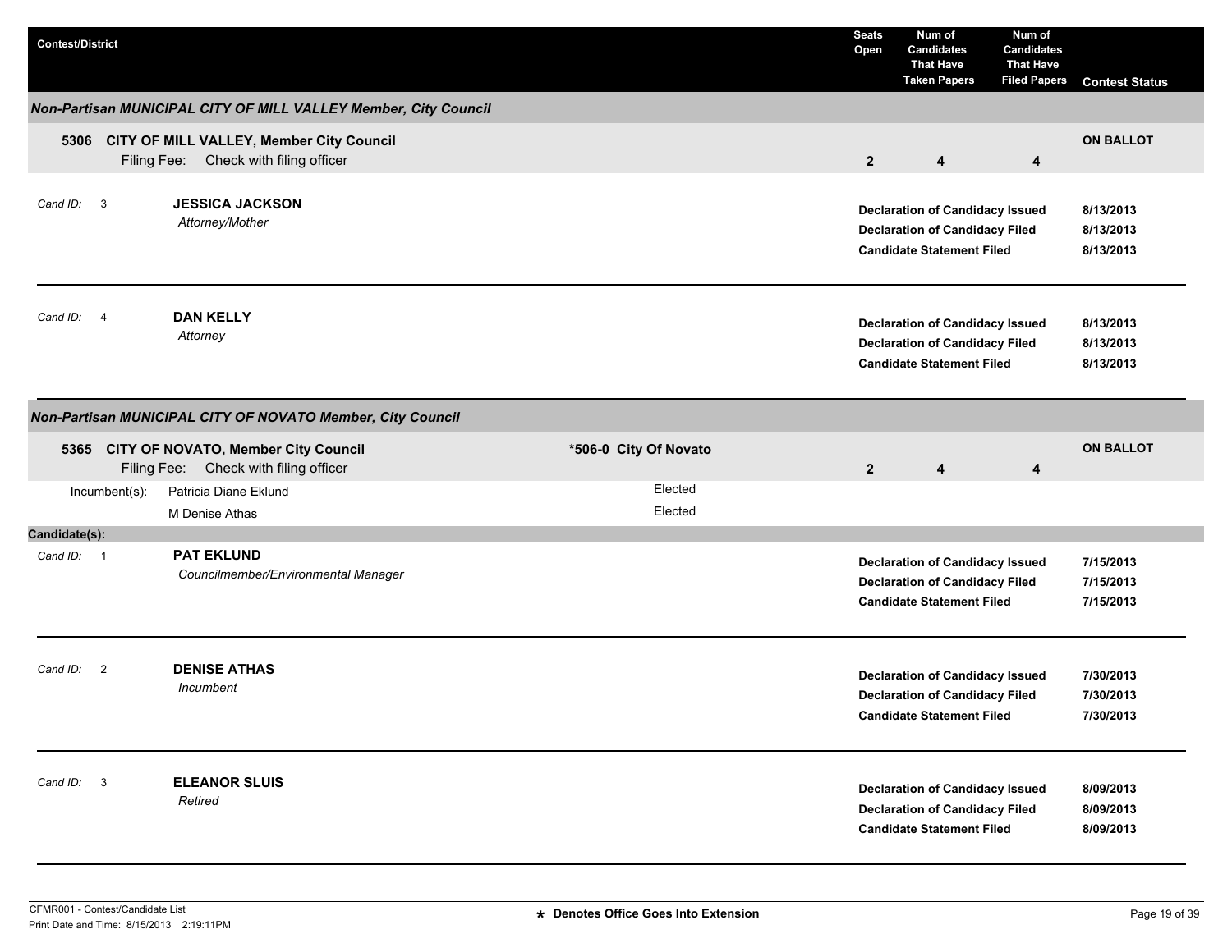| Contest/District | Seats Open | Num of Candidates That Have Taken Papers | Num of Candidates That Have Filed Papers | Contest Status |
|---|---|---|---|---|

### Non-Partisan MUNICIPAL CITY OF MILL VALLEY Member, City Council

**5306 CITY OF MILL VALLEY, Member City Council**
Filing Fee: Check with filing officer

| Seats Open | Num of Candidates That Have Taken Papers | Num of Candidates That Have Filed Papers | Contest Status |
|---|---|---|---|
| 2 | 4 | 4 | ON BALLOT |

Cand ID: 3 — **JESSICA JACKSON**
*Attorney/Mother*

| Status | Date |
|---|---|
| Declaration of Candidacy Issued | 8/13/2013 |
| Declaration of Candidacy Filed | 8/13/2013 |
| Candidate Statement Filed | 8/13/2013 |

Cand ID: 4 — **DAN KELLY**
*Attorney*

| Status | Date |
|---|---|
| Declaration of Candidacy Issued | 8/13/2013 |
| Declaration of Candidacy Filed | 8/13/2013 |
| Candidate Statement Filed | 8/13/2013 |

### Non-Partisan MUNICIPAL CITY OF NOVATO Member, City Council

**5365 CITY OF NOVATO, Member City Council** — *506-0 City Of Novato
Filing Fee: Check with filing officer

| Seats Open | Num of Candidates That Have Taken Papers | Num of Candidates That Have Filed Papers | Contest Status |
|---|---|---|---|
| 2 | 4 | 4 | ON BALLOT |

Incumbent(s):

| Incumbent | Status |
|---|---|
| Patricia Diane Eklund | Elected |
| M Denise Athas | Elected |

**Candidate(s):**

Cand ID: 1 — **PAT EKLUND**
*Councilmember/Environmental Manager*

| Status | Date |
|---|---|
| Declaration of Candidacy Issued | 7/15/2013 |
| Declaration of Candidacy Filed | 7/15/2013 |
| Candidate Statement Filed | 7/15/2013 |

Cand ID: 2 — **DENISE ATHAS**
*Incumbent*

| Status | Date |
|---|---|
| Declaration of Candidacy Issued | 7/30/2013 |
| Declaration of Candidacy Filed | 7/30/2013 |
| Candidate Statement Filed | 7/30/2013 |

Cand ID: 3 — **ELEANOR SLUIS**
*Retired*

| Status | Date |
|---|---|
| Declaration of Candidacy Issued | 8/09/2013 |
| Declaration of Candidacy Filed | 8/09/2013 |
| Candidate Statement Filed | 8/09/2013 |

CFMR001 - Contest/Candidate List
Print Date and Time: 8/15/2013 2:19:11PM

* Denotes Office Goes Into Extension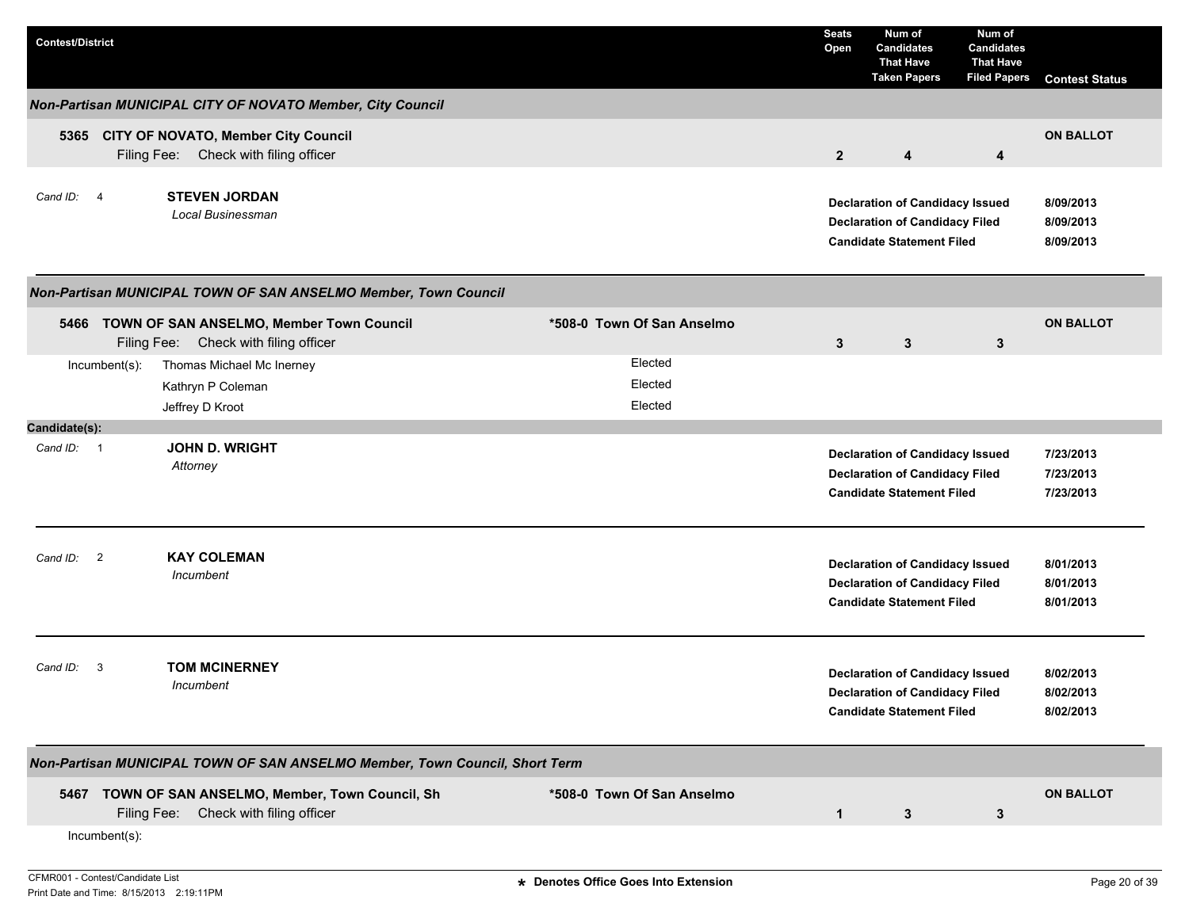| Contest/District | | Seats Open | Num of Candidates That Have Taken Papers | Num of Candidates That Have Filed Papers | Contest Status |
|---|---|---|---|---|---|

### *Non-Partisan MUNICIPAL CITY OF NOVATO Member, City Council*

**5365 CITY OF NOVATO, Member City Council**
Filing Fee: Check with filing officer

| Seats Open | Num of Candidates That Have Taken Papers | Num of Candidates That Have Filed Papers | Contest Status |
|---|---|---|---|
| 2 | 4 | 4 | ON BALLOT |

*Cand ID:* 4 — **STEVEN JORDAN**
*Local Businessman*

| | |
|---|---|
| **Declaration of Candidacy Issued** | 8/09/2013 |
| **Declaration of Candidacy Filed** | 8/09/2013 |
| **Candidate Statement Filed** | 8/09/2013 |

### *Non-Partisan MUNICIPAL TOWN OF SAN ANSELMO Member, Town Council*

**5466 TOWN OF SAN ANSELMO, Member Town Council** — **\*508-0 Town Of San Anselmo**
Filing Fee: Check with filing officer

| Seats Open | Num of Candidates That Have Taken Papers | Num of Candidates That Have Filed Papers | Contest Status |
|---|---|---|---|
| 3 | 3 | 3 | ON BALLOT |

| Incumbent(s): | |
|---|---|
| Thomas Michael Mc Inerney | Elected |
| Kathryn P Coleman | Elected |
| Jeffrey D Kroot | Elected |

**Candidate(s):**

*Cand ID:* 1 — **JOHN D. WRIGHT**
*Attorney*

| | |
|---|---|
| **Declaration of Candidacy Issued** | 7/23/2013 |
| **Declaration of Candidacy Filed** | 7/23/2013 |
| **Candidate Statement Filed** | 7/23/2013 |

*Cand ID:* 2 — **KAY COLEMAN**
*Incumbent*

| | |
|---|---|
| **Declaration of Candidacy Issued** | 8/01/2013 |
| **Declaration of Candidacy Filed** | 8/01/2013 |
| **Candidate Statement Filed** | 8/01/2013 |

*Cand ID:* 3 — **TOM MCINERNEY**
*Incumbent*

| | |
|---|---|
| **Declaration of Candidacy Issued** | 8/02/2013 |
| **Declaration of Candidacy Filed** | 8/02/2013 |
| **Candidate Statement Filed** | 8/02/2013 |

### *Non-Partisan MUNICIPAL TOWN OF SAN ANSELMO Member, Town Council, Short Term*

**5467 TOWN OF SAN ANSELMO, Member, Town Council, Sh** — **\*508-0 Town Of San Anselmo**
Filing Fee: Check with filing officer

| Seats Open | Num of Candidates That Have Taken Papers | Num of Candidates That Have Filed Papers | Contest Status |
|---|---|---|---|
| 1 | 3 | 3 | ON BALLOT |

Incumbent(s):

\* Denotes Office Goes Into Extension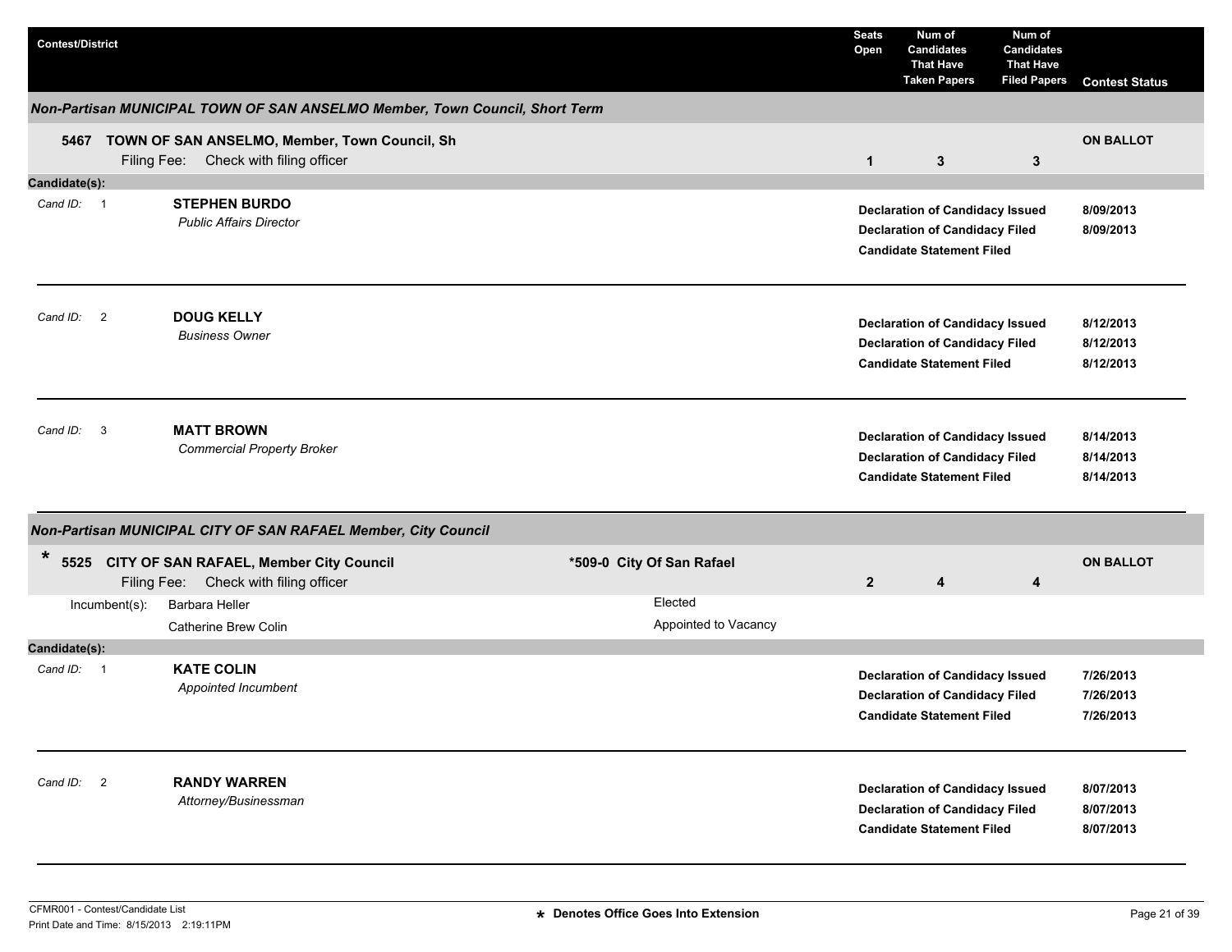| Contest/District | Seats Open | Num of Candidates That Have Taken Papers | Num of Candidates That Have Filed Papers | Contest Status |
|---|---|---|---|---|

## *Non-Partisan MUNICIPAL TOWN OF SAN ANSELMO Member, Town Council, Short Term*

**5467 TOWN OF SAN ANSELMO, Member, Town Council, Sh**

Filing Fee: Check with filing officer

| Seats Open | Num of Candidates That Have Taken Papers | Num of Candidates That Have Filed Papers | Contest Status |
|---|---|---|---|
| 1 | 3 | 3 | ON BALLOT |

**Candidate(s):**

| Cand ID | Candidate | Status | Date |
|---|---|---|---|
| 1 | **STEPHEN BURDO** *Public Affairs Director* | Declaration of Candidacy Issued | 8/09/2013 |
| | | Declaration of Candidacy Filed | 8/09/2013 |
| | | Candidate Statement Filed | |
| 2 | **DOUG KELLY** *Business Owner* | Declaration of Candidacy Issued | 8/12/2013 |
| | | Declaration of Candidacy Filed | 8/12/2013 |
| | | Candidate Statement Filed | 8/12/2013 |
| 3 | **MATT BROWN** *Commercial Property Broker* | Declaration of Candidacy Issued | 8/14/2013 |
| | | Declaration of Candidacy Filed | 8/14/2013 |
| | | Candidate Statement Filed | 8/14/2013 |

## *Non-Partisan MUNICIPAL CITY OF SAN RAFAEL Member, City Council*

**\* 5525 CITY OF SAN RAFAEL, Member City Council** — *509-0 City Of San Rafael

Filing Fee: Check with filing officer

| Seats Open | Num of Candidates That Have Taken Papers | Num of Candidates That Have Filed Papers | Contest Status |
|---|---|---|---|
| 2 | 4 | 4 | ON BALLOT |

Incumbent(s):

| Incumbent | Status |
|---|---|
| Barbara Heller | Elected |
| Catherine Brew Colin | Appointed to Vacancy |

**Candidate(s):**

| Cand ID | Candidate | Status | Date |
|---|---|---|---|
| 1 | **KATE COLIN** *Appointed Incumbent* | Declaration of Candidacy Issued | 7/26/2013 |
| | | Declaration of Candidacy Filed | 7/26/2013 |
| | | Candidate Statement Filed | 7/26/2013 |
| 2 | **RANDY WARREN** *Attorney/Businessman* | Declaration of Candidacy Issued | 8/07/2013 |
| | | Declaration of Candidacy Filed | 8/07/2013 |
| | | Candidate Statement Filed | 8/07/2013 |

CFMR001 - Contest/Candidate List
Print Date and Time: 8/15/2013 2:19:11PM

\* Denotes Office Goes Into Extension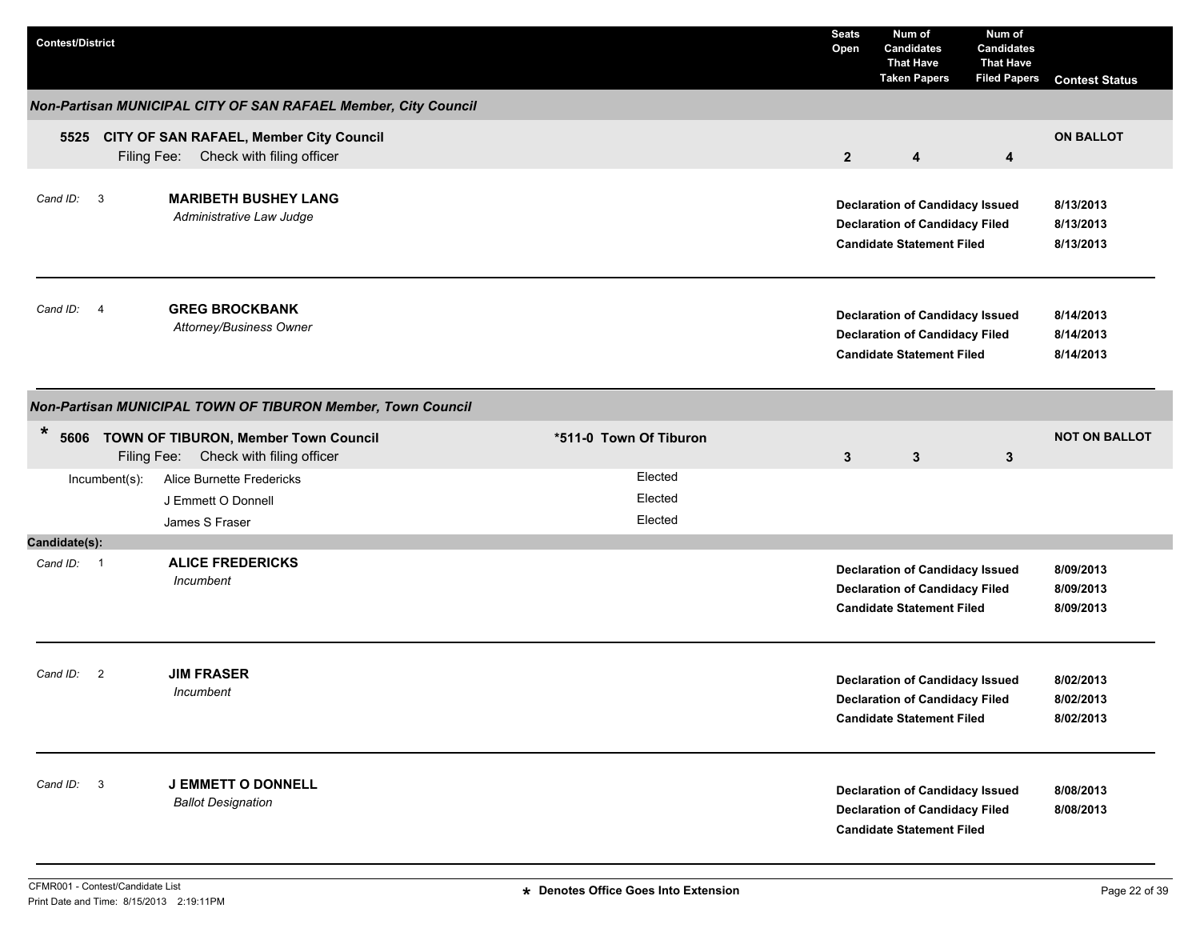| Contest/District | Seats Open | Num of Candidates That Have Taken Papers | Num of Candidates That Have Filed Papers | Contest Status |
|---|---|---|---|---|

## Non-Partisan MUNICIPAL CITY OF SAN RAFAEL Member, City Council

**5525 CITY OF SAN RAFAEL, Member City Council**
Filing Fee: Check with filing officer

| Seats Open | Num of Candidates That Have Taken Papers | Num of Candidates That Have Filed Papers | Contest Status |
|---|---|---|---|
| 2 | 4 | 4 | ON BALLOT |

*Cand ID:* 3 **MARIBETH BUSHEY LANG**
*Administrative Law Judge*

| | |
|---|---|
| **Declaration of Candidacy Issued** | **8/13/2013** |
| **Declaration of Candidacy Filed** | **8/13/2013** |
| **Candidate Statement Filed** | **8/13/2013** |

*Cand ID:* 4 **GREG BROCKBANK**
*Attorney/Business Owner*

| | |
|---|---|
| **Declaration of Candidacy Issued** | **8/14/2013** |
| **Declaration of Candidacy Filed** | **8/14/2013** |
| **Candidate Statement Filed** | **8/14/2013** |

## Non-Partisan MUNICIPAL TOWN OF TIBURON Member, Town Council

\* **5606 TOWN OF TIBURON, Member Town Council** **\*511-0 Town Of Tiburon**
Filing Fee: Check with filing officer

| Seats Open | Num of Candidates That Have Taken Papers | Num of Candidates That Have Filed Papers | Contest Status |
|---|---|---|---|
| 3 | 3 | 3 | NOT ON BALLOT |

| Incumbent(s): | | |
|---|---|---|
| | Alice Burnette Fredericks | Elected |
| | J Emmett O Donnell | Elected |
| | James S Fraser | Elected |

**Candidate(s):**

*Cand ID:* 1 **ALICE FREDERICKS**
*Incumbent*

| | |
|---|---|
| **Declaration of Candidacy Issued** | **8/09/2013** |
| **Declaration of Candidacy Filed** | **8/09/2013** |
| **Candidate Statement Filed** | **8/09/2013** |

*Cand ID:* 2 **JIM FRASER**
*Incumbent*

| | |
|---|---|
| **Declaration of Candidacy Issued** | **8/02/2013** |
| **Declaration of Candidacy Filed** | **8/02/2013** |
| **Candidate Statement Filed** | **8/02/2013** |

*Cand ID:* 3 **J EMMETT O DONNELL**
*Ballot Designation*

| | |
|---|---|
| **Declaration of Candidacy Issued** | **8/08/2013** |
| **Declaration of Candidacy Filed** | **8/08/2013** |
| **Candidate Statement Filed** | |

CFMR001 - Contest/Candidate List
Print Date and Time: 8/15/2013 2:19:11PM

\* Denotes Office Goes Into Extension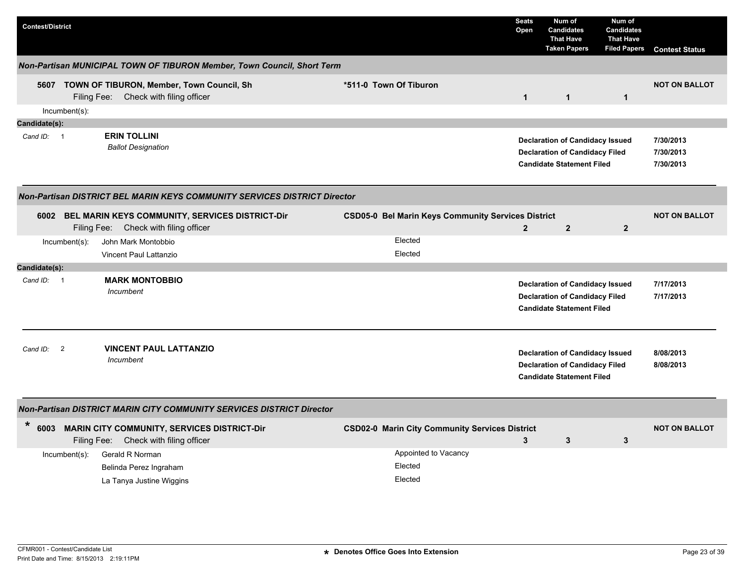| Contest/District | | Seats Open | Num of Candidates That Have Taken Papers | Num of Candidates That Have Filed Papers | Contest Status |
|---|---|---|---|---|---|

### *Non-Partisan MUNICIPAL TOWN OF TIBURON Member, Town Council, Short Term*

| Contest/District | | Seats Open | Num of Candidates That Have Taken Papers | Num of Candidates That Have Filed Papers | Contest Status |
|---|---|---|---|---|---|
| **5607 TOWN OF TIBURON, Member, Town Council, Sh** Filing Fee: Check with filing officer | ***511-0 Town Of Tiburon** | **1** | **1** | **1** | **NOT ON BALLOT** |

Incumbent(s):

**Candidate(s):**

| Cand ID | Candidate | Status | Date |
|---|---|---|---|
| 1 | **ERIN TOLLINI** *Ballot Designation* | **Declaration of Candidacy Issued** | **7/30/2013** |
| | | **Declaration of Candidacy Filed** | **7/30/2013** |
| | | **Candidate Statement Filed** | **7/30/2013** |

### *Non-Partisan DISTRICT BEL MARIN KEYS COMMUNITY SERVICES DISTRICT Director*

| Contest/District | | Seats Open | Num of Candidates That Have Taken Papers | Num of Candidates That Have Filed Papers | Contest Status |
|---|---|---|---|---|---|
| **6002 BEL MARIN KEYS COMMUNITY, SERVICES DISTRICT-Dir** Filing Fee: Check with filing officer | **CSD05-0 Bel Marin Keys Community Services District** | **2** | **2** | **2** | **NOT ON BALLOT** |

| Incumbent(s) | |
|---|---|
| John Mark Montobbio | Elected |
| Vincent Paul Lattanzio | Elected |

**Candidate(s):**

| Cand ID | Candidate | Status | Date |
|---|---|---|---|
| 1 | **MARK MONTOBBIO** *Incumbent* | **Declaration of Candidacy Issued** | **7/17/2013** |
| | | **Declaration of Candidacy Filed** | **7/17/2013** |
| | | **Candidate Statement Filed** | |
| 2 | **VINCENT PAUL LATTANZIO** *Incumbent* | **Declaration of Candidacy Issued** | **8/08/2013** |
| | | **Declaration of Candidacy Filed** | **8/08/2013** |
| | | **Candidate Statement Filed** | |

### *Non-Partisan DISTRICT MARIN CITY COMMUNITY SERVICES DISTRICT Director*

| Contest/District | | Seats Open | Num of Candidates That Have Taken Papers | Num of Candidates That Have Filed Papers | Contest Status |
|---|---|---|---|---|---|
| * **6003 MARIN CITY COMMUNITY, SERVICES DISTRICT-Dir** Filing Fee: Check with filing officer | **CSD02-0 Marin City Community Services District** | **3** | **3** | **3** | **NOT ON BALLOT** |

| Incumbent(s) | |
|---|---|
| Gerald R Norman | Appointed to Vacancy |
| Belinda Perez Ingraham | Elected |
| La Tanya Justine Wiggins | Elected |

CFMR001 - Contest/Candidate List
Print Date and Time: 8/15/2013 2:19:11PM

* Denotes Office Goes Into Extension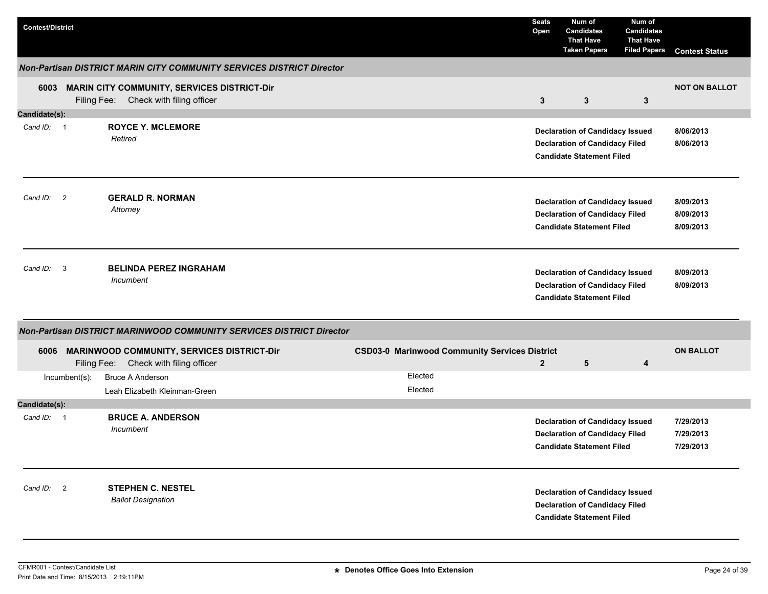| Contest/District | Seats Open | Num of Candidates That Have Taken Papers | Num of Candidates That Have Filed Papers | Contest Status |
|---|---|---|---|---|

### *Non-Partisan DISTRICT MARIN CITY COMMUNITY SERVICES DISTRICT Director*

| Contest/District | Seats Open | Num of Candidates That Have Taken Papers | Num of Candidates That Have Filed Papers | Contest Status |
|---|---|---|---|---|
| **6003 MARIN CITY COMMUNITY, SERVICES DISTRICT-Dir**<br>Filing Fee: Check with filing officer | 3 | 3 | 3 | **NOT ON BALLOT** |

**Candidate(s):**

| Cand ID | Candidate | Status | Date |
|---|---|---|---|
| 1 | **ROYCE Y. MCLEMORE**<br>*Retired* | **Declaration of Candidacy Issued** | 8/06/2013 |
| | | **Declaration of Candidacy Filed** | 8/06/2013 |
| | | **Candidate Statement Filed** | |
| 2 | **GERALD R. NORMAN**<br>*Attorney* | **Declaration of Candidacy Issued** | 8/09/2013 |
| | | **Declaration of Candidacy Filed** | 8/09/2013 |
| | | **Candidate Statement Filed** | 8/09/2013 |
| 3 | **BELINDA PEREZ INGRAHAM**<br>*Incumbent* | **Declaration of Candidacy Issued** | 8/09/2013 |
| | | **Declaration of Candidacy Filed** | 8/09/2013 |
| | | **Candidate Statement Filed** | |

### *Non-Partisan DISTRICT MARINWOOD COMMUNITY SERVICES DISTRICT Director*

| Contest/District | District | Seats Open | Num of Candidates That Have Taken Papers | Num of Candidates That Have Filed Papers | Contest Status |
|---|---|---|---|---|---|
| **6006 MARINWOOD COMMUNITY, SERVICES DISTRICT-Dir**<br>Filing Fee: Check with filing officer | **CSD03-0 Marinwood Community Services District** | 2 | 5 | 4 | **ON BALLOT** |

| Incumbent(s) | |
|---|---|
| Bruce A Anderson | Elected |
| Leah Elizabeth Kleinman-Green | Elected |

**Candidate(s):**

| Cand ID | Candidate | Status | Date |
|---|---|---|---|
| 1 | **BRUCE A. ANDERSON**<br>*Incumbent* | **Declaration of Candidacy Issued** | 7/29/2013 |
| | | **Declaration of Candidacy Filed** | 7/29/2013 |
| | | **Candidate Statement Filed** | 7/29/2013 |
| 2 | **STEPHEN C. NESTEL**<br>*Ballot Designation* | **Declaration of Candidacy Issued** | |
| | | **Declaration of Candidacy Filed** | |
| | | **Candidate Statement Filed** | |

CFMR001 - Contest/Candidate List
Print Date and Time: 8/15/2013 2:19:11PM

* Denotes Office Goes Into Extension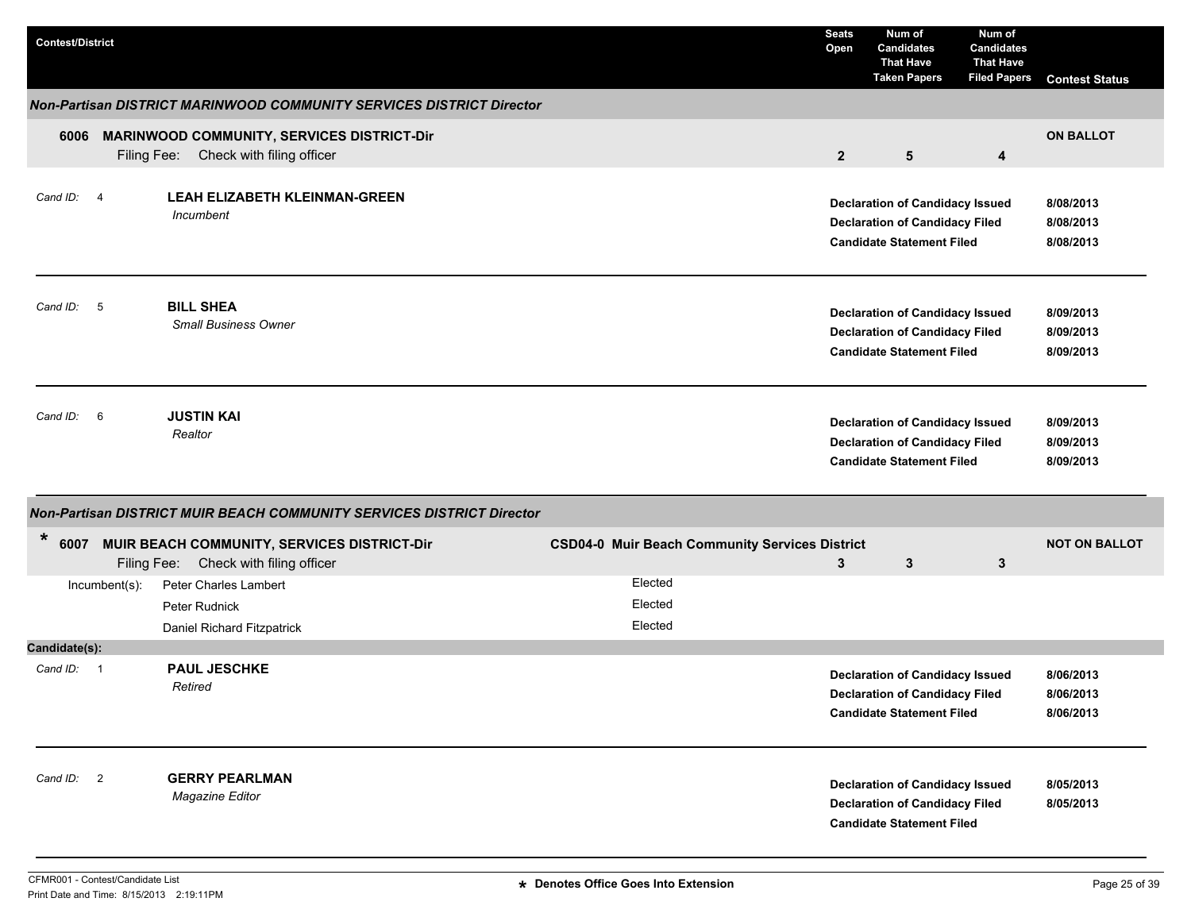| Contest/District | Seats Open | Num of Candidates That Have Taken Papers | Num of Candidates That Have Filed Papers | Contest Status |
|---|---|---|---|---|

### *Non-Partisan DISTRICT MARINWOOD COMMUNITY SERVICES DISTRICT Director*

| Contest/District | Seats Open | Num of Candidates That Have Taken Papers | Num of Candidates That Have Filed Papers | Contest Status |
|---|---|---|---|---|
| **6006 MARINWOOD COMMUNITY, SERVICES DISTRICT-Dir** Filing Fee: Check with filing officer | **2** | **5** | **4** | **ON BALLOT** |

Cand ID: 4 — **LEAH ELIZABETH KLEINMAN-GREEN**
*Incumbent*

| Status | Date |
|---|---|
| **Declaration of Candidacy Issued** | **8/08/2013** |
| **Declaration of Candidacy Filed** | **8/08/2013** |
| **Candidate Statement Filed** | **8/08/2013** |

Cand ID: 5 — **BILL SHEA**
*Small Business Owner*

| Status | Date |
|---|---|
| **Declaration of Candidacy Issued** | **8/09/2013** |
| **Declaration of Candidacy Filed** | **8/09/2013** |
| **Candidate Statement Filed** | **8/09/2013** |

Cand ID: 6 — **JUSTIN KAI**
*Realtor*

| Status | Date |
|---|---|
| **Declaration of Candidacy Issued** | **8/09/2013** |
| **Declaration of Candidacy Filed** | **8/09/2013** |
| **Candidate Statement Filed** | **8/09/2013** |

### *Non-Partisan DISTRICT MUIR BEACH COMMUNITY SERVICES DISTRICT Director*

| Contest/District | | Seats Open | Num of Candidates That Have Taken Papers | Num of Candidates That Have Filed Papers | Contest Status |
|---|---|---|---|---|---|
| **\* 6007 MUIR BEACH COMMUNITY, SERVICES DISTRICT-Dir** Filing Fee: Check with filing officer | **CSD04-0 Muir Beach Community Services District** | **3** | **3** | **3** | **NOT ON BALLOT** |

Incumbent(s):

| Incumbent | Status |
|---|---|
| Peter Charles Lambert | Elected |
| Peter Rudnick | Elected |
| Daniel Richard Fitzpatrick | Elected |

**Candidate(s):**

Cand ID: 1 — **PAUL JESCHKE**
*Retired*

| Status | Date |
|---|---|
| **Declaration of Candidacy Issued** | **8/06/2013** |
| **Declaration of Candidacy Filed** | **8/06/2013** |
| **Candidate Statement Filed** | **8/06/2013** |

Cand ID: 2 — **GERRY PEARLMAN**
*Magazine Editor*

| Status | Date |
|---|---|
| **Declaration of Candidacy Issued** | **8/05/2013** |
| **Declaration of Candidacy Filed** | **8/05/2013** |
| **Candidate Statement Filed** | |

CFMR001 - Contest/Candidate List
Print Date and Time: 8/15/2013 2:19:11PM

**\* Denotes Office Goes Into Extension**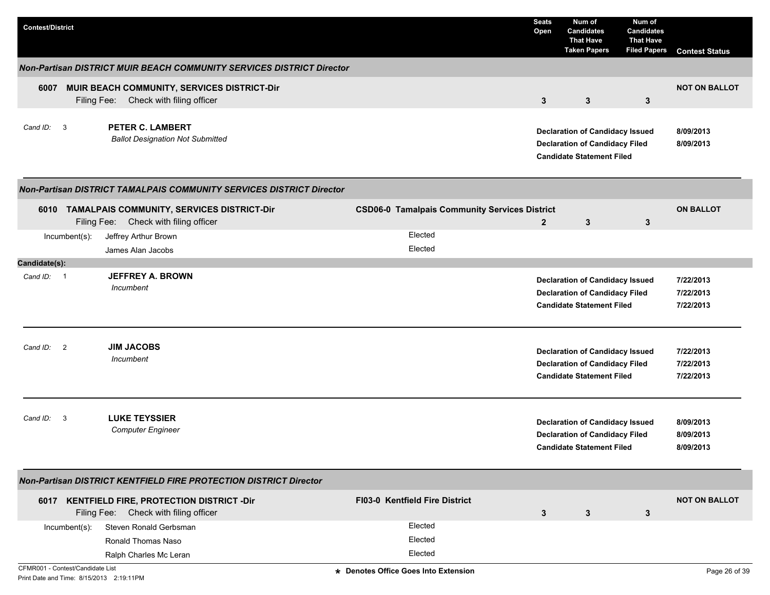| Contest/District | | Seats Open | Num of Candidates That Have Taken Papers | Num of Candidates That Have Filed Papers | Contest Status |
|---|---|---|---|---|---|

### *Non-Partisan DISTRICT MUIR BEACH COMMUNITY SERVICES DISTRICT Director*

**6007 MUIR BEACH COMMUNITY, SERVICES DISTRICT-Dir**
Filing Fee: Check with filing officer

| Seats Open | Num of Candidates That Have Taken Papers | Num of Candidates That Have Filed Papers | Contest Status |
|---|---|---|---|
| 3 | 3 | 3 | NOT ON BALLOT |

*Cand ID:* 3 **PETER C. LAMBERT**
*Ballot Designation Not Submitted*

| | |
|---|---|
| **Declaration of Candidacy Issued** | **8/09/2013** |
| **Declaration of Candidacy Filed** | **8/09/2013** |
| **Candidate Statement Filed** | |

### *Non-Partisan DISTRICT TAMALPAIS COMMUNITY SERVICES DISTRICT Director*

**6010 TAMALPAIS COMMUNITY, SERVICES DISTRICT-Dir** — **CSD06-0 Tamalpais Community Services District**
Filing Fee: Check with filing officer

| Seats Open | Num of Candidates That Have Taken Papers | Num of Candidates That Have Filed Papers | Contest Status |
|---|---|---|---|
| 2 | 3 | 3 | ON BALLOT |

Incumbent(s):

| Incumbent | |
|---|---|
| Jeffrey Arthur Brown | Elected |
| James Alan Jacobs | Elected |

**Candidate(s):**

*Cand ID:* 1 **JEFFREY A. BROWN**
*Incumbent*

| | |
|---|---|
| **Declaration of Candidacy Issued** | **7/22/2013** |
| **Declaration of Candidacy Filed** | **7/22/2013** |
| **Candidate Statement Filed** | **7/22/2013** |

*Cand ID:* 2 **JIM JACOBS**
*Incumbent*

| | |
|---|---|
| **Declaration of Candidacy Issued** | **7/22/2013** |
| **Declaration of Candidacy Filed** | **7/22/2013** |
| **Candidate Statement Filed** | **7/22/2013** |

*Cand ID:* 3 **LUKE TEYSSIER**
*Computer Engineer*

| | |
|---|---|
| **Declaration of Candidacy Issued** | **8/09/2013** |
| **Declaration of Candidacy Filed** | **8/09/2013** |
| **Candidate Statement Filed** | **8/09/2013** |

### *Non-Partisan DISTRICT KENTFIELD FIRE PROTECTION DISTRICT Director*

**6017 KENTFIELD FIRE, PROTECTION DISTRICT -Dir** — **FI03-0 Kentfield Fire District**
Filing Fee: Check with filing officer

| Seats Open | Num of Candidates That Have Taken Papers | Num of Candidates That Have Filed Papers | Contest Status |
|---|---|---|---|
| 3 | 3 | 3 | NOT ON BALLOT |

Incumbent(s):

| Incumbent | |
|---|---|
| Steven Ronald Gerbsman | Elected |
| Ronald Thomas Naso | Elected |
| Ralph Charles Mc Leran | Elected |

\* Denotes Office Goes Into Extension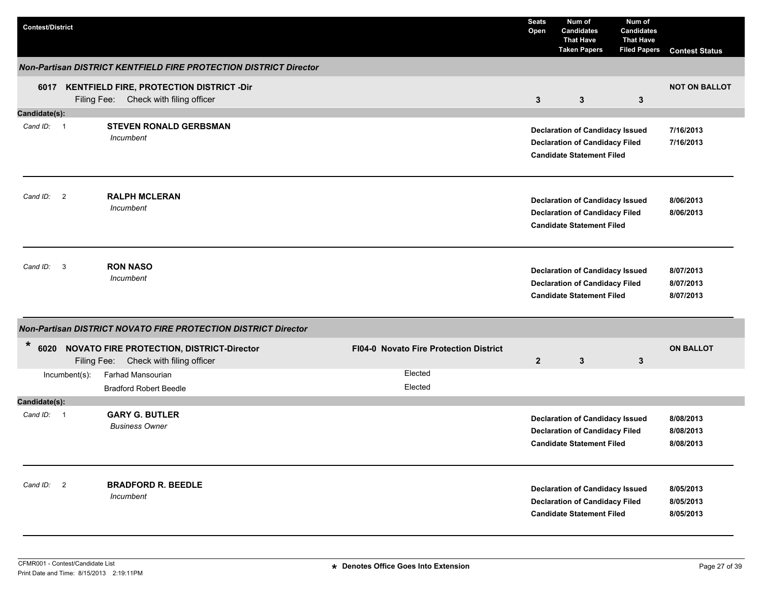| Contest/District | Seats Open | Num of Candidates That Have Taken Papers | Num of Candidates That Have Filed Papers | Contest Status |
|---|---|---|---|---|

### *Non-Partisan DISTRICT KENTFIELD FIRE PROTECTION DISTRICT Director*

| Contest/District | Seats Open | Num of Candidates That Have Taken Papers | Num of Candidates That Have Filed Papers | Contest Status |
|---|---|---|---|---|
| **6017 KENTFIELD FIRE, PROTECTION DISTRICT -Dir**<br>Filing Fee: Check with filing officer | **3** | **3** | **3** | **NOT ON BALLOT** |

**Candidate(s):**

| Cand ID | Candidate | Status | Date |
|---|---|---|---|
| 1 | **STEVEN RONALD GERBSMAN**<br>*Incumbent* | **Declaration of Candidacy Issued**<br>**Declaration of Candidacy Filed**<br>**Candidate Statement Filed** | **7/16/2013**<br>**7/16/2013**<br> |
| 2 | **RALPH MCLERAN**<br>*Incumbent* | **Declaration of Candidacy Issued**<br>**Declaration of Candidacy Filed**<br>**Candidate Statement Filed** | **8/06/2013**<br>**8/06/2013**<br> |
| 3 | **RON NASO**<br>*Incumbent* | **Declaration of Candidacy Issued**<br>**Declaration of Candidacy Filed**<br>**Candidate Statement Filed** | **8/07/2013**<br>**8/07/2013**<br>**8/07/2013** |

### *Non-Partisan DISTRICT NOVATO FIRE PROTECTION DISTRICT Director*

| Contest/District | | Seats Open | Num of Candidates That Have Taken Papers | Num of Candidates That Have Filed Papers | Contest Status |
|---|---|---|---|---|---|
| * **6020 NOVATO FIRE PROTECTION, DISTRICT-Director**<br>Filing Fee: Check with filing officer | **FI04-0 Novato Fire Protection District** | **2** | **3** | **3** | **ON BALLOT** |

| Incumbent(s): | |
|---|---|
| Farhad Mansourian | Elected |
| Bradford Robert Beedle | Elected |

**Candidate(s):**

| Cand ID | Candidate | Status | Date |
|---|---|---|---|
| 1 | **GARY G. BUTLER**<br>*Business Owner* | **Declaration of Candidacy Issued**<br>**Declaration of Candidacy Filed**<br>**Candidate Statement Filed** | **8/08/2013**<br>**8/08/2013**<br>**8/08/2013** |
| 2 | **BRADFORD R. BEEDLE**<br>*Incumbent* | **Declaration of Candidacy Issued**<br>**Declaration of Candidacy Filed**<br>**Candidate Statement Filed** | **8/05/2013**<br>**8/05/2013**<br>**8/05/2013** |

CFMR001 - Contest/Candidate List
Print Date and Time: 8/15/2013 2:19:11PM

**\* Denotes Office Goes Into Extension**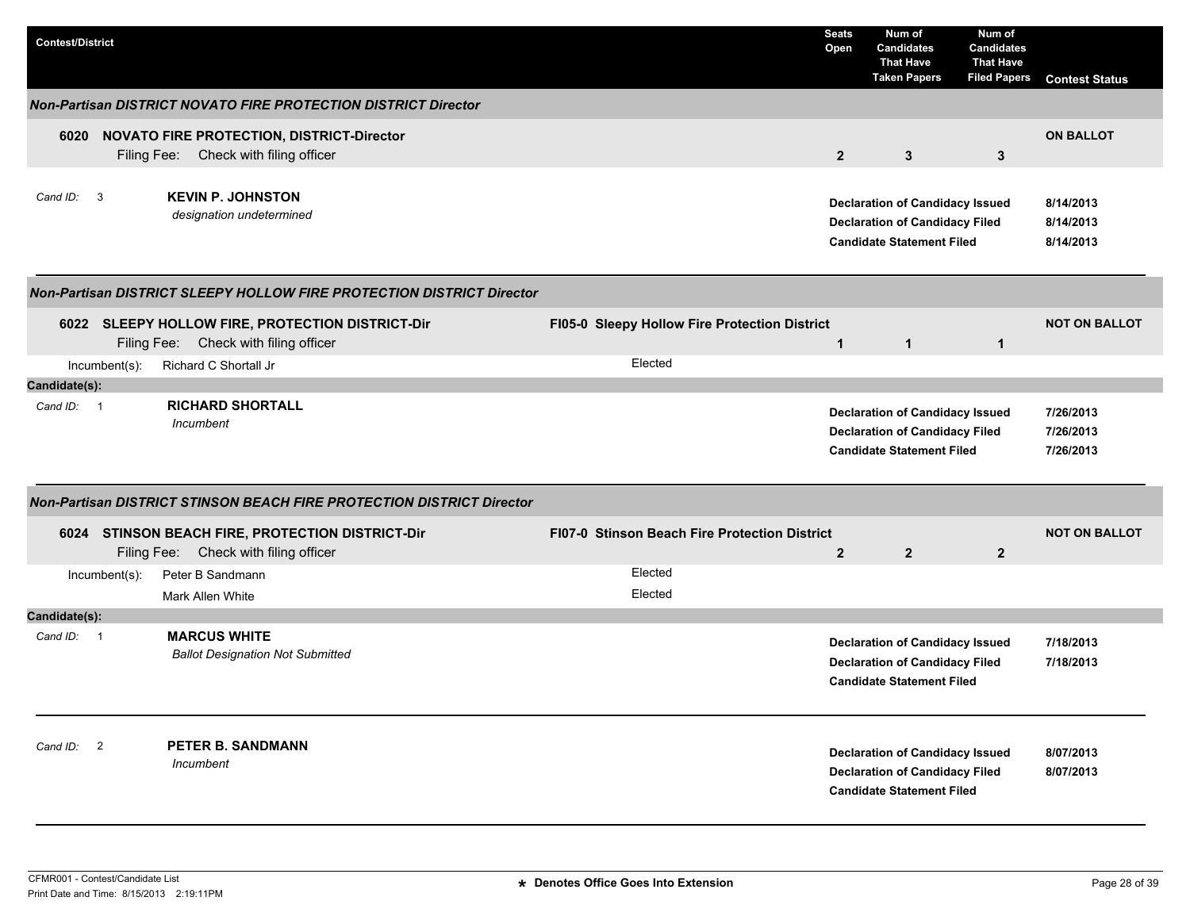| Contest/District | | Seats Open | Num of Candidates That Have Taken Papers | Num of Candidates That Have Filed Papers | Contest Status |
|---|---|---|---|---|---|

## *Non-Partisan DISTRICT NOVATO FIRE PROTECTION DISTRICT Director*

| Contest/District | | Seats Open | Taken Papers | Filed Papers | Contest Status |
|---|---|---|---|---|---|
| **6020 NOVATO FIRE PROTECTION, DISTRICT-Director** Filing Fee: Check with filing officer | | **2** | **3** | **3** | **ON BALLOT** |

| Cand ID | Candidate | Status | Date |
|---|---|---|---|
| 3 | **KEVIN P. JOHNSTON** *designation undetermined* | **Declaration of Candidacy Issued** | **8/14/2013** |
| | | **Declaration of Candidacy Filed** | **8/14/2013** |
| | | **Candidate Statement Filed** | **8/14/2013** |

## *Non-Partisan DISTRICT SLEEPY HOLLOW FIRE PROTECTION DISTRICT Director*

| Contest/District | District | Seats Open | Taken Papers | Filed Papers | Contest Status |
|---|---|---|---|---|---|
| **6022 SLEEPY HOLLOW FIRE, PROTECTION DISTRICT-Dir** Filing Fee: Check with filing officer | **FI05-0 Sleepy Hollow Fire Protection District** | **1** | **1** | **1** | **NOT ON BALLOT** |
| Incumbent(s): Richard C Shortall Jr | Elected | | | | |

**Candidate(s):**

| Cand ID | Candidate | Status | Date |
|---|---|---|---|
| 1 | **RICHARD SHORTALL** *Incumbent* | **Declaration of Candidacy Issued** | **7/26/2013** |
| | | **Declaration of Candidacy Filed** | **7/26/2013** |
| | | **Candidate Statement Filed** | **7/26/2013** |

## *Non-Partisan DISTRICT STINSON BEACH FIRE PROTECTION DISTRICT Director*

| Contest/District | District | Seats Open | Taken Papers | Filed Papers | Contest Status |
|---|---|---|---|---|---|
| **6024 STINSON BEACH FIRE, PROTECTION DISTRICT-Dir** Filing Fee: Check with filing officer | **FI07-0 Stinson Beach Fire Protection District** | **2** | **2** | **2** | **NOT ON BALLOT** |
| Incumbent(s): Peter B Sandmann | Elected | | | | |
| Mark Allen White | Elected | | | | |

**Candidate(s):**

| Cand ID | Candidate | Status | Date |
|---|---|---|---|
| 1 | **MARCUS WHITE** *Ballot Designation Not Submitted* | **Declaration of Candidacy Issued** | **7/18/2013** |
| | | **Declaration of Candidacy Filed** | **7/18/2013** |
| | | **Candidate Statement Filed** | |
| 2 | **PETER B. SANDMANN** *Incumbent* | **Declaration of Candidacy Issued** | **8/07/2013** |
| | | **Declaration of Candidacy Filed** | **8/07/2013** |
| | | **Candidate Statement Filed** | |

CFMR001 - Contest/Candidate List
Print Date and Time: 8/15/2013 2:19:11PM

**\* Denotes Office Goes Into Extension**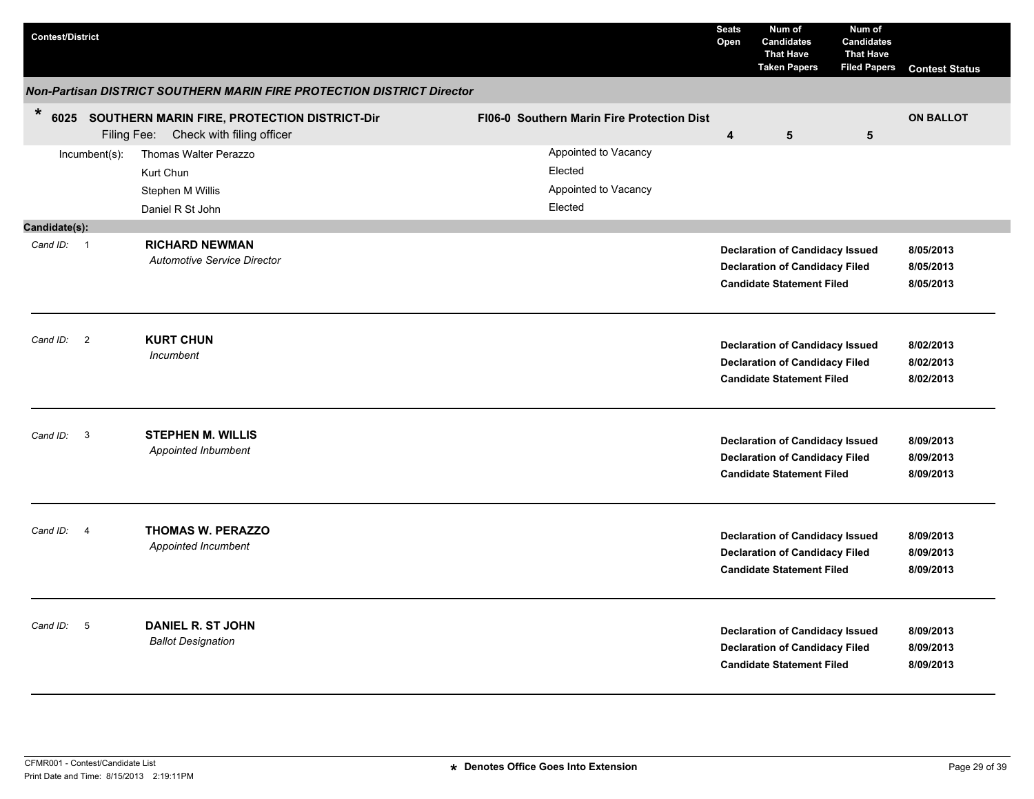| Contest/District | | Seats Open | Num of Candidates That Have Taken Papers | Num of Candidates That Have Filed Papers | Contest Status |
|---|---|---|---|---|---|

***Non-Partisan DISTRICT SOUTHERN MARIN FIRE PROTECTION DISTRICT Director***

| Contest/District | | Seats Open | Num of Candidates That Have Taken Papers | Num of Candidates That Have Filed Papers | Contest Status |
|---|---|---|---|---|---|
| * **6025 SOUTHERN MARIN FIRE, PROTECTION DISTRICT-Dir** Filing Fee: Check with filing officer | **FI06-0 Southern Marin Fire Protection Dist** | **4** | **5** | **5** | **ON BALLOT** |

| Incumbent(s): | |
|---|---|
| Thomas Walter Perazzo | Appointed to Vacancy |
| Kurt Chun | Elected |
| Stephen M Willis | Appointed to Vacancy |
| Daniel R St John | Elected |

**Candidate(s):**

| Cand ID | Candidate | Status | Date |
|---|---|---|---|
| 1 | **RICHARD NEWMAN** *Automotive Service Director* | **Declaration of Candidacy Issued** | **8/05/2013** |
| | | **Declaration of Candidacy Filed** | **8/05/2013** |
| | | **Candidate Statement Filed** | **8/05/2013** |
| 2 | **KURT CHUN** *Incumbent* | **Declaration of Candidacy Issued** | **8/02/2013** |
| | | **Declaration of Candidacy Filed** | **8/02/2013** |
| | | **Candidate Statement Filed** | **8/02/2013** |
| 3 | **STEPHEN M. WILLIS** *Appointed Inbumbent* | **Declaration of Candidacy Issued** | **8/09/2013** |
| | | **Declaration of Candidacy Filed** | **8/09/2013** |
| | | **Candidate Statement Filed** | **8/09/2013** |
| 4 | **THOMAS W. PERAZZO** *Appointed Incumbent* | **Declaration of Candidacy Issued** | **8/09/2013** |
| | | **Declaration of Candidacy Filed** | **8/09/2013** |
| | | **Candidate Statement Filed** | **8/09/2013** |
| 5 | **DANIEL R. ST JOHN** *Ballot Designation* | **Declaration of Candidacy Issued** | **8/09/2013** |
| | | **Declaration of Candidacy Filed** | **8/09/2013** |
| | | **Candidate Statement Filed** | **8/09/2013** |

CFMR001 - Contest/Candidate List
Print Date and Time: 8/15/2013 2:19:11PM

**\* Denotes Office Goes Into Extension**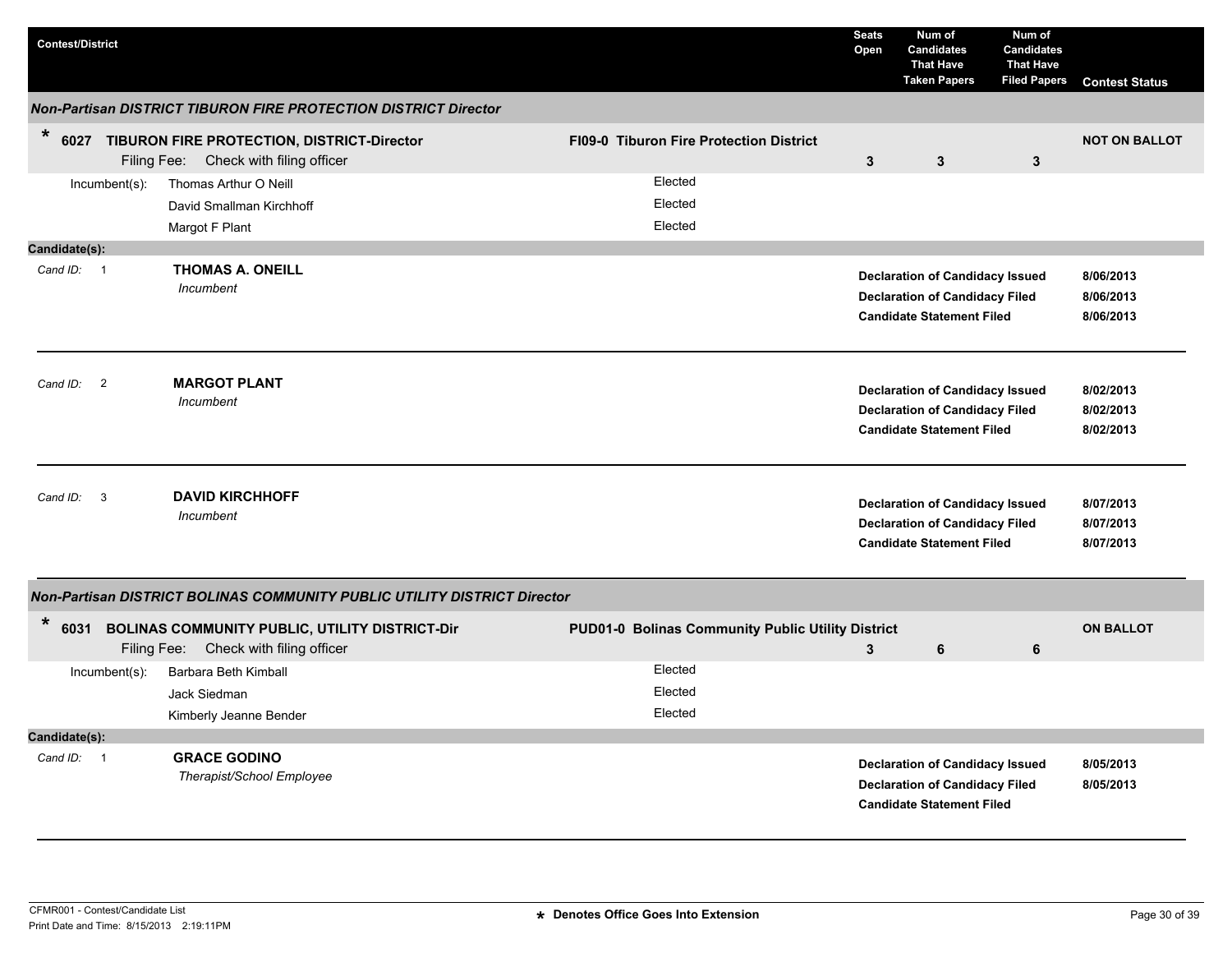| Contest/District | | Seats Open | Num of Candidates That Have Taken Papers | Num of Candidates That Have Filed Papers | Contest Status |
|---|---|---|---|---|---|

### *Non-Partisan DISTRICT TIBURON FIRE PROTECTION DISTRICT Director*

| | | | | | |
|---|---|---|---|---|---|
| * **6027 TIBURON FIRE PROTECTION, DISTRICT-Director** Filing Fee: Check with filing officer | **FI09-0 Tiburon Fire Protection District** | **3** | **3** | **3** | **NOT ON BALLOT** |

Incumbent(s):

| Name | Status |
|---|---|
| Thomas Arthur O Neill | Elected |
| David Smallman Kirchhoff | Elected |
| Margot F Plant | Elected |

**Candidate(s):**

*Cand ID:* 1 — **THOMAS A. ONEILL**
*Incumbent*

| | |
|---|---|
| **Declaration of Candidacy Issued** | **8/06/2013** |
| **Declaration of Candidacy Filed** | **8/06/2013** |
| **Candidate Statement Filed** | **8/06/2013** |

---

*Cand ID:* 2 — **MARGOT PLANT**
*Incumbent*

| | |
|---|---|
| **Declaration of Candidacy Issued** | **8/02/2013** |
| **Declaration of Candidacy Filed** | **8/02/2013** |
| **Candidate Statement Filed** | **8/02/2013** |

---

*Cand ID:* 3 — **DAVID KIRCHHOFF**
*Incumbent*

| | |
|---|---|
| **Declaration of Candidacy Issued** | **8/07/2013** |
| **Declaration of Candidacy Filed** | **8/07/2013** |
| **Candidate Statement Filed** | **8/07/2013** |

---

### *Non-Partisan DISTRICT BOLINAS COMMUNITY PUBLIC UTILITY DISTRICT Director*

| | | | | | |
|---|---|---|---|---|---|
| * **6031 BOLINAS COMMUNITY PUBLIC, UTILITY DISTRICT-Dir** Filing Fee: Check with filing officer | **PUD01-0 Bolinas Community Public Utility District** | **3** | **6** | **6** | **ON BALLOT** |

Incumbent(s):

| Name | Status |
|---|---|
| Barbara Beth Kimball | Elected |
| Jack Siedman | Elected |
| Kimberly Jeanne Bender | Elected |

**Candidate(s):**

*Cand ID:* 1 — **GRACE GODINO**
*Therapist/School Employee*

| | |
|---|---|
| **Declaration of Candidacy Issued** | **8/05/2013** |
| **Declaration of Candidacy Filed** | **8/05/2013** |
| **Candidate Statement Filed** | |

---

CFMR001 - Contest/Candidate List
Print Date and Time: 8/15/2013 2:19:11PM

* Denotes Office Goes Into Extension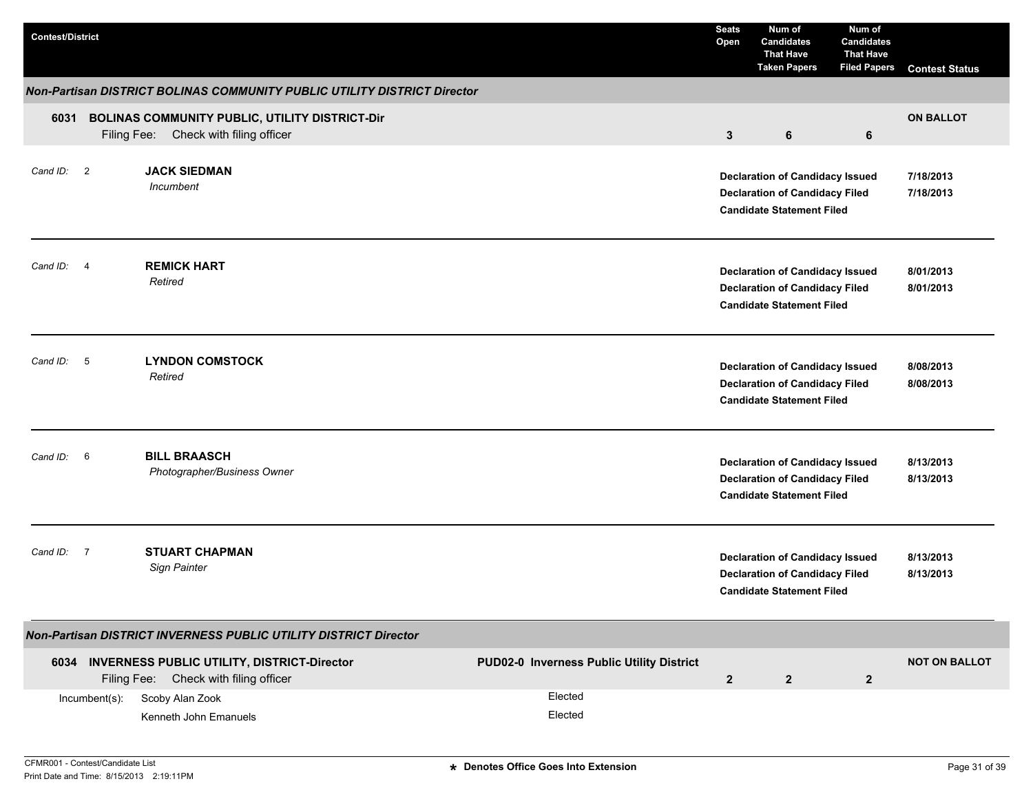| Contest/District | Seats Open | Num of Candidates That Have Taken Papers | Num of Candidates That Have Filed Papers | Contest Status |
|---|---|---|---|---|

### Non-Partisan DISTRICT BOLINAS COMMUNITY PUBLIC UTILITY DISTRICT Director

**6031 BOLINAS COMMUNITY PUBLIC, UTILITY DISTRICT-Dir**
Filing Fee: Check with filing officer

| Seats Open | Num of Candidates That Have Taken Papers | Num of Candidates That Have Filed Papers | Contest Status |
|---|---|---|---|
| 3 | 6 | 6 | ON BALLOT |

| Cand ID | Candidate | Status | Date |
|---|---|---|---|
| 2 | **JACK SIEDMAN**<br>*Incumbent* | Declaration of Candidacy Issued | 7/18/2013 |
| | | Declaration of Candidacy Filed | 7/18/2013 |
| | | Candidate Statement Filed | |
| 4 | **REMICK HART**<br>*Retired* | Declaration of Candidacy Issued | 8/01/2013 |
| | | Declaration of Candidacy Filed | 8/01/2013 |
| | | Candidate Statement Filed | |
| 5 | **LYNDON COMSTOCK**<br>*Retired* | Declaration of Candidacy Issued | 8/08/2013 |
| | | Declaration of Candidacy Filed | 8/08/2013 |
| | | Candidate Statement Filed | |
| 6 | **BILL BRAASCH**<br>*Photographer/Business Owner* | Declaration of Candidacy Issued | 8/13/2013 |
| | | Declaration of Candidacy Filed | 8/13/2013 |
| | | Candidate Statement Filed | |
| 7 | **STUART CHAPMAN**<br>*Sign Painter* | Declaration of Candidacy Issued | 8/13/2013 |
| | | Declaration of Candidacy Filed | 8/13/2013 |
| | | Candidate Statement Filed | |

### Non-Partisan DISTRICT INVERNESS PUBLIC UTILITY DISTRICT Director

**6034 INVERNESS PUBLIC UTILITY, DISTRICT-Director** — **PUD02-0 Inverness Public Utility District**
Filing Fee: Check with filing officer

| Seats Open | Num of Candidates That Have Taken Papers | Num of Candidates That Have Filed Papers | Contest Status |
|---|---|---|---|
| 2 | 2 | 2 | NOT ON BALLOT |

| Incumbent(s) | |
|---|---|
| Scoby Alan Zook | Elected |
| Kenneth John Emanuels | Elected |

CFMR001 - Contest/Candidate List
Print Date and Time: 8/15/2013 2:19:11PM

* Denotes Office Goes Into Extension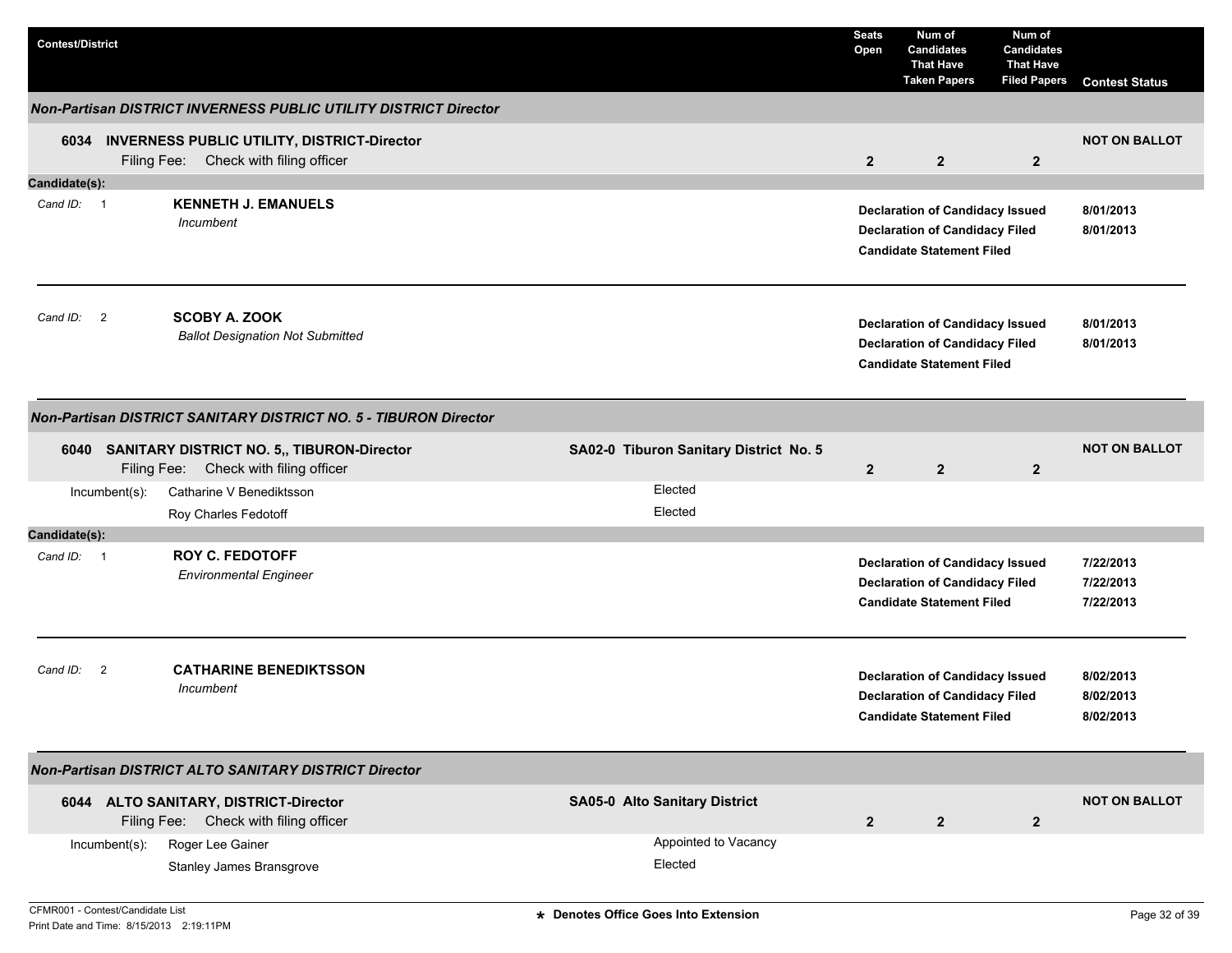| Contest/District | | Seats Open | Num of Candidates That Have Taken Papers | Num of Candidates That Have Filed Papers | Contest Status |
|---|---|---|---|---|---|

### Non-Partisan DISTRICT INVERNESS PUBLIC UTILITY DISTRICT Director

| Contest/District | | Seats Open | Num of Candidates That Have Taken Papers | Num of Candidates That Have Filed Papers | Contest Status |
|---|---|---|---|---|---|
| **6034 INVERNESS PUBLIC UTILITY, DISTRICT-Director** Filing Fee: Check with filing officer | | 2 | 2 | 2 | NOT ON BALLOT |

**Candidate(s):**

| Cand ID | Candidate | Status | Date |
|---|---|---|---|
| 1 | **KENNETH J. EMANUELS** *Incumbent* | Declaration of Candidacy Issued | 8/01/2013 |
| | | Declaration of Candidacy Filed | 8/01/2013 |
| | | Candidate Statement Filed | |
| 2 | **SCOBY A. ZOOK** *Ballot Designation Not Submitted* | Declaration of Candidacy Issued | 8/01/2013 |
| | | Declaration of Candidacy Filed | 8/01/2013 |
| | | Candidate Statement Filed | |

### Non-Partisan DISTRICT SANITARY DISTRICT NO. 5 - TIBURON Director

| Contest/District | | Seats Open | Num of Candidates That Have Taken Papers | Num of Candidates That Have Filed Papers | Contest Status |
|---|---|---|---|---|---|
| **6040 SANITARY DISTRICT NO. 5,, TIBURON-Director** Filing Fee: Check with filing officer | **SA02-0 Tiburon Sanitary District No. 5** | 2 | 2 | 2 | NOT ON BALLOT |
| Incumbent(s): Catharine V Benediktsson | Elected | | | | |
| Roy Charles Fedotoff | Elected | | | | |

**Candidate(s):**

| Cand ID | Candidate | Status | Date |
|---|---|---|---|
| 1 | **ROY C. FEDOTOFF** *Environmental Engineer* | Declaration of Candidacy Issued | 7/22/2013 |
| | | Declaration of Candidacy Filed | 7/22/2013 |
| | | Candidate Statement Filed | 7/22/2013 |
| 2 | **CATHARINE BENEDIKTSSON** *Incumbent* | Declaration of Candidacy Issued | 8/02/2013 |
| | | Declaration of Candidacy Filed | 8/02/2013 |
| | | Candidate Statement Filed | 8/02/2013 |

### Non-Partisan DISTRICT ALTO SANITARY DISTRICT Director

| Contest/District | | Seats Open | Num of Candidates That Have Taken Papers | Num of Candidates That Have Filed Papers | Contest Status |
|---|---|---|---|---|---|
| **6044 ALTO SANITARY, DISTRICT-Director** Filing Fee: Check with filing officer | **SA05-0 Alto Sanitary District** | 2 | 2 | 2 | NOT ON BALLOT |
| Incumbent(s): Roger Lee Gainer | Appointed to Vacancy | | | | |
| Stanley James Bransgrove | Elected | | | | |

CFMR001 - Contest/Candidate List
Print Date and Time: 8/15/2013 2:19:11PM

* Denotes Office Goes Into Extension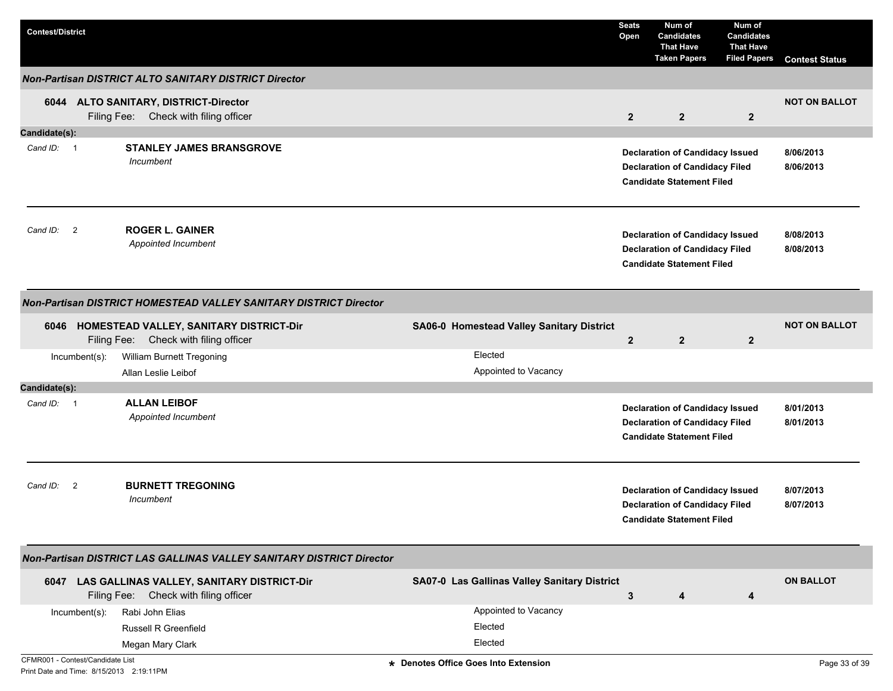| Contest/District | | Seats Open | Num of Candidates That Have Taken Papers | Num of Candidates That Have Filed Papers | Contest Status |
|---|---|---|---|---|---|

### *Non-Partisan DISTRICT ALTO SANITARY DISTRICT Director*

| | | | | | |
|---|---|---|---|---|---|
| **6044 ALTO SANITARY, DISTRICT-Director** Filing Fee: Check with filing officer | | **2** | **2** | **2** | **NOT ON BALLOT** |

**Candidate(s):**

| Cand ID | Candidate | Status | Date |
|---|---|---|---|
| 1 | **STANLEY JAMES BRANSGROVE** *Incumbent* | **Declaration of Candidacy Issued** | **8/06/2013** |
| | | **Declaration of Candidacy Filed** | **8/06/2013** |
| | | **Candidate Statement Filed** | |
| 2 | **ROGER L. GAINER** *Appointed Incumbent* | **Declaration of Candidacy Issued** | **8/08/2013** |
| | | **Declaration of Candidacy Filed** | **8/08/2013** |
| | | **Candidate Statement Filed** | |

### *Non-Partisan DISTRICT HOMESTEAD VALLEY SANITARY DISTRICT Director*

| | | | | | |
|---|---|---|---|---|---|
| **6046 HOMESTEAD VALLEY, SANITARY DISTRICT-Dir** Filing Fee: Check with filing officer | **SA06-0 Homestead Valley Sanitary District** | **2** | **2** | **2** | **NOT ON BALLOT** |

| Incumbent(s): | |
|---|---|
| William Burnett Tregoning | Elected |
| Allan Leslie Leibof | Appointed to Vacancy |

**Candidate(s):**

| Cand ID | Candidate | Status | Date |
|---|---|---|---|
| 1 | **ALLAN LEIBOF** *Appointed Incumbent* | **Declaration of Candidacy Issued** | **8/01/2013** |
| | | **Declaration of Candidacy Filed** | **8/01/2013** |
| | | **Candidate Statement Filed** | |
| 2 | **BURNETT TREGONING** *Incumbent* | **Declaration of Candidacy Issued** | **8/07/2013** |
| | | **Declaration of Candidacy Filed** | **8/07/2013** |
| | | **Candidate Statement Filed** | |

### *Non-Partisan DISTRICT LAS GALLINAS VALLEY SANITARY DISTRICT Director*

| | | | | | |
|---|---|---|---|---|---|
| **6047 LAS GALLINAS VALLEY, SANITARY DISTRICT-Dir** Filing Fee: Check with filing officer | **SA07-0 Las Gallinas Valley Sanitary District** | **3** | **4** | **4** | **ON BALLOT** |

| Incumbent(s): | |
|---|---|
| Rabi John Elias | Appointed to Vacancy |
| Russell R Greenfield | Elected |
| Megan Mary Clark | Elected |

CFMR001 - Contest/Candidate List
Print Date and Time: 8/15/2013 2:19:11PM

★ Denotes Office Goes Into Extension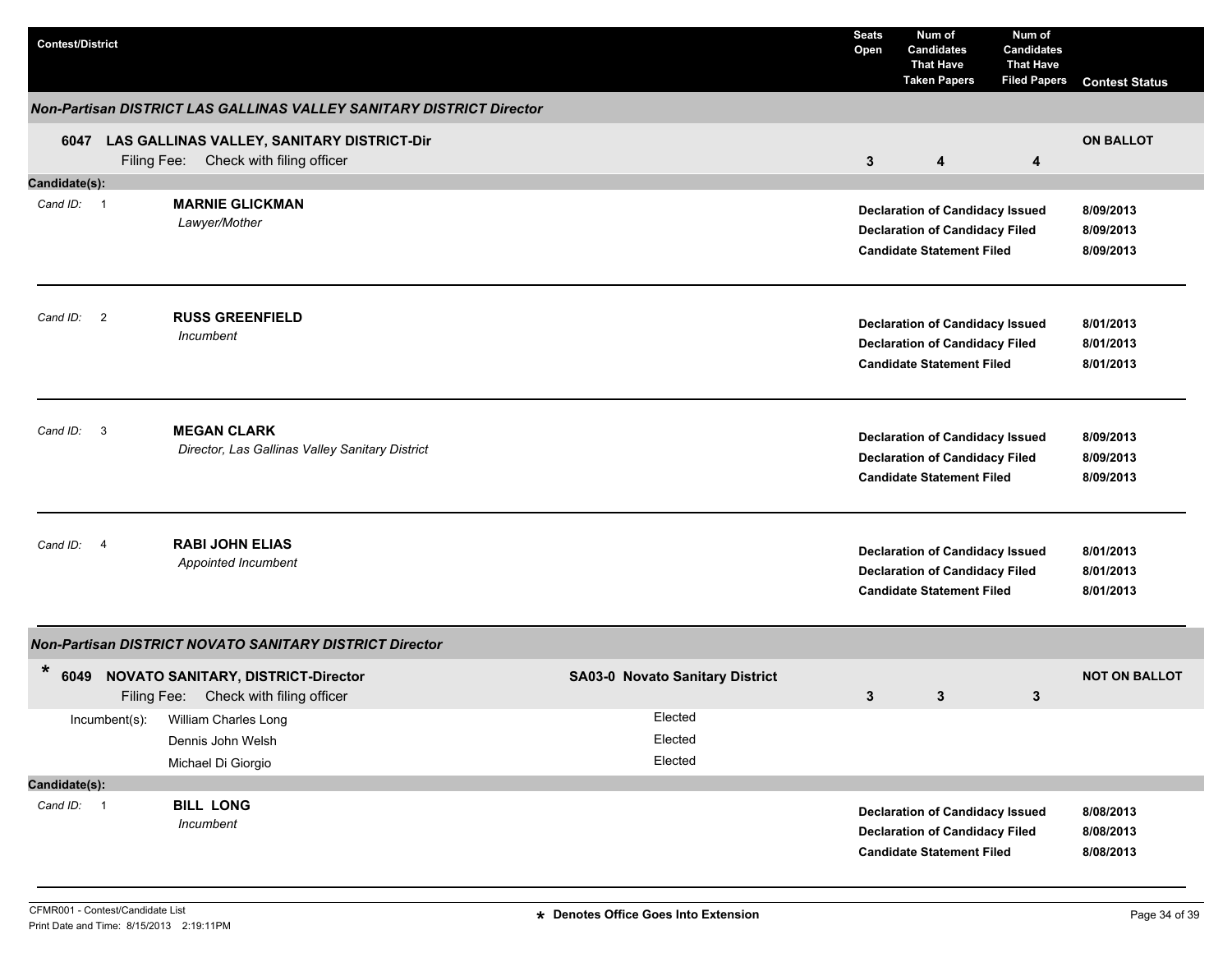| Contest/District | Seats Open | Num of Candidates That Have Taken Papers | Num of Candidates That Have Filed Papers | Contest Status |
|---|---|---|---|---|

### *Non-Partisan DISTRICT LAS GALLINAS VALLEY SANITARY DISTRICT Director*

**6047 LAS GALLINAS VALLEY, SANITARY DISTRICT-Dir**
Filing Fee: Check with filing officer

| Seats Open | Num of Candidates That Have Taken Papers | Num of Candidates That Have Filed Papers | Contest Status |
|---|---|---|---|
| 3 | 4 | 4 | ON BALLOT |

**Candidate(s):**

*Cand ID:* 1 — **MARNIE GLICKMAN**
*Lawyer/Mother*

| | |
|---|---|
| **Declaration of Candidacy Issued** | **8/09/2013** |
| **Declaration of Candidacy Filed** | **8/09/2013** |
| **Candidate Statement Filed** | **8/09/2013** |

*Cand ID:* 2 — **RUSS GREENFIELD**
*Incumbent*

| | |
|---|---|
| **Declaration of Candidacy Issued** | **8/01/2013** |
| **Declaration of Candidacy Filed** | **8/01/2013** |
| **Candidate Statement Filed** | **8/01/2013** |

*Cand ID:* 3 — **MEGAN CLARK**
*Director, Las Gallinas Valley Sanitary District*

| | |
|---|---|
| **Declaration of Candidacy Issued** | **8/09/2013** |
| **Declaration of Candidacy Filed** | **8/09/2013** |
| **Candidate Statement Filed** | **8/09/2013** |

*Cand ID:* 4 — **RABI JOHN ELIAS**
*Appointed Incumbent*

| | |
|---|---|
| **Declaration of Candidacy Issued** | **8/01/2013** |
| **Declaration of Candidacy Filed** | **8/01/2013** |
| **Candidate Statement Filed** | **8/01/2013** |

### *Non-Partisan DISTRICT NOVATO SANITARY DISTRICT Director*

**\* 6049 NOVATO SANITARY, DISTRICT-Director** — **SA03-0 Novato Sanitary District**
Filing Fee: Check with filing officer

| Seats Open | Num of Candidates That Have Taken Papers | Num of Candidates That Have Filed Papers | Contest Status |
|---|---|---|---|
| 3 | 3 | 3 | NOT ON BALLOT |

Incumbent(s):

| Name | Status |
|---|---|
| William Charles Long | Elected |
| Dennis John Welsh | Elected |
| Michael Di Giorgio | Elected |

**Candidate(s):**

*Cand ID:* 1 — **BILL LONG**
*Incumbent*

| | |
|---|---|
| **Declaration of Candidacy Issued** | **8/08/2013** |
| **Declaration of Candidacy Filed** | **8/08/2013** |
| **Candidate Statement Filed** | **8/08/2013** |

CFMR001 - Contest/Candidate List
Print Date and Time: 8/15/2013 2:19:11PM

**\* Denotes Office Goes Into Extension**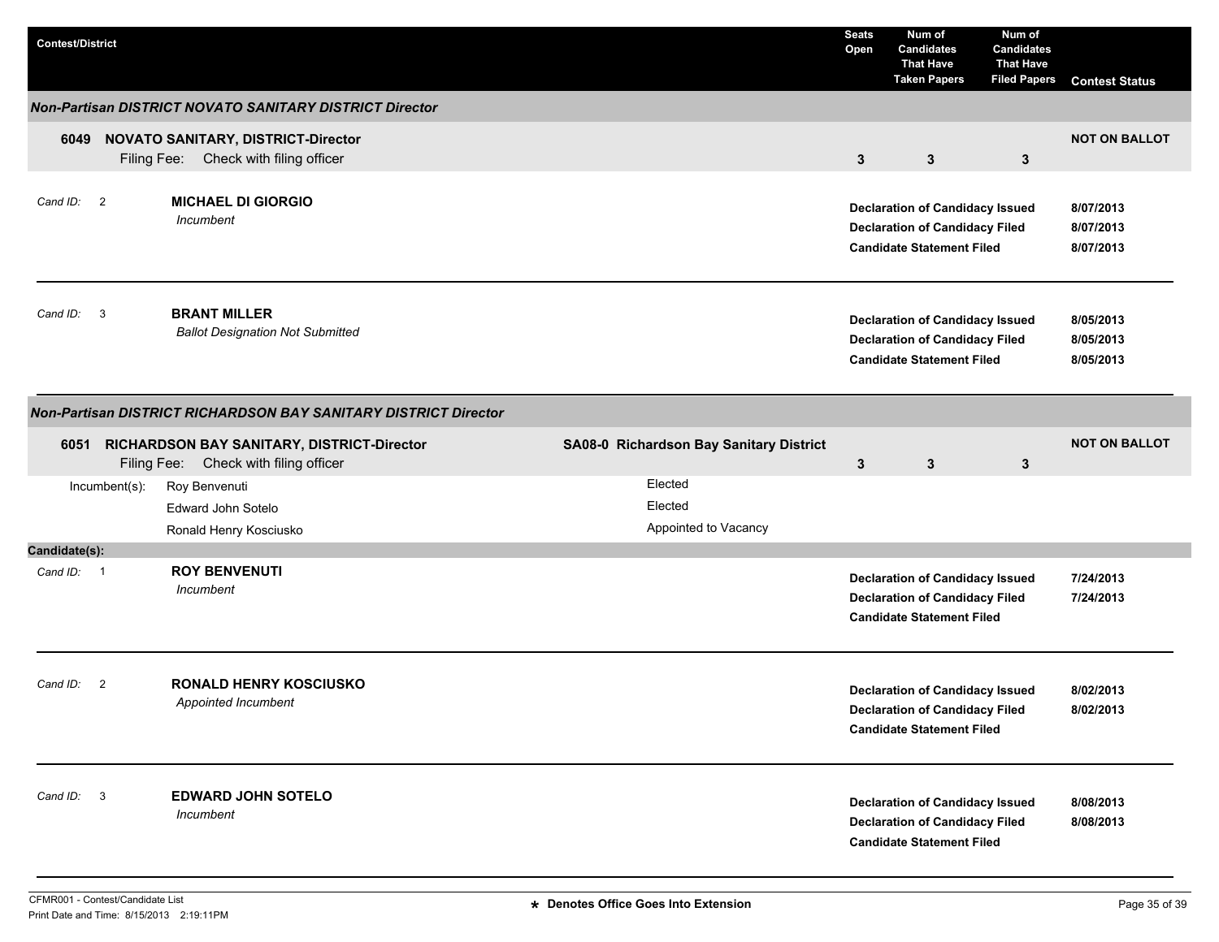| Contest/District | Seats Open | Num of Candidates That Have Taken Papers | Num of Candidates That Have Filed Papers | Contest Status |
|---|---|---|---|---|

## *Non-Partisan DISTRICT NOVATO SANITARY DISTRICT Director*

**6049 NOVATO SANITARY, DISTRICT-Director**
Filing Fee: Check with filing officer

| Seats Open | Num of Candidates That Have Taken Papers | Num of Candidates That Have Filed Papers | Contest Status |
|---|---|---|---|
| 3 | 3 | 3 | NOT ON BALLOT |

*Cand ID:* 2 — **MICHAEL DI GIORGIO**
*Incumbent*

| | |
|---|---|
| **Declaration of Candidacy Issued** | **8/07/2013** |
| **Declaration of Candidacy Filed** | **8/07/2013** |
| **Candidate Statement Filed** | **8/07/2013** |

*Cand ID:* 3 — **BRANT MILLER**
*Ballot Designation Not Submitted*

| | |
|---|---|
| **Declaration of Candidacy Issued** | **8/05/2013** |
| **Declaration of Candidacy Filed** | **8/05/2013** |
| **Candidate Statement Filed** | **8/05/2013** |

## *Non-Partisan DISTRICT RICHARDSON BAY SANITARY DISTRICT Director*

**6051 RICHARDSON BAY SANITARY, DISTRICT-Director** — **SA08-0 Richardson Bay Sanitary District**
Filing Fee: Check with filing officer

| Seats Open | Num of Candidates That Have Taken Papers | Num of Candidates That Have Filed Papers | Contest Status |
|---|---|---|---|
| 3 | 3 | 3 | NOT ON BALLOT |

| Incumbent(s): | |
|---|---|
| Roy Benvenuti | Elected |
| Edward John Sotelo | Elected |
| Ronald Henry Kosciusko | Appointed to Vacancy |

**Candidate(s):**

*Cand ID:* 1 — **ROY BENVENUTI**
*Incumbent*

| | |
|---|---|
| **Declaration of Candidacy Issued** | **7/24/2013** |
| **Declaration of Candidacy Filed** | **7/24/2013** |
| **Candidate Statement Filed** | |

*Cand ID:* 2 — **RONALD HENRY KOSCIUSKO**
*Appointed Incumbent*

| | |
|---|---|
| **Declaration of Candidacy Issued** | **8/02/2013** |
| **Declaration of Candidacy Filed** | **8/02/2013** |
| **Candidate Statement Filed** | |

*Cand ID:* 3 — **EDWARD JOHN SOTELO**
*Incumbent*

| | |
|---|---|
| **Declaration of Candidacy Issued** | **8/08/2013** |
| **Declaration of Candidacy Filed** | **8/08/2013** |
| **Candidate Statement Filed** | |

CFMR001 - Contest/Candidate List
Print Date and Time: 8/15/2013 2:19:11PM

**\* Denotes Office Goes Into Extension**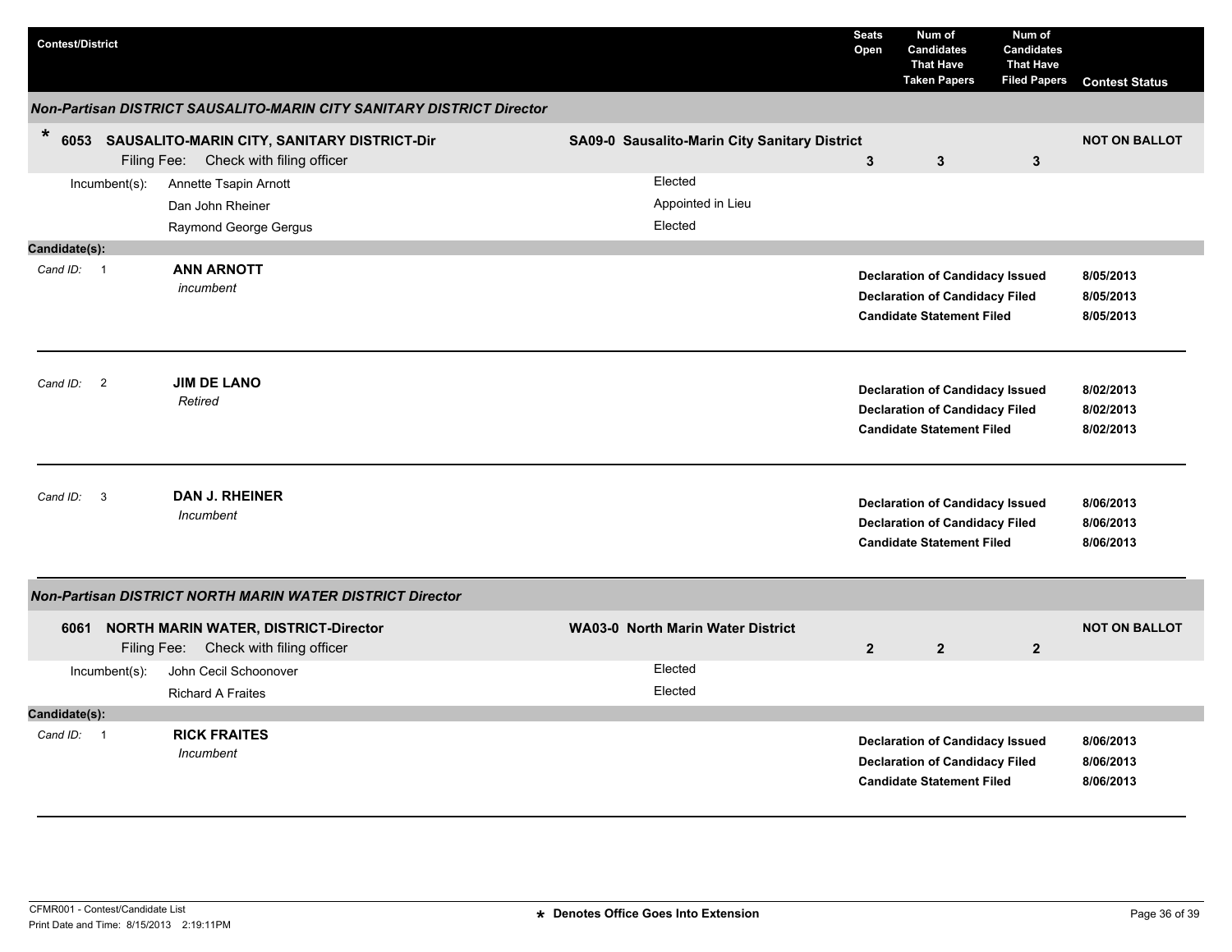| Contest/District | | Seats Open | Num of Candidates That Have Taken Papers | Num of Candidates That Have Filed Papers | Contest Status |
|---|---|---|---|---|---|

## *Non-Partisan DISTRICT SAUSALITO-MARIN CITY SANITARY DISTRICT Director*

| Contest/District | | Seats Open | Num of Candidates That Have Taken Papers | Num of Candidates That Have Filed Papers | Contest Status |
|---|---|---|---|---|---|
| * **6053 SAUSALITO-MARIN CITY, SANITARY DISTRICT-Dir** Filing Fee: Check with filing officer | **SA09-0 Sausalito-Marin City Sanitary District** | **3** | **3** | **3** | **NOT ON BALLOT** |

Incumbent(s):

| Name | Status |
|---|---|
| Annette Tsapin Arnott | Elected |
| Dan John Rheiner | Appointed in Lieu |
| Raymond George Gergus | Elected |

**Candidate(s):**

Cand ID: 1 — **ANN ARNOTT**
*incumbent*

| Action | Date |
|---|---|
| **Declaration of Candidacy Issued** | **8/05/2013** |
| **Declaration of Candidacy Filed** | **8/05/2013** |
| **Candidate Statement Filed** | **8/05/2013** |

---

Cand ID: 2 — **JIM DE LANO**
*Retired*

| Action | Date |
|---|---|
| **Declaration of Candidacy Issued** | **8/02/2013** |
| **Declaration of Candidacy Filed** | **8/02/2013** |
| **Candidate Statement Filed** | **8/02/2013** |

---

Cand ID: 3 — **DAN J. RHEINER**
*Incumbent*

| Action | Date |
|---|---|
| **Declaration of Candidacy Issued** | **8/06/2013** |
| **Declaration of Candidacy Filed** | **8/06/2013** |
| **Candidate Statement Filed** | **8/06/2013** |

---

## *Non-Partisan DISTRICT NORTH MARIN WATER DISTRICT Director*

| Contest/District | | Seats Open | Num of Candidates That Have Taken Papers | Num of Candidates That Have Filed Papers | Contest Status |
|---|---|---|---|---|---|
| **6061 NORTH MARIN WATER, DISTRICT-Director** Filing Fee: Check with filing officer | **WA03-0 North Marin Water District** | **2** | **2** | **2** | **NOT ON BALLOT** |

Incumbent(s):

| Name | Status |
|---|---|
| John Cecil Schoonover | Elected |
| Richard A Fraites | Elected |

**Candidate(s):**

Cand ID: 1 — **RICK FRAITES**
*Incumbent*

| Action | Date |
|---|---|
| **Declaration of Candidacy Issued** | **8/06/2013** |
| **Declaration of Candidacy Filed** | **8/06/2013** |
| **Candidate Statement Filed** | **8/06/2013** |

---

CFMR001 - Contest/Candidate List
Print Date and Time: 8/15/2013 2:19:11PM

**\* Denotes Office Goes Into Extension**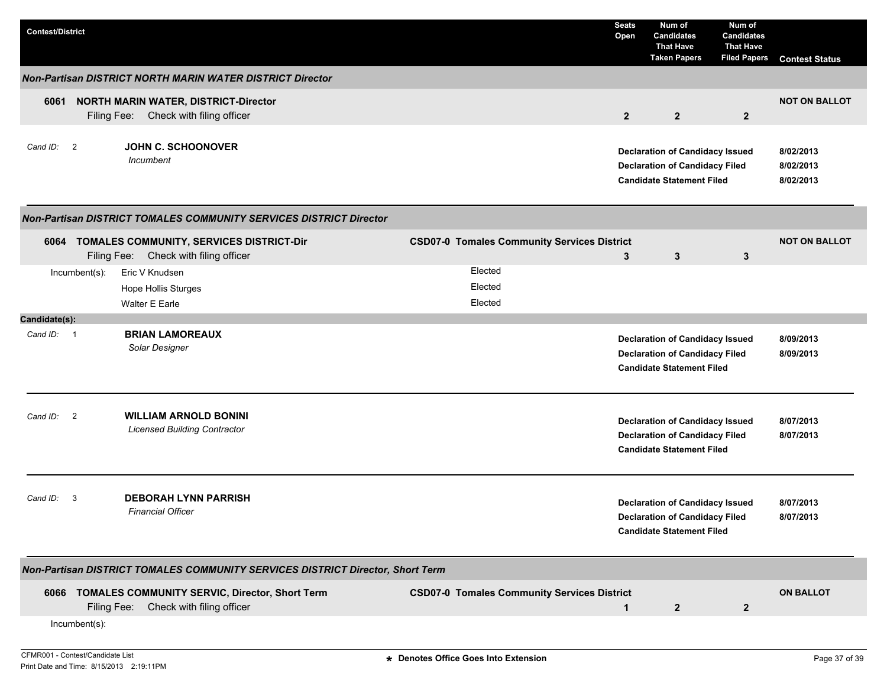| Contest/District | Seats Open | Num of Candidates That Have Taken Papers | Num of Candidates That Have Filed Papers | Contest Status |
|---|---|---|---|---|

### *Non-Partisan DISTRICT NORTH MARIN WATER DISTRICT Director*

**6061 NORTH MARIN WATER, DISTRICT-Director**
Filing Fee: Check with filing officer

| Seats Open | Num of Candidates That Have Taken Papers | Num of Candidates That Have Filed Papers | Contest Status |
|---|---|---|---|
| 2 | 2 | 2 | NOT ON BALLOT |

*Cand ID:* 2 **JOHN C. SCHOONOVER**
*Incumbent*

| | |
|---|---|
| **Declaration of Candidacy Issued** | **8/02/2013** |
| **Declaration of Candidacy Filed** | **8/02/2013** |
| **Candidate Statement Filed** | **8/02/2013** |

---

### *Non-Partisan DISTRICT TOMALES COMMUNITY SERVICES DISTRICT Director*

**6064 TOMALES COMMUNITY, SERVICES DISTRICT-Dir** — **CSD07-0 Tomales Community Services District**
Filing Fee: Check with filing officer

| Seats Open | Num of Candidates That Have Taken Papers | Num of Candidates That Have Filed Papers | Contest Status |
|---|---|---|---|
| 3 | 3 | 3 | NOT ON BALLOT |

Incumbent(s):

| Name | Status |
|---|---|
| Eric V Knudsen | Elected |
| Hope Hollis Sturges | Elected |
| Walter E Earle | Elected |

**Candidate(s):**

*Cand ID:* 1 **BRIAN LAMOREAUX**
*Solar Designer*

| | |
|---|---|
| **Declaration of Candidacy Issued** | **8/09/2013** |
| **Declaration of Candidacy Filed** | **8/09/2013** |
| **Candidate Statement Filed** | |

---

*Cand ID:* 2 **WILLIAM ARNOLD BONINI**
*Licensed Building Contractor*

| | |
|---|---|
| **Declaration of Candidacy Issued** | **8/07/2013** |
| **Declaration of Candidacy Filed** | **8/07/2013** |
| **Candidate Statement Filed** | |

---

*Cand ID:* 3 **DEBORAH LYNN PARRISH**
*Financial Officer*

| | |
|---|---|
| **Declaration of Candidacy Issued** | **8/07/2013** |
| **Declaration of Candidacy Filed** | **8/07/2013** |
| **Candidate Statement Filed** | |

---

### *Non-Partisan DISTRICT TOMALES COMMUNITY SERVICES DISTRICT Director, Short Term*

**6066 TOMALES COMMUNITY SERVIC, Director, Short Term** — **CSD07-0 Tomales Community Services District**
Filing Fee: Check with filing officer

| Seats Open | Num of Candidates That Have Taken Papers | Num of Candidates That Have Filed Papers | Contest Status |
|---|---|---|---|
| 1 | 2 | 2 | ON BALLOT |

Incumbent(s):

CFMR001 - Contest/Candidate List
Print Date and Time: 8/15/2013 2:19:11PM

★ Denotes Office Goes Into Extension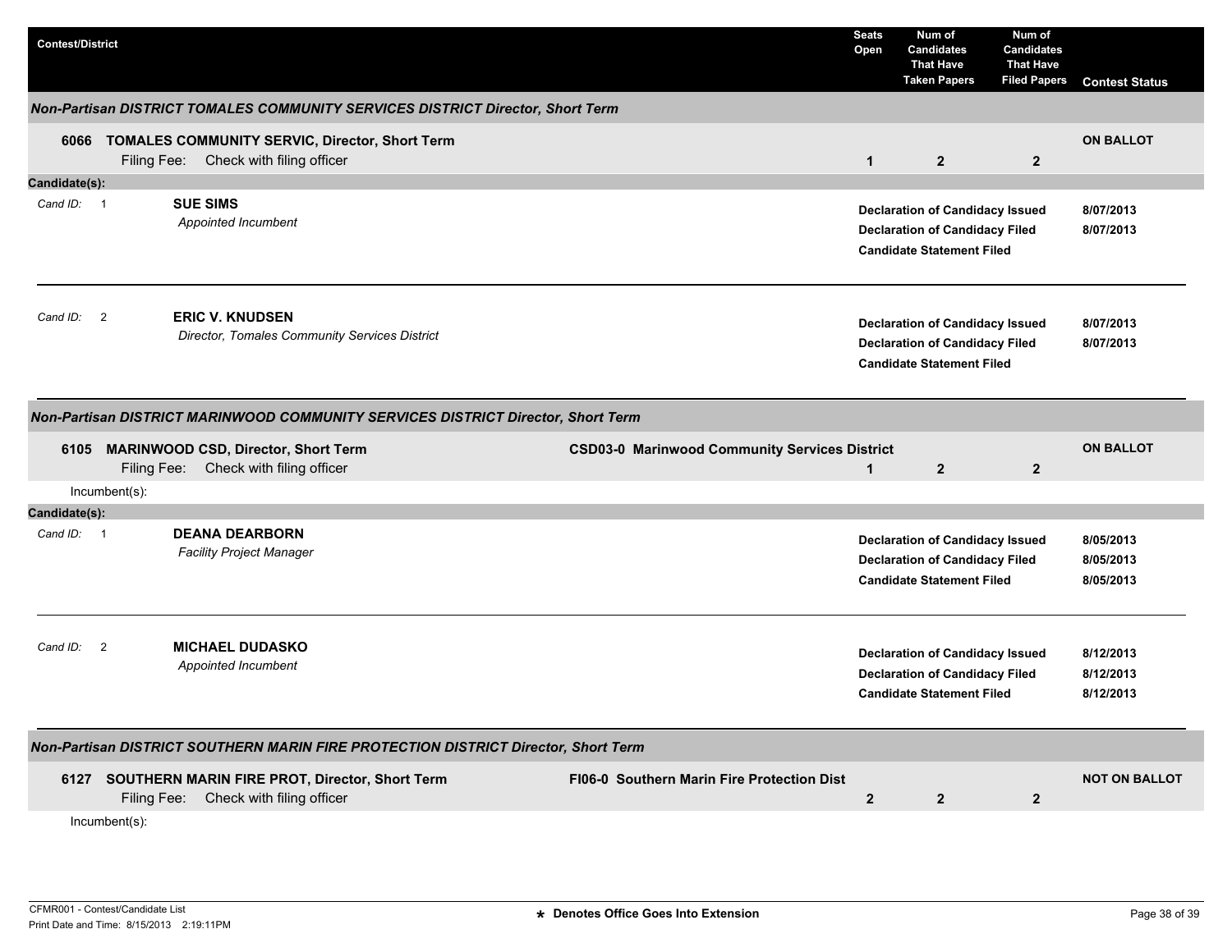| Contest/District | | Seats Open | Num of Candidates That Have Taken Papers | Num of Candidates That Have Filed Papers | Contest Status |
|---|---|---|---|---|---|

### *Non-Partisan DISTRICT TOMALES COMMUNITY SERVICES DISTRICT Director, Short Term*

| | | Seats Open | Taken Papers | Filed Papers | Contest Status |
|---|---|---|---|---|---|
| **6066 TOMALES COMMUNITY SERVIC, Director, Short Term** Filing Fee: Check with filing officer | | **1** | **2** | **2** | **ON BALLOT** |

**Candidate(s):**

| Cand ID | Candidate | Status | Date |
|---|---|---|---|
| 1 | **SUE SIMS** *Appointed Incumbent* | **Declaration of Candidacy Issued** | **8/07/2013** |
| | | **Declaration of Candidacy Filed** | **8/07/2013** |
| | | **Candidate Statement Filed** | |
| 2 | **ERIC V. KNUDSEN** *Director, Tomales Community Services District* | **Declaration of Candidacy Issued** | **8/07/2013** |
| | | **Declaration of Candidacy Filed** | **8/07/2013** |
| | | **Candidate Statement Filed** | |

### *Non-Partisan DISTRICT MARINWOOD COMMUNITY SERVICES DISTRICT Director, Short Term*

| | | Seats Open | Taken Papers | Filed Papers | Contest Status |
|---|---|---|---|---|---|
| **6105 MARINWOOD CSD, Director, Short Term** Filing Fee: Check with filing officer | **CSD03-0 Marinwood Community Services District** | **1** | **2** | **2** | **ON BALLOT** |

Incumbent(s):

**Candidate(s):**

| Cand ID | Candidate | Status | Date |
|---|---|---|---|
| 1 | **DEANA DEARBORN** *Facility Project Manager* | **Declaration of Candidacy Issued** | **8/05/2013** |
| | | **Declaration of Candidacy Filed** | **8/05/2013** |
| | | **Candidate Statement Filed** | **8/05/2013** |
| 2 | **MICHAEL DUDASKO** *Appointed Incumbent* | **Declaration of Candidacy Issued** | **8/12/2013** |
| | | **Declaration of Candidacy Filed** | **8/12/2013** |
| | | **Candidate Statement Filed** | **8/12/2013** |

### *Non-Partisan DISTRICT SOUTHERN MARIN FIRE PROTECTION DISTRICT Director, Short Term*

| | | Seats Open | Taken Papers | Filed Papers | Contest Status |
|---|---|---|---|---|---|
| **6127 SOUTHERN MARIN FIRE PROT, Director, Short Term** Filing Fee: Check with filing officer | **FI06-0 Southern Marin Fire Protection Dist** | **2** | **2** | **2** | **NOT ON BALLOT** |

Incumbent(s):

CFMR001 - Contest/Candidate List
Print Date and Time: 8/15/2013 2:19:11PM

**\* Denotes Office Goes Into Extension**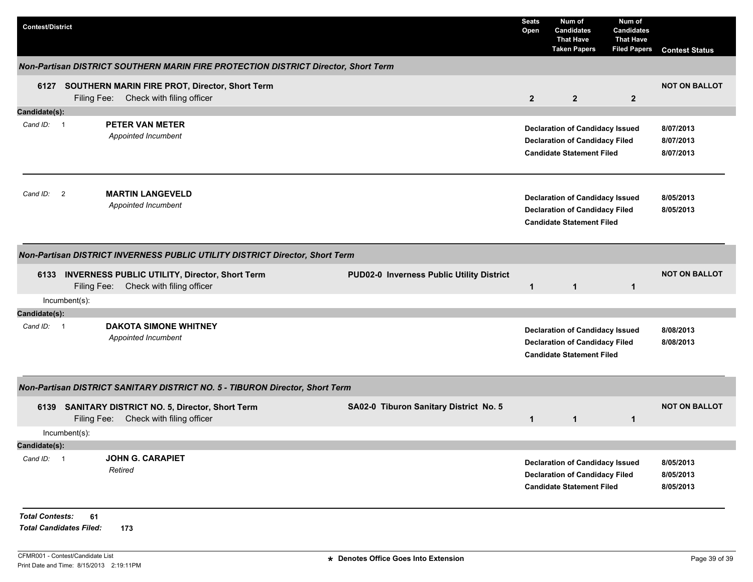| Contest/District | | Seats Open | Num of Candidates That Have Taken Papers | Num of Candidates That Have Filed Papers | Contest Status |
|---|---|---|---|---|---|

### *Non-Partisan DISTRICT SOUTHERN MARIN FIRE PROTECTION DISTRICT Director, Short Term*

| Contest/District | | Seats Open | Num of Candidates That Have Taken Papers | Num of Candidates That Have Filed Papers | Contest Status |
|---|---|---|---|---|---|
| **6127 SOUTHERN MARIN FIRE PROT, Director, Short Term**<br>Filing Fee: Check with filing officer | | **2** | **2** | **2** | **NOT ON BALLOT** |

**Candidate(s):**

| Cand ID | Candidate | Status | Date |
|---|---|---|---|
| 1 | **PETER VAN METER**<br>*Appointed Incumbent* | **Declaration of Candidacy Issued** | **8/07/2013** |
| | | **Declaration of Candidacy Filed** | **8/07/2013** |
| | | **Candidate Statement Filed** | **8/07/2013** |
| 2 | **MARTIN LANGEVELD**<br>*Appointed Incumbent* | **Declaration of Candidacy Issued** | **8/05/2013** |
| | | **Declaration of Candidacy Filed** | **8/05/2013** |
| | | **Candidate Statement Filed** | |

### *Non-Partisan DISTRICT INVERNESS PUBLIC UTILITY DISTRICT Director, Short Term*

| Contest/District | | Seats Open | Num of Candidates That Have Taken Papers | Num of Candidates That Have Filed Papers | Contest Status |
|---|---|---|---|---|---|
| **6133 INVERNESS PUBLIC UTILITY, Director, Short Term**<br>Filing Fee: Check with filing officer | **PUD02-0 Inverness Public Utility District** | **1** | **1** | **1** | **NOT ON BALLOT** |

Incumbent(s):

**Candidate(s):**

| Cand ID | Candidate | Status | Date |
|---|---|---|---|
| 1 | **DAKOTA SIMONE WHITNEY**<br>*Appointed Incumbent* | **Declaration of Candidacy Issued** | **8/08/2013** |
| | | **Declaration of Candidacy Filed** | **8/08/2013** |
| | | **Candidate Statement Filed** | |

### *Non-Partisan DISTRICT SANITARY DISTRICT NO. 5 - TIBURON Director, Short Term*

| Contest/District | | Seats Open | Num of Candidates That Have Taken Papers | Num of Candidates That Have Filed Papers | Contest Status |
|---|---|---|---|---|---|
| **6139 SANITARY DISTRICT NO. 5, Director, Short Term**<br>Filing Fee: Check with filing officer | **SA02-0 Tiburon Sanitary District No. 5** | **1** | **1** | **1** | **NOT ON BALLOT** |

Incumbent(s):

**Candidate(s):**

| Cand ID | Candidate | Status | Date |
|---|---|---|---|
| 1 | **JOHN G. CARAPIET**<br>*Retired* | **Declaration of Candidacy Issued** | **8/05/2013** |
| | | **Declaration of Candidacy Filed** | **8/05/2013** |
| | | **Candidate Statement Filed** | **8/05/2013** |

***Total Contests:*** **61**

***Total Candidates Filed:*** **173**

CFMR001 - Contest/Candidate List

Print Date and Time: 8/15/2013 2:19:11PM

**\* Denotes Office Goes Into Extension**